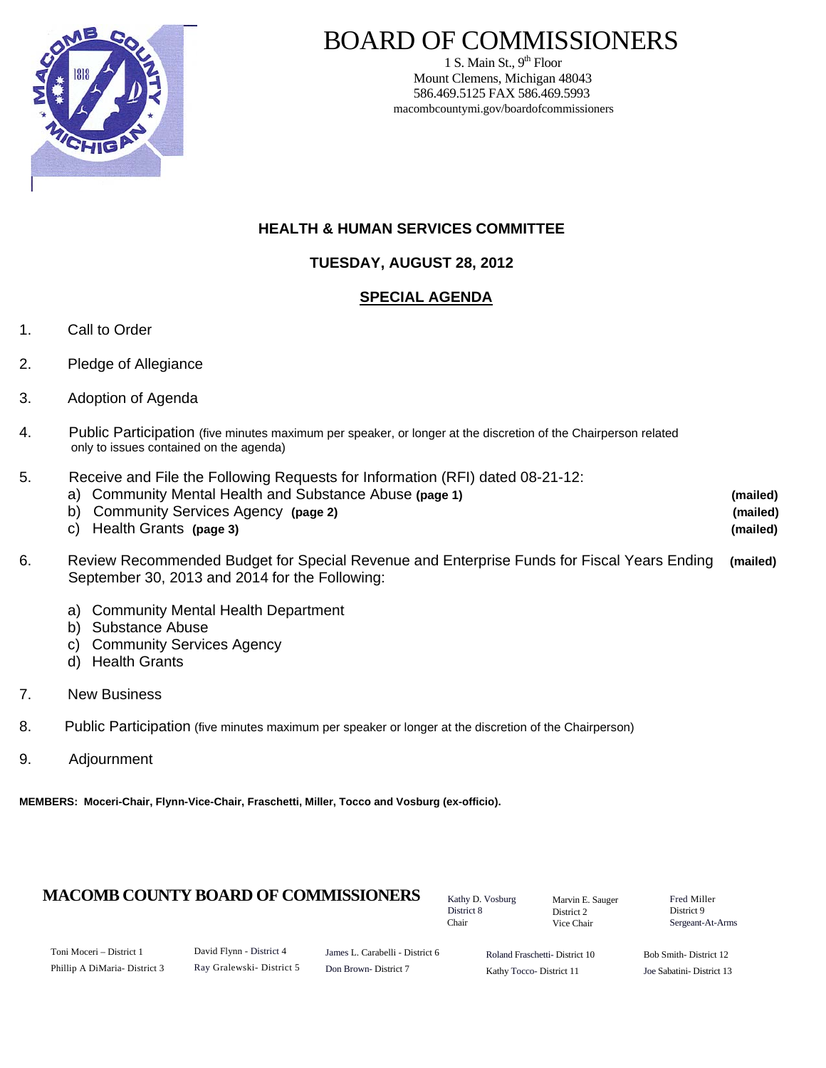# BOARD OF COMMISSIONERS

1 S. Main St., 9th Floor
Mount Clemens, Michigan 48043
586.469.5125 FAX 586.469.5993
macombcountymi.gov/boardofcommissioners

## HEALTH & HUMAN SERVICES COMMITTEE

## TUESDAY, AUGUST 28, 2012

## SPECIAL AGENDA

1. Call to Order

2. Pledge of Allegiance

3. Adoption of Agenda

4. Public Participation (five minutes maximum per speaker, or longer at the discretion of the Chairperson related only to issues contained on the agenda)

5. Receive and File the Following Requests for Information (RFI) dated 08-21-12:
   a) Community Mental Health and Substance Abuse **(page 1)** **(mailed)**
   b) Community Services Agency **(page 2)** **(mailed)**
   c) Health Grants **(page 3)** **(mailed)**

6. Review Recommended Budget for Special Revenue and Enterprise Funds for Fiscal Years Ending September 30, 2013 and 2014 for the Following: **(mailed)**

   a) Community Mental Health Department
   b) Substance Abuse
   c) Community Services Agency
   d) Health Grants

7. New Business

8. Public Participation (five minutes maximum per speaker or longer at the discretion of the Chairperson)

9. Adjournment

**MEMBERS: Moceri-Chair, Flynn-Vice-Chair, Fraschetti, Miller, Tocco and Vosburg (ex-officio).**

**MACOMB COUNTY BOARD OF COMMISSIONERS**

Kathy D. Vosburg, District 8, Chair
Marvin E. Sauger, District 2, Vice Chair
Fred Miller, District 9, Sergeant-At-Arms

Toni Moceri – District 1
Phillip A DiMaria- District 3
David Flynn - District 4
Ray Gralewski- District 5
James L. Carabelli - District 6
Don Brown- District 7
Roland Fraschetti- District 10
Kathy Tocco- District 11
Bob Smith- District 12
Joe Sabatini- District 13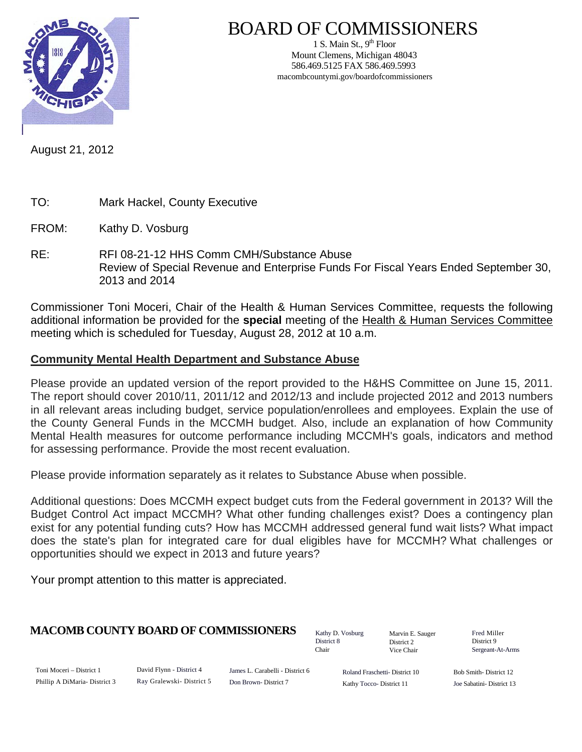# BOARD OF COMMISSIONERS

1 S. Main St., 9th Floor
Mount Clemens, Michigan 48043
586.469.5125 FAX 586.469.5993
macombcountymi.gov/boardofcommissioners

August 21, 2012

TO: Mark Hackel, County Executive

FROM: Kathy D. Vosburg

RE: RFI 08-21-12 HHS Comm CMH/Substance Abuse
Review of Special Revenue and Enterprise Funds For Fiscal Years Ended September 30, 2013 and 2014

Commissioner Toni Moceri, Chair of the Health & Human Services Committee, requests the following additional information be provided for the **special** meeting of the Health & Human Services Committee meeting which is scheduled for Tuesday, August 28, 2012 at 10 a.m.

## Community Mental Health Department and Substance Abuse

Please provide an updated version of the report provided to the H&HS Committee on June 15, 2011. The report should cover 2010/11, 2011/12 and 2012/13 and include projected 2012 and 2013 numbers in all relevant areas including budget, service population/enrollees and employees. Explain the use of the County General Funds in the MCCMH budget. Also, include an explanation of how Community Mental Health measures for outcome performance including MCCMH's goals, indicators and method for assessing performance. Provide the most recent evaluation.

Please provide information separately as it relates to Substance Abuse when possible.

Additional questions: Does MCCMH expect budget cuts from the Federal government in 2013? Will the Budget Control Act impact MCCMH? What other funding challenges exist? Does a contingency plan exist for any potential funding cuts? How has MCCMH addressed general fund wait lists? What impact does the state's plan for integrated care for dual eligibles have for MCCMH? What challenges or opportunities should we expect in 2013 and future years?

Your prompt attention to this matter is appreciated.

**MACOMB COUNTY BOARD OF COMMISSIONERS**

Kathy D. Vosburg, District 8, Chair
Marvin E. Sauger, District 2, Vice Chair
Fred Miller, District 9, Sergeant-At-Arms

Toni Moceri – District 1
Phillip A DiMaria - District 3
David Flynn - District 4
Ray Gralewski - District 5
James L. Carabelli - District 6
Don Brown - District 7
Roland Fraschetti - District 10
Kathy Tocco - District 11
Bob Smith - District 12
Joe Sabatini - District 13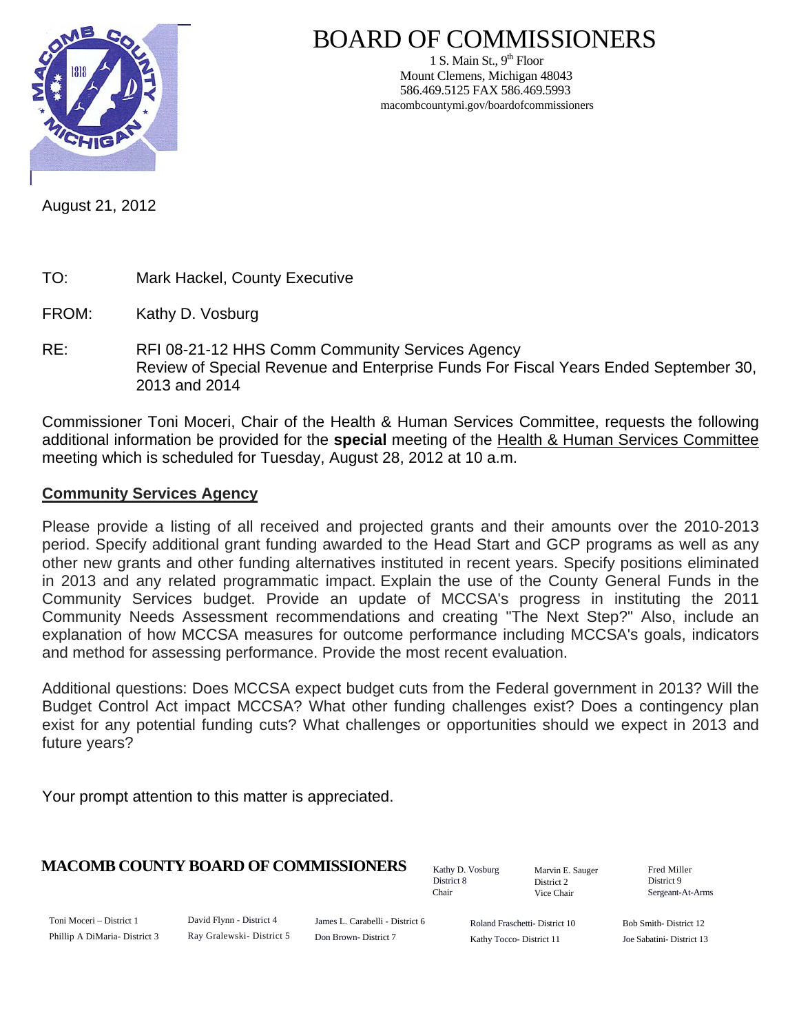# BOARD OF COMMISSIONERS

1 S. Main St., 9th Floor
Mount Clemens, Michigan 48043
586.469.5125 FAX 586.469.5993
macombcountymi.gov/boardofcommissioners

August 21, 2012

TO: Mark Hackel, County Executive

FROM: Kathy D. Vosburg

RE: RFI 08-21-12 HHS Comm Community Services Agency
Review of Special Revenue and Enterprise Funds For Fiscal Years Ended September 30, 2013 and 2014

Commissioner Toni Moceri, Chair of the Health & Human Services Committee, requests the following additional information be provided for the **special** meeting of the Health & Human Services Committee meeting which is scheduled for Tuesday, August 28, 2012 at 10 a.m.

## Community Services Agency

Please provide a listing of all received and projected grants and their amounts over the 2010-2013 period. Specify additional grant funding awarded to the Head Start and GCP programs as well as any other new grants and other funding alternatives instituted in recent years. Specify positions eliminated in 2013 and any related programmatic impact. Explain the use of the County General Funds in the Community Services budget. Provide an update of MCCSA's progress in instituting the 2011 Community Needs Assessment recommendations and creating "The Next Step?" Also, include an explanation of how MCCSA measures for outcome performance including MCCSA's goals, indicators and method for assessing performance. Provide the most recent evaluation.

Additional questions: Does MCCSA expect budget cuts from the Federal government in 2013? Will the Budget Control Act impact MCCSA? What other funding challenges exist? Does a contingency plan exist for any potential funding cuts? What challenges or opportunities should we expect in 2013 and future years?

Your prompt attention to this matter is appreciated.

**MACOMB COUNTY BOARD OF COMMISSIONERS**

Kathy D. Vosburg, District 8, Chair
Marvin E. Sauger, District 2, Vice Chair
Fred Miller, District 9, Sergeant-At-Arms

Toni Moceri – District 1
Phillip A DiMaria- District 3
David Flynn - District 4
Ray Gralewski- District 5
James L. Carabelli - District 6
Don Brown- District 7
Roland Fraschetti- District 10
Kathy Tocco- District 11
Bob Smith- District 12
Joe Sabatini- District 13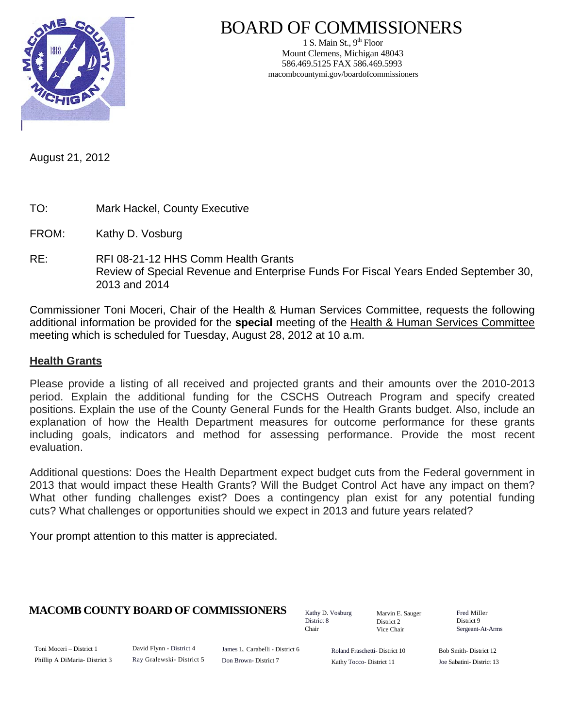# BOARD OF COMMISSIONERS

1 S. Main St., 9th Floor
Mount Clemens, Michigan 48043
586.469.5125 FAX 586.469.5993
macombcountymi.gov/boardofcommissioners

August 21, 2012

TO: Mark Hackel, County Executive

FROM: Kathy D. Vosburg

RE: RFI 08-21-12 HHS Comm Health Grants
Review of Special Revenue and Enterprise Funds For Fiscal Years Ended September 30, 2013 and 2014

Commissioner Toni Moceri, Chair of the Health & Human Services Committee, requests the following additional information be provided for the **special** meeting of the Health & Human Services Committee meeting which is scheduled for Tuesday, August 28, 2012 at 10 a.m.

## Health Grants

Please provide a listing of all received and projected grants and their amounts over the 2010-2013 period. Explain the additional funding for the CSCHS Outreach Program and specify created positions. Explain the use of the County General Funds for the Health Grants budget. Also, include an explanation of how the Health Department measures for outcome performance for these grants including goals, indicators and method for assessing performance. Provide the most recent evaluation.

Additional questions: Does the Health Department expect budget cuts from the Federal government in 2013 that would impact these Health Grants? Will the Budget Control Act have any impact on them? What other funding challenges exist? Does a contingency plan exist for any potential funding cuts? What challenges or opportunities should we expect in 2013 and future years related?

Your prompt attention to this matter is appreciated.

**MACOMB COUNTY BOARD OF COMMISSIONERS**

Kathy D. Vosburg, District 8, Chair
Marvin E. Sauger, District 2, Vice Chair
Fred Miller, District 9, Sergeant-At-Arms

Toni Moceri – District 1
Phillip A DiMaria- District 3
David Flynn - District 4
Ray Gralewski- District 5
James L. Carabelli - District 6
Don Brown- District 7
Roland Fraschetti- District 10
Kathy Tocco- District 11
Bob Smith- District 12
Joe Sabatini- District 13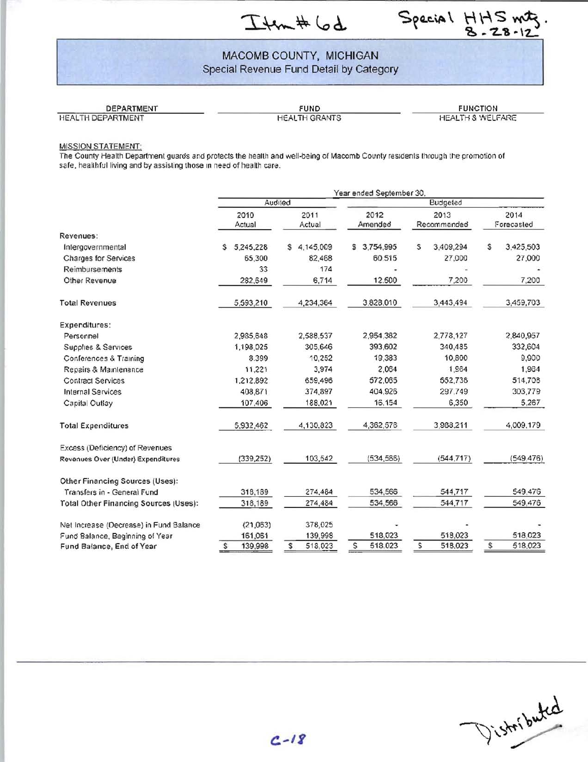Item # 6d Special HHS mtg. 8-28-12

# MACOMB COUNTY, MICHIGAN

## Special Revenue Fund Detail by Category

| DEPARTMENT | FUND | FUNCTION |
|---|---|---|
| HEALTH DEPARTMENT | HEALTH GRANTS | HEALTH & WELFARE |

MISSION STATEMENT:
The County Health Department guards and protects the health and well-being of Macomb County residents through the promotion of safe, healthful living and by assisting those in need of health care.

| | Year ended September 30, | | | | |
|---|---|---|---|---|---|
| | Audited | | Budgeted | | |
| | 2010 Actual | 2011 Actual | 2012 Amended | 2013 Recommended | 2014 Forecasted |
| **Revenues:** | | | | | |
| Intergovernmental | $ 5,245,228 | $ 4,145,009 | $ 3,754,995 | $ 3,409,294 | $ 3,425,503 |
| Charges for Services | 65,300 | 82,468 | 60,515 | 27,000 | 27,000 |
| Reimbursements | 33 | 174 | - | - | - |
| Other Revenue | 282,649 | 6,714 | 12,500 | 7,200 | 7,200 |
| **Total Revenues** | 5,593,210 | 4,234,364 | 3,828,010 | 3,443,494 | 3,459,703 |
| **Expenditures:** | | | | | |
| Personnel | 2,985,848 | 2,588,537 | 2,954,382 | 2,778,127 | 2,840,957 |
| Supplies & Services | 1,198,025 | 305,646 | 393,602 | 340,485 | 332,604 |
| Conferences & Training | 8,399 | 10,252 | 19,383 | 10,800 | 9,900 |
| Repairs & Maintenance | 11,221 | 3,974 | 2,064 | 1,964 | 1,964 |
| Contract Services | 1,212,892 | 659,496 | 572,065 | 552,736 | 514,708 |
| Internal Services | 408,871 | 374,897 | 404,926 | 297,749 | 303,779 |
| Capital Outlay | 107,406 | 188,021 | 16,154 | 6,350 | 5,267 |
| **Total Expenditures** | 5,932,462 | 4,130,823 | 4,362,576 | 3,988,211 | 4,009,179 |
| Excess (Deficiency) of Revenues Revenues Over (Under) Expenditures | (339,252) | 103,542 | (534,566) | (544,717) | (549,476) |
| **Other Financing Sources (Uses):** | | | | | |
| Transfers in - General Fund | 318,189 | 274,484 | 534,566 | 544,717 | 549,476 |
| Total Other Financing Sources (Uses): | 318,189 | 274,484 | 534,566 | 544,717 | 549,476 |
| Net Increase (Decrease) in Fund Balance | (21,063) | 378,025 | - | - | - |
| Fund Balance, Beginning of Year | 161,061 | 139,998 | 518,023 | 518,023 | 518,023 |
| Fund Balance, End of Year | $ 139,998 | $ 518,023 | $ 518,023 | $ 518,023 | $ 518,023 |

C-18

Distributed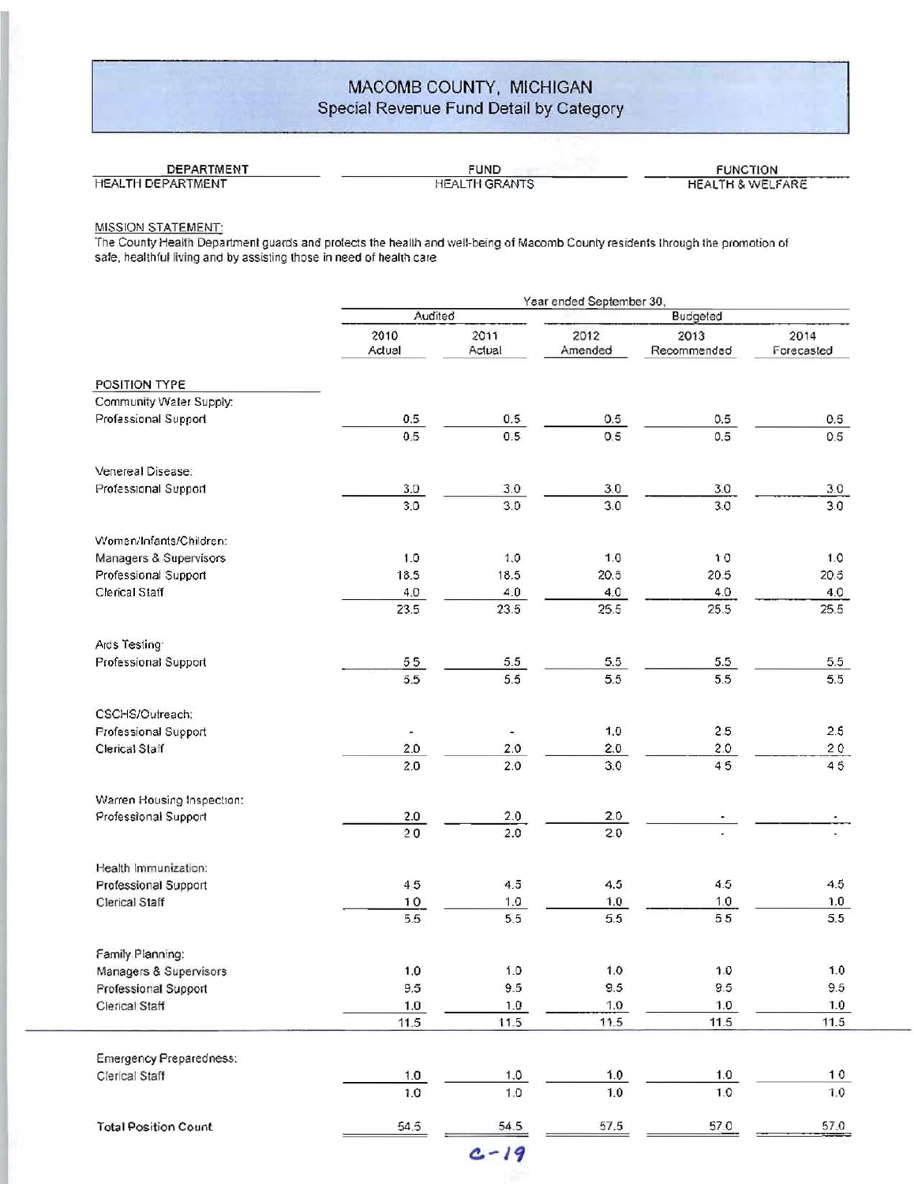# MACOMB COUNTY, MICHIGAN

## Special Revenue Fund Detail by Category

| DEPARTMENT | FUND | FUNCTION |
|---|---|---|
| HEALTH DEPARTMENT | HEALTH GRANTS | HEALTH & WELFARE |

MISSION STATEMENT:
The County Health Department guards and protects the health and well-being of Macomb County residents through the promotion of safe, healthful living and by assisting those in need of health care

| | Year ended September 30, | | | | |
|---|---|---|---|---|---|
| | Audited | | Budgeted | | |
| | 2010 Actual | 2011 Actual | 2012 Amended | 2013 Recommended | 2014 Forecasted |
| **POSITION TYPE** | | | | | |
| Community Water Supply: | | | | | |
| Professional Support | 0.5 | 0.5 | 0.5 | 0.5 | 0.5 |
| | 0.5 | 0.5 | 0.5 | 0.5 | 0.5 |
| Venereal Disease: | | | | | |
| Professional Support | 3.0 | 3.0 | 3.0 | 3.0 | 3.0 |
| | 3.0 | 3.0 | 3.0 | 3.0 | 3.0 |
| Women/Infants/Children: | | | | | |
| Managers & Supervisors | 1.0 | 1.0 | 1.0 | 1.0 | 1.0 |
| Professional Support | 18.5 | 18.5 | 20.5 | 20.5 | 20.5 |
| Clerical Staff | 4.0 | 4.0 | 4.0 | 4.0 | 4.0 |
| | 23.5 | 23.5 | 25.5 | 25.5 | 25.5 |
| Aids Testing: | | | | | |
| Professional Support | 5.5 | 5.5 | 5.5 | 5.5 | 5.5 |
| | 5.5 | 5.5 | 5.5 | 5.5 | 5.5 |
| CSCHS/Outreach: | | | | | |
| Professional Support | - | - | 1.0 | 2.5 | 2.5 |
| Clerical Staff | 2.0 | 2.0 | 2.0 | 2.0 | 2.0 |
| | 2.0 | 2.0 | 3.0 | 4.5 | 4.5 |
| Warren Housing Inspection: | | | | | |
| Professional Support | 2.0 | 2.0 | 2.0 | - | - |
| | 2.0 | 2.0 | 2.0 | - | - |
| Health Immunization: | | | | | |
| Professional Support | 4.5 | 4.5 | 4.5 | 4.5 | 4.5 |
| Clerical Staff | 1.0 | 1.0 | 1.0 | 1.0 | 1.0 |
| | 5.5 | 5.5 | 5.5 | 5.5 | 5.5 |
| Family Planning: | | | | | |
| Managers & Supervisors | 1.0 | 1.0 | 1.0 | 1.0 | 1.0 |
| Professional Support | 9.5 | 9.5 | 9.5 | 9.5 | 9.5 |
| Clerical Staff | 1.0 | 1.0 | 1.0 | 1.0 | 1.0 |
| | 11.5 | 11.5 | 11.5 | 11.5 | 11.5 |
| Emergency Preparedness: | | | | | |
| Clerical Staff | 1.0 | 1.0 | 1.0 | 1.0 | 1.0 |
| | 1.0 | 1.0 | 1.0 | 1.0 | 1.0 |
| **Total Position Count** | 54.5 | 54.5 | 57.5 | 57.0 | 57.0 |

C-19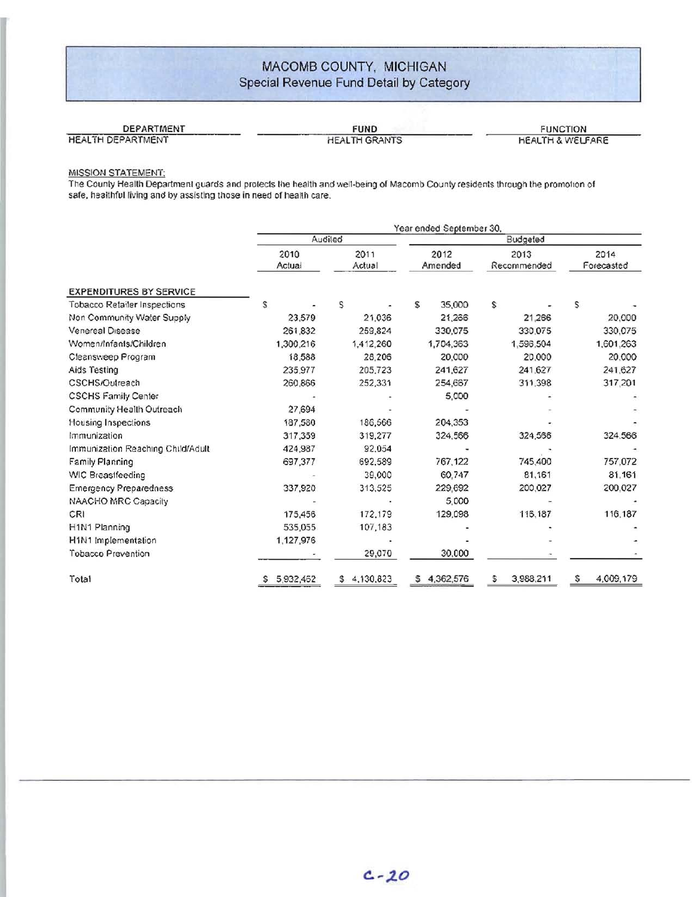# MACOMB COUNTY, MICHIGAN
## Special Revenue Fund Detail by Category

| DEPARTMENT | FUND | FUNCTION |
|---|---|---|
| HEALTH DEPARTMENT | HEALTH GRANTS | HEALTH & WELFARE |

MISSION STATEMENT:
The County Health Department guards and protects the health and well-being of Macomb County residents through the promotion of safe, healthful living and by assisting those in need of health care.

| | Year ended September 30, | | | | |
|---|---|---|---|---|---|
| | Audited | | Budgeted | | |
| | 2010 Actual | 2011 Actual | 2012 Amended | 2013 Recommended | 2014 Forecasted |
| **EXPENDITURES BY SERVICE** | | | | | |
| Tobacco Retailer Inspections | $ - | $ - | $ 35,000 | $ - | $ - |
| Non Community Water Supply | 23,579 | 21,036 | 21,266 | 21,266 | 20,000 |
| Venereal Disease | 261,832 | 259,824 | 330,075 | 330,075 | 330,075 |
| Women/Infants/Children | 1,300,216 | 1,412,260 | 1,704,363 | 1,596,504 | 1,601,263 |
| Cleansweep Program | 18,588 | 28,206 | 20,000 | 20,000 | 20,000 |
| Aids Testing | 235,977 | 205,723 | 241,627 | 241,627 | 241,627 |
| CSCHS/Outreach | 260,866 | 252,331 | 254,667 | 311,398 | 317,201 |
| CSCHS Family Center | - | - | 5,000 | - | - |
| Community Health Outreach | 27,694 | - | - | - | - |
| Housing Inspections | 187,580 | 186,566 | 204,353 | - | - |
| Immunization | 317,359 | 319,277 | 324,566 | 324,566 | 324,566 |
| Immunization Reaching Child/Adult | 424,987 | 92,054 | - | - | - |
| Family Planning | 697,377 | 692,589 | 767,122 | 745,400 | 757,072 |
| WIC Breastfeeding | - | 39,000 | 60,747 | 81,161 | 81,161 |
| Emergency Preparedness | 337,920 | 313,525 | 229,692 | 200,027 | 200,027 |
| NAACHO MRC Capacity | - | - | 5,000 | - | - |
| CRI | 175,456 | 172,179 | 129,098 | 116,187 | 116,187 |
| H1N1 Planning | 535,055 | 107,183 | - | - | - |
| H1N1 Implementation | 1,127,976 | - | - | - | - |
| Tobacco Prevention | - | 29,070 | 30,000 | - | - |
| Total | $ 5,932,462 | $ 4,130,823 | $ 4,362,576 | $ 3,988,211 | $ 4,009,179 |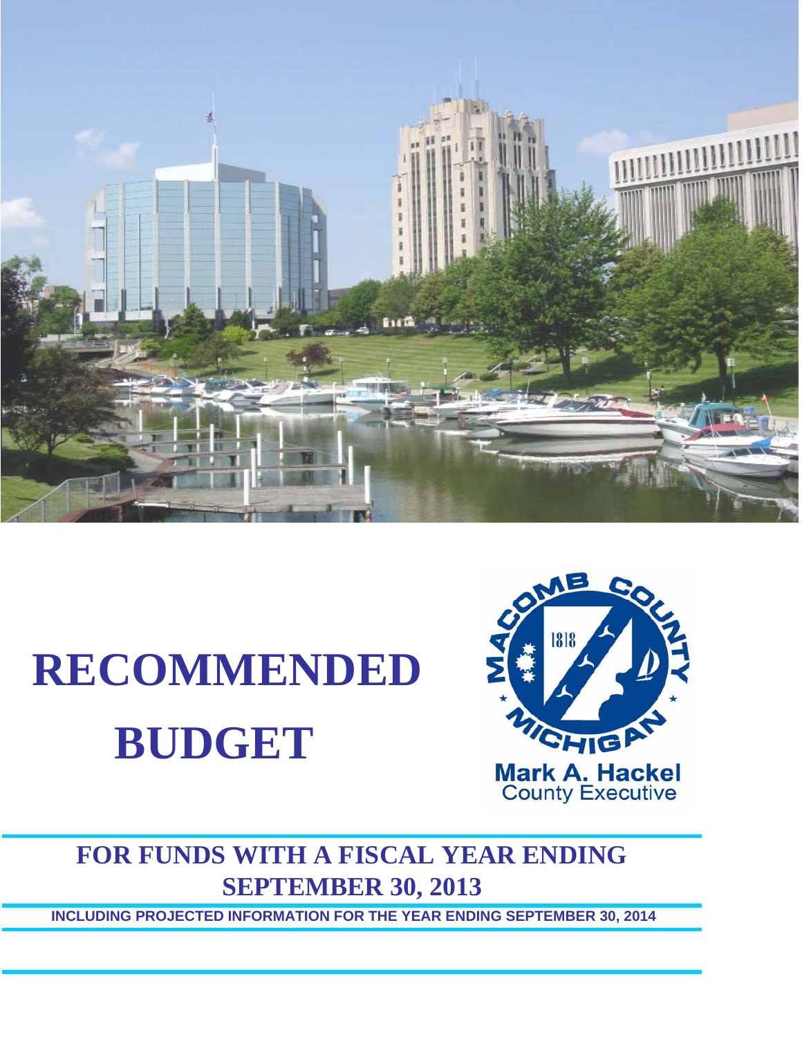# RECOMMENDED BUDGET

MACOMB COUNTY MICHIGAN 1818

Mark A. Hackel
County Executive

## FOR FUNDS WITH A FISCAL YEAR ENDING SEPTEMBER 30, 2013

INCLUDING PROJECTED INFORMATION FOR THE YEAR ENDING SEPTEMBER 30, 2014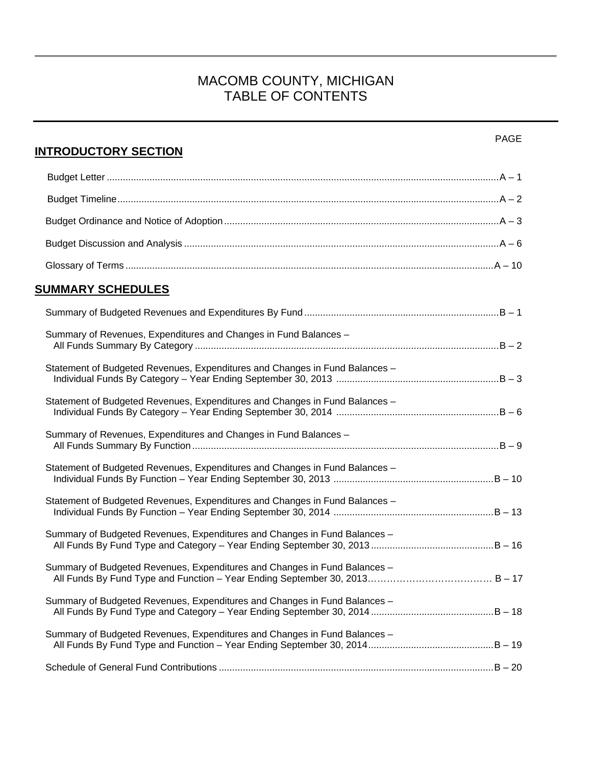# MACOMB COUNTY, MICHIGAN
# TABLE OF CONTENTS

| | PAGE |
|---|---|
| **INTRODUCTORY SECTION** | |
| Budget Letter | A – 1 |
| Budget Timeline | A – 2 |
| Budget Ordinance and Notice of Adoption | A – 3 |
| Budget Discussion and Analysis | A – 6 |
| Glossary of Terms | A – 10 |
| **SUMMARY SCHEDULES** | |
| Summary of Budgeted Revenues and Expenditures By Fund | B – 1 |
| Summary of Revenues, Expenditures and Changes in Fund Balances – All Funds Summary By Category | B – 2 |
| Statement of Budgeted Revenues, Expenditures and Changes in Fund Balances – Individual Funds By Category – Year Ending September 30, 2013 | B – 3 |
| Statement of Budgeted Revenues, Expenditures and Changes in Fund Balances – Individual Funds By Category – Year Ending September 30, 2014 | B – 6 |
| Summary of Revenues, Expenditures and Changes in Fund Balances – All Funds Summary By Function | B – 9 |
| Statement of Budgeted Revenues, Expenditures and Changes in Fund Balances – Individual Funds By Function – Year Ending September 30, 2013 | B – 10 |
| Statement of Budgeted Revenues, Expenditures and Changes in Fund Balances – Individual Funds By Function – Year Ending September 30, 2014 | B – 13 |
| Summary of Budgeted Revenues, Expenditures and Changes in Fund Balances – All Funds By Fund Type and Category – Year Ending September 30, 2013 | B – 16 |
| Summary of Budgeted Revenues, Expenditures and Changes in Fund Balances – All Funds By Fund Type and Function – Year Ending September 30, 2013 | B – 17 |
| Summary of Budgeted Revenues, Expenditures and Changes in Fund Balances – All Funds By Fund Type and Category – Year Ending September 30, 2014 | B – 18 |
| Summary of Budgeted Revenues, Expenditures and Changes in Fund Balances – All Funds By Fund Type and Function – Year Ending September 30, 2014 | B – 19 |
| Schedule of General Fund Contributions | B – 20 |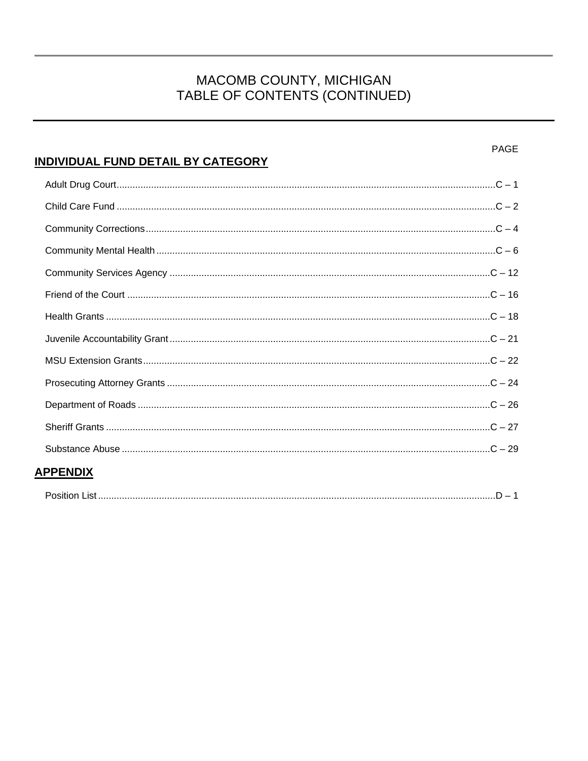# MACOMB COUNTY, MICHIGAN
# TABLE OF CONTENTS (CONTINUED)

## INDIVIDUAL FUND DETAIL BY CATEGORY

| | PAGE |
|---|---|
| Adult Drug Court | C – 1 |
| Child Care Fund | C – 2 |
| Community Corrections | C – 4 |
| Community Mental Health | C – 6 |
| Community Services Agency | C – 12 |
| Friend of the Court | C – 16 |
| Health Grants | C – 18 |
| Juvenile Accountability Grant | C – 21 |
| MSU Extension Grants | C – 22 |
| Prosecuting Attorney Grants | C – 24 |
| Department of Roads | C – 26 |
| Sheriff Grants | C – 27 |
| Substance Abuse | C – 29 |

## APPENDIX

| | |
|---|---|
| Position List | D – 1 |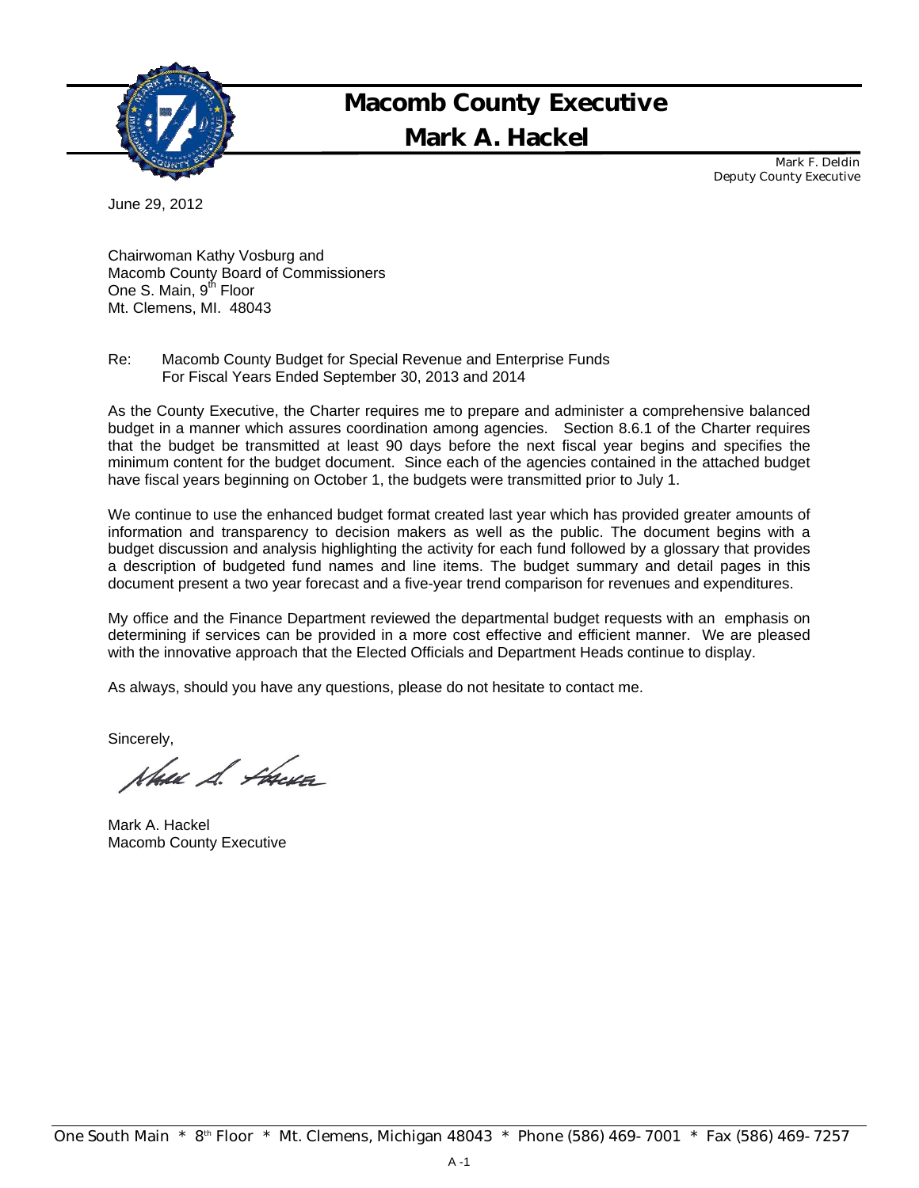# Macomb County Executive
## Mark A. Hackel

Mark F. Deldin
Deputy County Executive

June 29, 2012

Chairwoman Kathy Vosburg and
Macomb County Board of Commissioners
One S. Main, 9th Floor
Mt. Clemens, MI. 48043

Re: Macomb County Budget for Special Revenue and Enterprise Funds
For Fiscal Years Ended September 30, 2013 and 2014

As the County Executive, the Charter requires me to prepare and administer a comprehensive balanced budget in a manner which assures coordination among agencies. Section 8.6.1 of the Charter requires that the budget be transmitted at least 90 days before the next fiscal year begins and specifies the minimum content for the budget document. Since each of the agencies contained in the attached budget have fiscal years beginning on October 1, the budgets were transmitted prior to July 1.

We continue to use the enhanced budget format created last year which has provided greater amounts of information and transparency to decision makers as well as the public. The document begins with a budget discussion and analysis highlighting the activity for each fund followed by a glossary that provides a description of budgeted fund names and line items. The budget summary and detail pages in this document present a two year forecast and a five-year trend comparison for revenues and expenditures.

My office and the Finance Department reviewed the departmental budget requests with an emphasis on determining if services can be provided in a more cost effective and efficient manner. We are pleased with the innovative approach that the Elected Officials and Department Heads continue to display.

As always, should you have any questions, please do not hesitate to contact me.

Sincerely,

Mark A. Hackel
Macomb County Executive

One South Main * 8th Floor * Mt. Clemens, Michigan 48043 * Phone (586) 469-7001 * Fax (586) 469-7257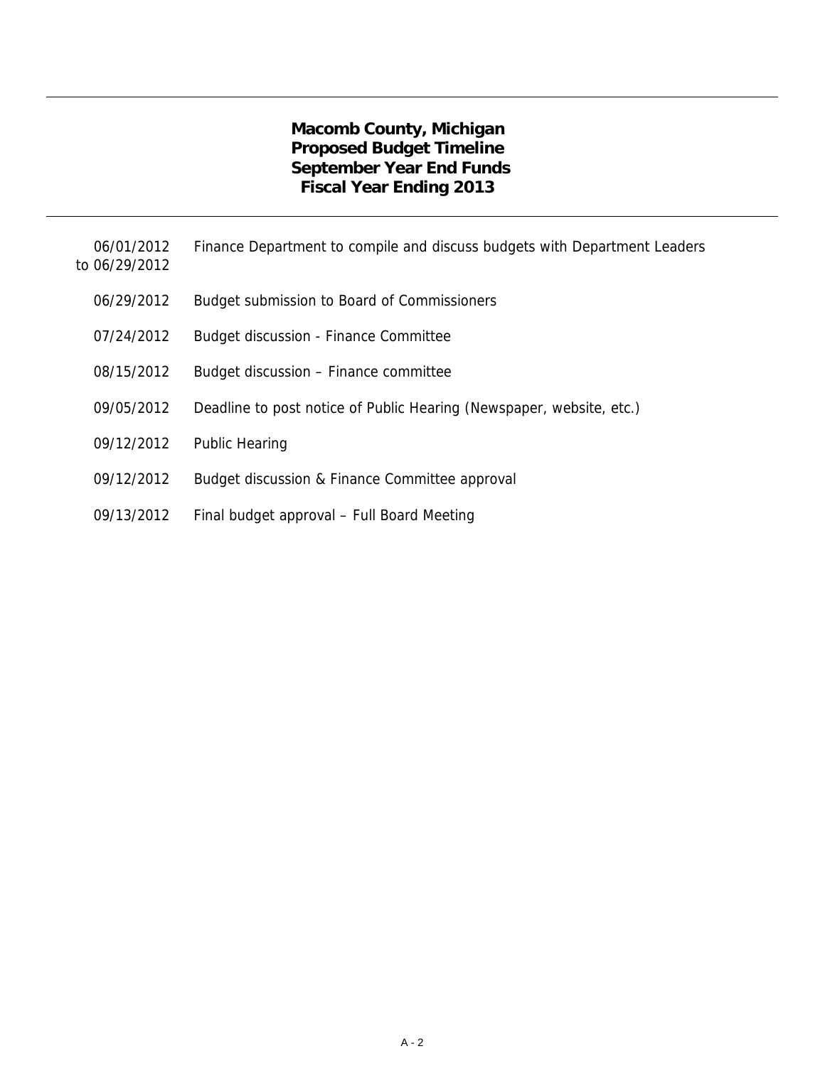# Macomb County, Michigan
## Proposed Budget Timeline
## September Year End Funds
## Fiscal Year Ending 2013

| Date | Event |
|---|---|
| 06/01/2012 to 06/29/2012 | Finance Department to compile and discuss budgets with Department Leaders |
| 06/29/2012 | Budget submission to Board of Commissioners |
| 07/24/2012 | Budget discussion - Finance Committee |
| 08/15/2012 | Budget discussion – Finance committee |
| 09/05/2012 | Deadline to post notice of Public Hearing (Newspaper, website, etc.) |
| 09/12/2012 | Public Hearing |
| 09/12/2012 | Budget discussion & Finance Committee approval |
| 09/13/2012 | Final budget approval – Full Board Meeting |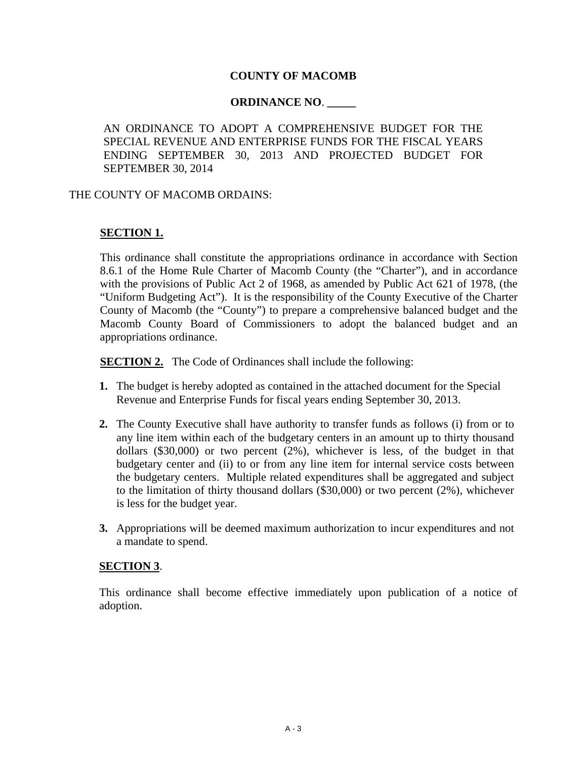# COUNTY OF MACOMB

## ORDINANCE NO. _____

AN ORDINANCE TO ADOPT A COMPREHENSIVE BUDGET FOR THE SPECIAL REVENUE AND ENTERPRISE FUNDS FOR THE FISCAL YEARS ENDING SEPTEMBER 30, 2013 AND PROJECTED BUDGET FOR SEPTEMBER 30, 2014

THE COUNTY OF MACOMB ORDAINS:

**SECTION 1.**

This ordinance shall constitute the appropriations ordinance in accordance with Section 8.6.1 of the Home Rule Charter of Macomb County (the "Charter"), and in accordance with the provisions of Public Act 2 of 1968, as amended by Public Act 621 of 1978, (the "Uniform Budgeting Act"). It is the responsibility of the County Executive of the Charter County of Macomb (the "County") to prepare a comprehensive balanced budget and the Macomb County Board of Commissioners to adopt the balanced budget and an appropriations ordinance.

**SECTION 2.** The Code of Ordinances shall include the following:

1. The budget is hereby adopted as contained in the attached document for the Special Revenue and Enterprise Funds for fiscal years ending September 30, 2013.
2. The County Executive shall have authority to transfer funds as follows (i) from or to any line item within each of the budgetary centers in an amount up to thirty thousand dollars ($30,000) or two percent (2%), whichever is less, of the budget in that budgetary center and (ii) to or from any line item for internal service costs between the budgetary centers. Multiple related expenditures shall be aggregated and subject to the limitation of thirty thousand dollars ($30,000) or two percent (2%), whichever is less for the budget year.
3. Appropriations will be deemed maximum authorization to incur expenditures and not a mandate to spend.

**SECTION 3**.

This ordinance shall become effective immediately upon publication of a notice of adoption.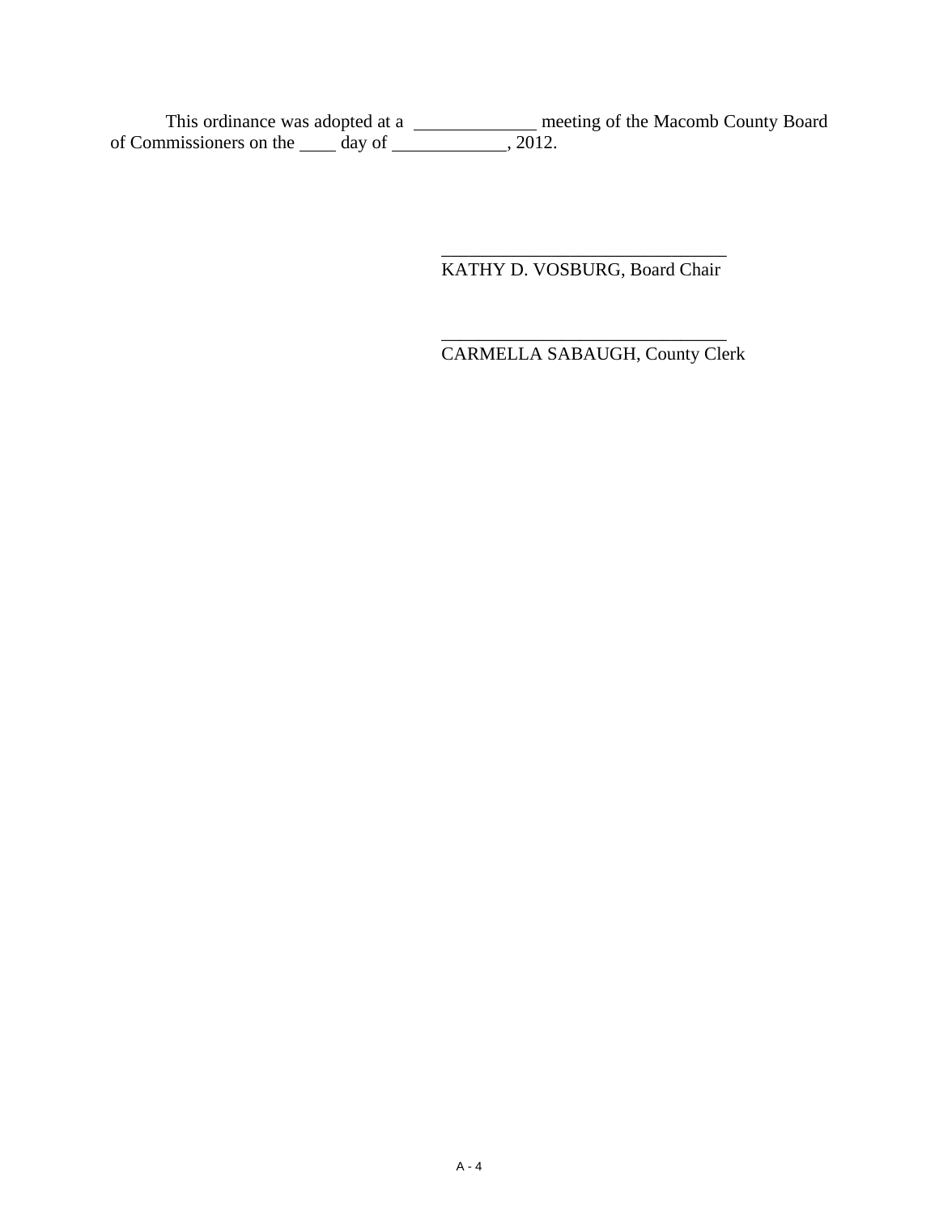This ordinance was adopted at a _____________ meeting of the Macomb County Board of Commissioners on the ____ day of ____________, 2012.

_______________________________
KATHY D. VOSBURG, Board Chair

_______________________________
CARMELLA SABAUGH, County Clerk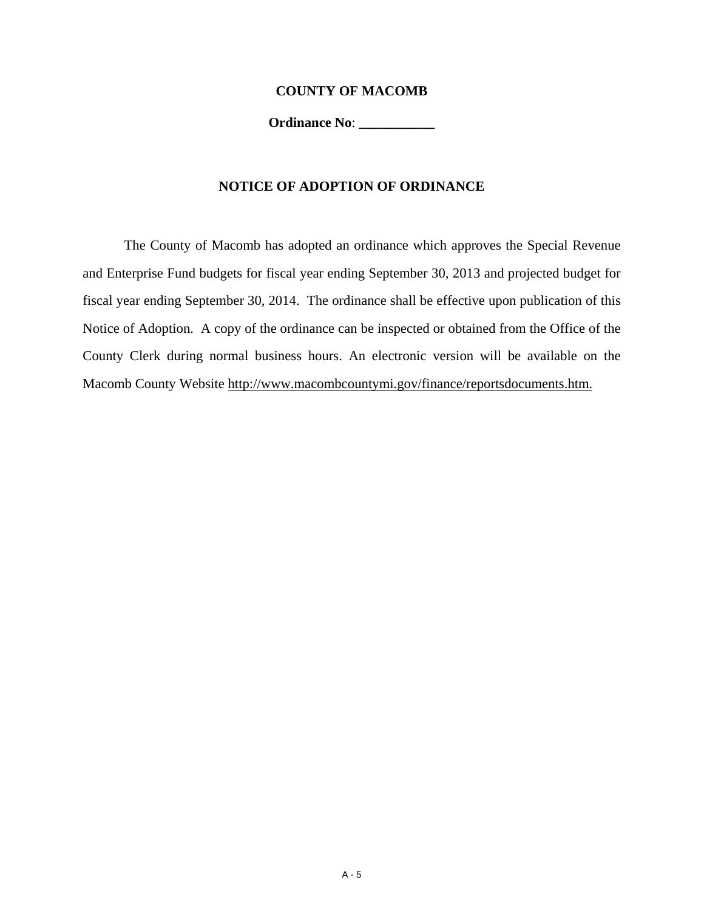**COUNTY OF MACOMB**

**Ordinance No**: ___________

**NOTICE OF ADOPTION OF ORDINANCE**

The County of Macomb has adopted an ordinance which approves the Special Revenue and Enterprise Fund budgets for fiscal year ending September 30, 2013 and projected budget for fiscal year ending September 30, 2014. The ordinance shall be effective upon publication of this Notice of Adoption. A copy of the ordinance can be inspected or obtained from the Office of the County Clerk during normal business hours. An electronic version will be available on the Macomb County Website http://www.macombcountymi.gov/finance/reportsdocuments.htm.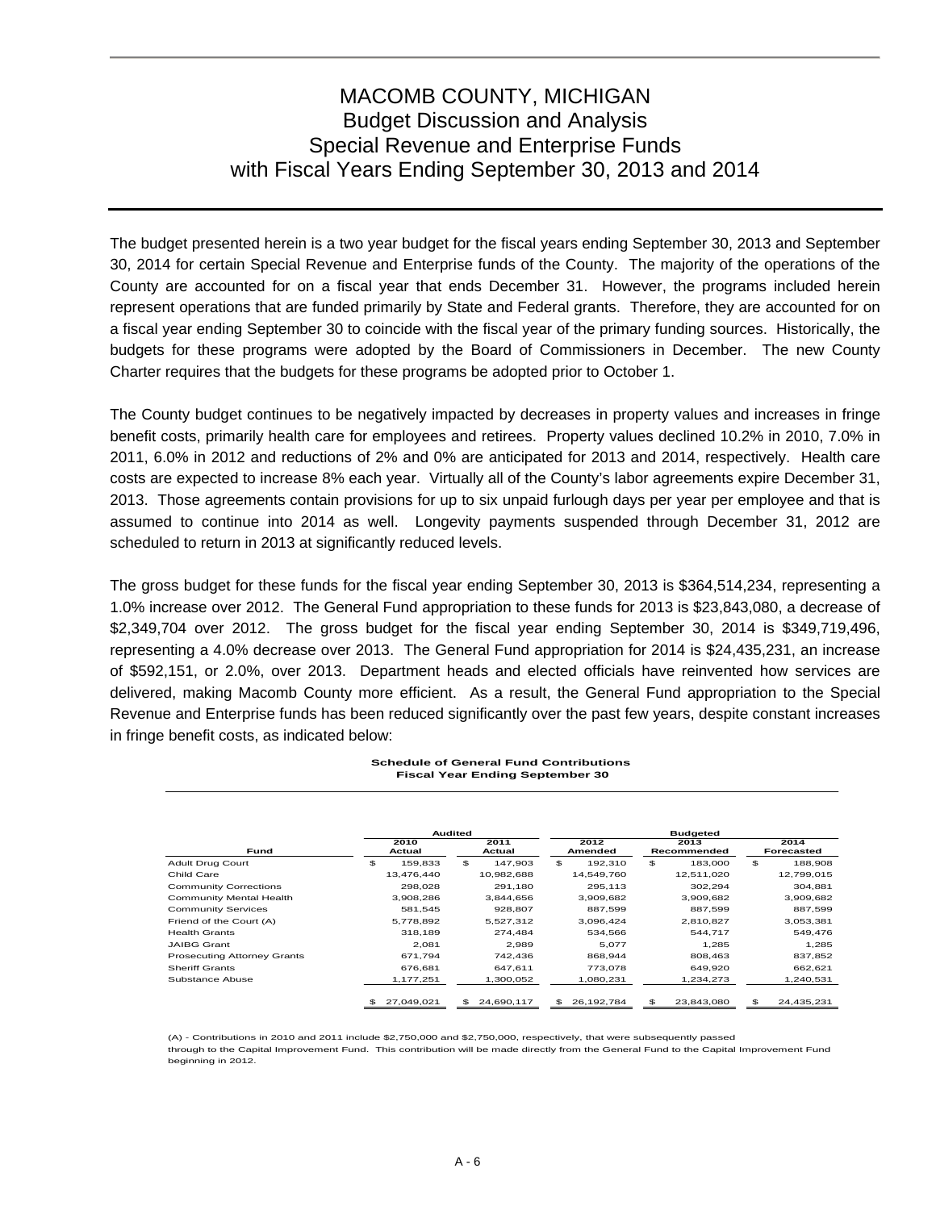# MACOMB COUNTY, MICHIGAN
## Budget Discussion and Analysis
## Special Revenue and Enterprise Funds
## with Fiscal Years Ending September 30, 2013 and 2014

The budget presented herein is a two year budget for the fiscal years ending September 30, 2013 and September 30, 2014 for certain Special Revenue and Enterprise funds of the County. The majority of the operations of the County are accounted for on a fiscal year that ends December 31. However, the programs included herein represent operations that are funded primarily by State and Federal grants. Therefore, they are accounted for on a fiscal year ending September 30 to coincide with the fiscal year of the primary funding sources. Historically, the budgets for these programs were adopted by the Board of Commissioners in December. The new County Charter requires that the budgets for these programs be adopted prior to October 1.

The County budget continues to be negatively impacted by decreases in property values and increases in fringe benefit costs, primarily health care for employees and retirees. Property values declined 10.2% in 2010, 7.0% in 2011, 6.0% in 2012 and reductions of 2% and 0% are anticipated for 2013 and 2014, respectively. Health care costs are expected to increase 8% each year. Virtually all of the County's labor agreements expire December 31, 2013. Those agreements contain provisions for up to six unpaid furlough days per year per employee and that is assumed to continue into 2014 as well. Longevity payments suspended through December 31, 2012 are scheduled to return in 2013 at significantly reduced levels.

The gross budget for these funds for the fiscal year ending September 30, 2013 is $364,514,234, representing a 1.0% increase over 2012. The General Fund appropriation to these funds for 2013 is $23,843,080, a decrease of $2,349,704 over 2012. The gross budget for the fiscal year ending September 30, 2014 is $349,719,496, representing a 4.0% decrease over 2013. The General Fund appropriation for 2014 is $24,435,231, an increase of $592,151, or 2.0%, over 2013. Department heads and elected officials have reinvented how services are delivered, making Macomb County more efficient. As a result, the General Fund appropriation to the Special Revenue and Enterprise funds has been reduced significantly over the past few years, despite constant increases in fringe benefit costs, as indicated below:

**Schedule of General Fund Contributions**
**Fiscal Year Ending September 30**

| | Audited | | Budgeted | | |
|---|---|---|---|---|---|
| Fund | 2010 Actual | 2011 Actual | 2012 Amended | 2013 Recommended | 2014 Forecasted |
| Adult Drug Court | $ 159,833 | $ 147,903 | $ 192,310 | $ 183,000 | $ 188,908 |
| Child Care | 13,476,440 | 10,982,688 | 14,549,760 | 12,511,020 | 12,799,015 |
| Community Corrections | 298,028 | 291,180 | 295,113 | 302,294 | 304,881 |
| Community Mental Health | 3,908,286 | 3,844,656 | 3,909,682 | 3,909,682 | 3,909,682 |
| Community Services | 581,545 | 928,807 | 887,599 | 887,599 | 887,599 |
| Friend of the Court (A) | 5,778,892 | 5,527,312 | 3,096,424 | 2,810,827 | 3,053,381 |
| Health Grants | 318,189 | 274,484 | 534,566 | 544,717 | 549,476 |
| JAIBG Grant | 2,081 | 2,989 | 5,077 | 1,285 | 1,285 |
| Prosecuting Attorney Grants | 671,794 | 742,436 | 868,944 | 808,463 | 837,852 |
| Sheriff Grants | 676,681 | 647,611 | 773,078 | 649,920 | 662,621 |
| Substance Abuse | 1,177,251 | 1,300,052 | 1,080,231 | 1,234,273 | 1,240,531 |
| | $ 27,049,021 | $ 24,690,117 | $ 26,192,784 | $ 23,843,080 | $ 24,435,231 |

(A) - Contributions in 2010 and 2011 include $2,750,000 and $2,750,000, respectively, that were subsequently passed through to the Capital Improvement Fund. This contribution will be made directly from the General Fund to the Capital Improvement Fund beginning in 2012.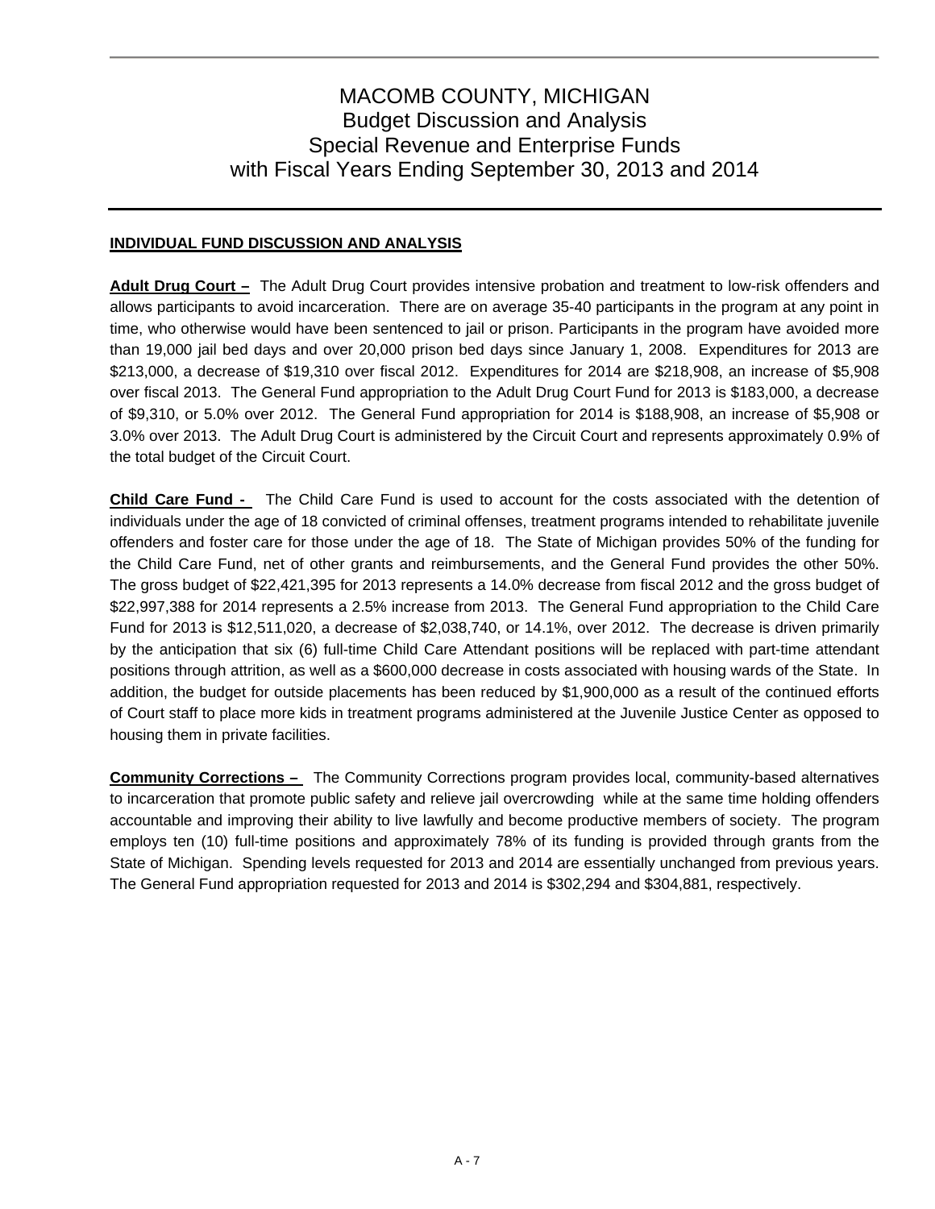# MACOMB COUNTY, MICHIGAN
## Budget Discussion and Analysis
## Special Revenue and Enterprise Funds
## with Fiscal Years Ending September 30, 2013 and 2014

**INDIVIDUAL FUND DISCUSSION AND ANALYSIS**

**Adult Drug Court –** The Adult Drug Court provides intensive probation and treatment to low-risk offenders and allows participants to avoid incarceration. There are on average 35-40 participants in the program at any point in time, who otherwise would have been sentenced to jail or prison. Participants in the program have avoided more than 19,000 jail bed days and over 20,000 prison bed days since January 1, 2008. Expenditures for 2013 are $213,000, a decrease of $19,310 over fiscal 2012. Expenditures for 2014 are $218,908, an increase of $5,908 over fiscal 2013. The General Fund appropriation to the Adult Drug Court Fund for 2013 is $183,000, a decrease of $9,310, or 5.0% over 2012. The General Fund appropriation for 2014 is $188,908, an increase of $5,908 or 3.0% over 2013. The Adult Drug Court is administered by the Circuit Court and represents approximately 0.9% of the total budget of the Circuit Court.

**Child Care Fund -** The Child Care Fund is used to account for the costs associated with the detention of individuals under the age of 18 convicted of criminal offenses, treatment programs intended to rehabilitate juvenile offenders and foster care for those under the age of 18. The State of Michigan provides 50% of the funding for the Child Care Fund, net of other grants and reimbursements, and the General Fund provides the other 50%. The gross budget of $22,421,395 for 2013 represents a 14.0% decrease from fiscal 2012 and the gross budget of $22,997,388 for 2014 represents a 2.5% increase from 2013. The General Fund appropriation to the Child Care Fund for 2013 is $12,511,020, a decrease of $2,038,740, or 14.1%, over 2012. The decrease is driven primarily by the anticipation that six (6) full-time Child Care Attendant positions will be replaced with part-time attendant positions through attrition, as well as a $600,000 decrease in costs associated with housing wards of the State. In addition, the budget for outside placements has been reduced by $1,900,000 as a result of the continued efforts of Court staff to place more kids in treatment programs administered at the Juvenile Justice Center as opposed to housing them in private facilities.

**Community Corrections –** The Community Corrections program provides local, community-based alternatives to incarceration that promote public safety and relieve jail overcrowding while at the same time holding offenders accountable and improving their ability to live lawfully and become productive members of society. The program employs ten (10) full-time positions and approximately 78% of its funding is provided through grants from the State of Michigan. Spending levels requested for 2013 and 2014 are essentially unchanged from previous years. The General Fund appropriation requested for 2013 and 2014 is $302,294 and $304,881, respectively.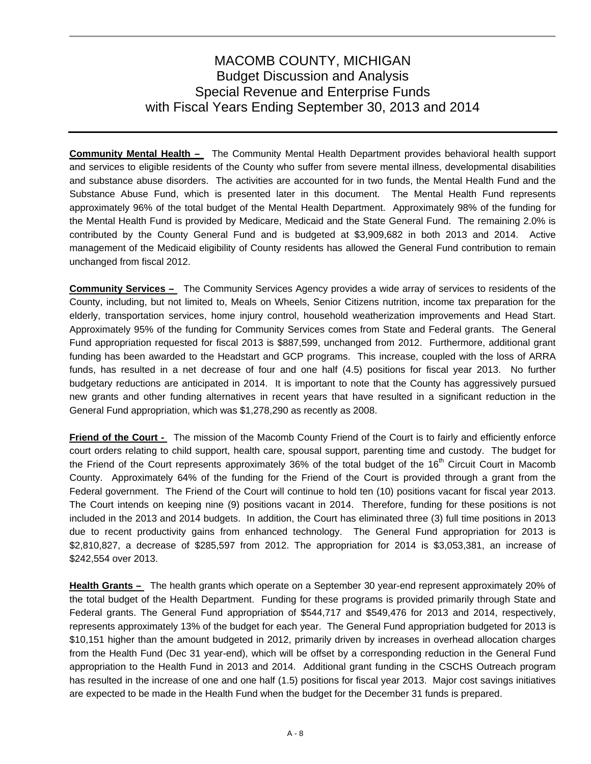# MACOMB COUNTY, MICHIGAN
## Budget Discussion and Analysis
## Special Revenue and Enterprise Funds
## with Fiscal Years Ending September 30, 2013 and 2014

**Community Mental Health –** The Community Mental Health Department provides behavioral health support and services to eligible residents of the County who suffer from severe mental illness, developmental disabilities and substance abuse disorders. The activities are accounted for in two funds, the Mental Health Fund and the Substance Abuse Fund, which is presented later in this document. The Mental Health Fund represents approximately 96% of the total budget of the Mental Health Department. Approximately 98% of the funding for the Mental Health Fund is provided by Medicare, Medicaid and the State General Fund. The remaining 2.0% is contributed by the County General Fund and is budgeted at $3,909,682 in both 2013 and 2014. Active management of the Medicaid eligibility of County residents has allowed the General Fund contribution to remain unchanged from fiscal 2012.

**Community Services –** The Community Services Agency provides a wide array of services to residents of the County, including, but not limited to, Meals on Wheels, Senior Citizens nutrition, income tax preparation for the elderly, transportation services, home injury control, household weatherization improvements and Head Start. Approximately 95% of the funding for Community Services comes from State and Federal grants. The General Fund appropriation requested for fiscal 2013 is $887,599, unchanged from 2012. Furthermore, additional grant funding has been awarded to the Headstart and GCP programs. This increase, coupled with the loss of ARRA funds, has resulted in a net decrease of four and one half (4.5) positions for fiscal year 2013. No further budgetary reductions are anticipated in 2014. It is important to note that the County has aggressively pursued new grants and other funding alternatives in recent years that have resulted in a significant reduction in the General Fund appropriation, which was $1,278,290 as recently as 2008.

**Friend of the Court -** The mission of the Macomb County Friend of the Court is to fairly and efficiently enforce court orders relating to child support, health care, spousal support, parenting time and custody. The budget for the Friend of the Court represents approximately 36% of the total budget of the 16th Circuit Court in Macomb County. Approximately 64% of the funding for the Friend of the Court is provided through a grant from the Federal government. The Friend of the Court will continue to hold ten (10) positions vacant for fiscal year 2013. The Court intends on keeping nine (9) positions vacant in 2014. Therefore, funding for these positions is not included in the 2013 and 2014 budgets. In addition, the Court has eliminated three (3) full time positions in 2013 due to recent productivity gains from enhanced technology. The General Fund appropriation for 2013 is $2,810,827, a decrease of $285,597 from 2012. The appropriation for 2014 is $3,053,381, an increase of $242,554 over 2013.

**Health Grants –** The health grants which operate on a September 30 year-end represent approximately 20% of the total budget of the Health Department. Funding for these programs is provided primarily through State and Federal grants. The General Fund appropriation of $544,717 and $549,476 for 2013 and 2014, respectively, represents approximately 13% of the budget for each year. The General Fund appropriation budgeted for 2013 is $10,151 higher than the amount budgeted in 2012, primarily driven by increases in overhead allocation charges from the Health Fund (Dec 31 year-end), which will be offset by a corresponding reduction in the General Fund appropriation to the Health Fund in 2013 and 2014. Additional grant funding in the CSCHS Outreach program has resulted in the increase of one and one half (1.5) positions for fiscal year 2013. Major cost savings initiatives are expected to be made in the Health Fund when the budget for the December 31 funds is prepared.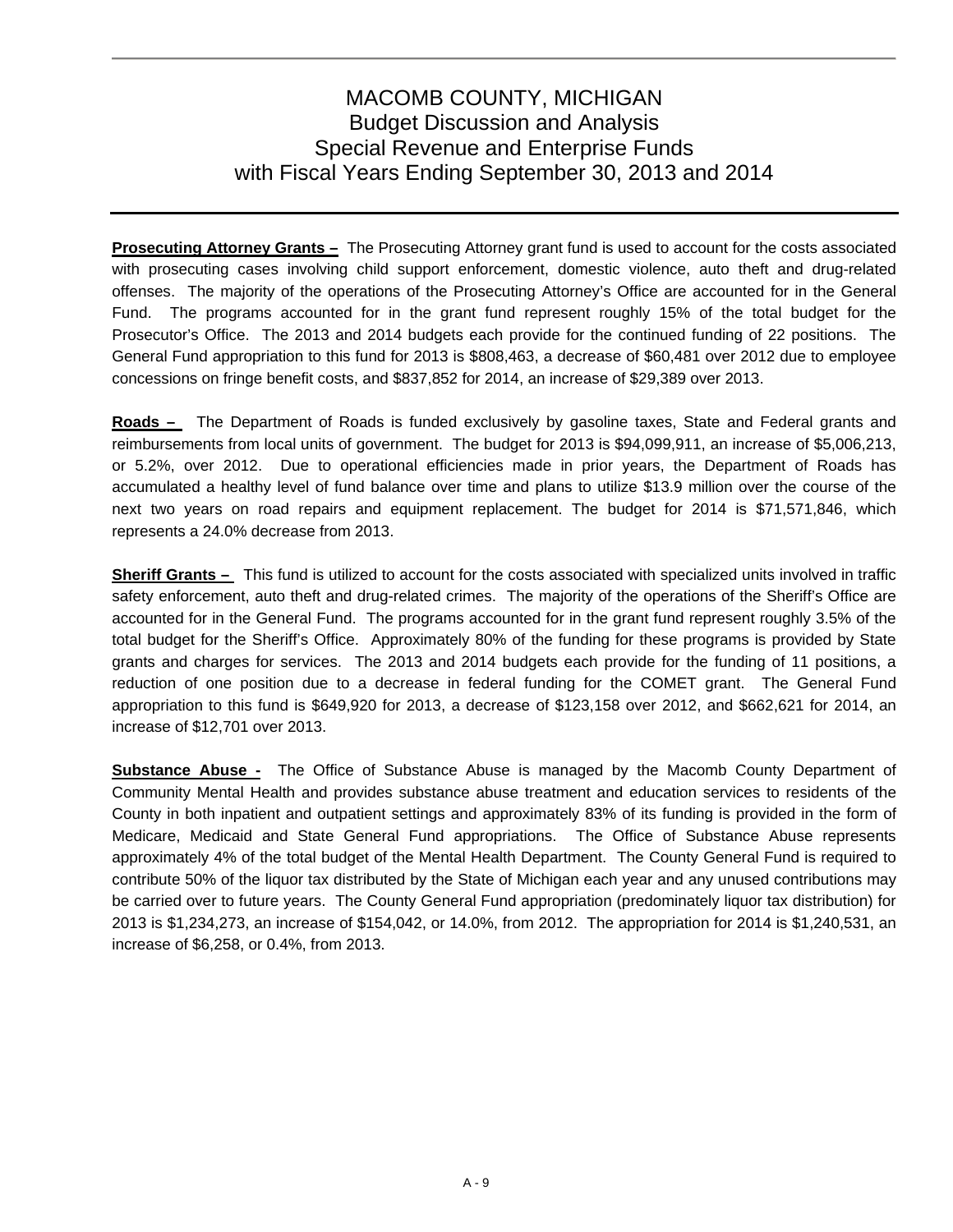# MACOMB COUNTY, MICHIGAN
## Budget Discussion and Analysis
## Special Revenue and Enterprise Funds
## with Fiscal Years Ending September 30, 2013 and 2014

**Prosecuting Attorney Grants –** The Prosecuting Attorney grant fund is used to account for the costs associated with prosecuting cases involving child support enforcement, domestic violence, auto theft and drug-related offenses. The majority of the operations of the Prosecuting Attorney's Office are accounted for in the General Fund. The programs accounted for in the grant fund represent roughly 15% of the total budget for the Prosecutor's Office. The 2013 and 2014 budgets each provide for the continued funding of 22 positions. The General Fund appropriation to this fund for 2013 is $808,463, a decrease of $60,481 over 2012 due to employee concessions on fringe benefit costs, and $837,852 for 2014, an increase of $29,389 over 2013.

**Roads –** The Department of Roads is funded exclusively by gasoline taxes, State and Federal grants and reimbursements from local units of government. The budget for 2013 is $94,099,911, an increase of $5,006,213, or 5.2%, over 2012. Due to operational efficiencies made in prior years, the Department of Roads has accumulated a healthy level of fund balance over time and plans to utilize $13.9 million over the course of the next two years on road repairs and equipment replacement. The budget for 2014 is $71,571,846, which represents a 24.0% decrease from 2013.

**Sheriff Grants –** This fund is utilized to account for the costs associated with specialized units involved in traffic safety enforcement, auto theft and drug-related crimes. The majority of the operations of the Sheriff's Office are accounted for in the General Fund. The programs accounted for in the grant fund represent roughly 3.5% of the total budget for the Sheriff's Office. Approximately 80% of the funding for these programs is provided by State grants and charges for services. The 2013 and 2014 budgets each provide for the funding of 11 positions, a reduction of one position due to a decrease in federal funding for the COMET grant. The General Fund appropriation to this fund is $649,920 for 2013, a decrease of $123,158 over 2012, and $662,621 for 2014, an increase of $12,701 over 2013.

**Substance Abuse -** The Office of Substance Abuse is managed by the Macomb County Department of Community Mental Health and provides substance abuse treatment and education services to residents of the County in both inpatient and outpatient settings and approximately 83% of its funding is provided in the form of Medicare, Medicaid and State General Fund appropriations. The Office of Substance Abuse represents approximately 4% of the total budget of the Mental Health Department. The County General Fund is required to contribute 50% of the liquor tax distributed by the State of Michigan each year and any unused contributions may be carried over to future years. The County General Fund appropriation (predominately liquor tax distribution) for 2013 is $1,234,273, an increase of $154,042, or 14.0%, from 2012. The appropriation for 2014 is $1,240,531, an increase of $6,258, or 0.4%, from 2013.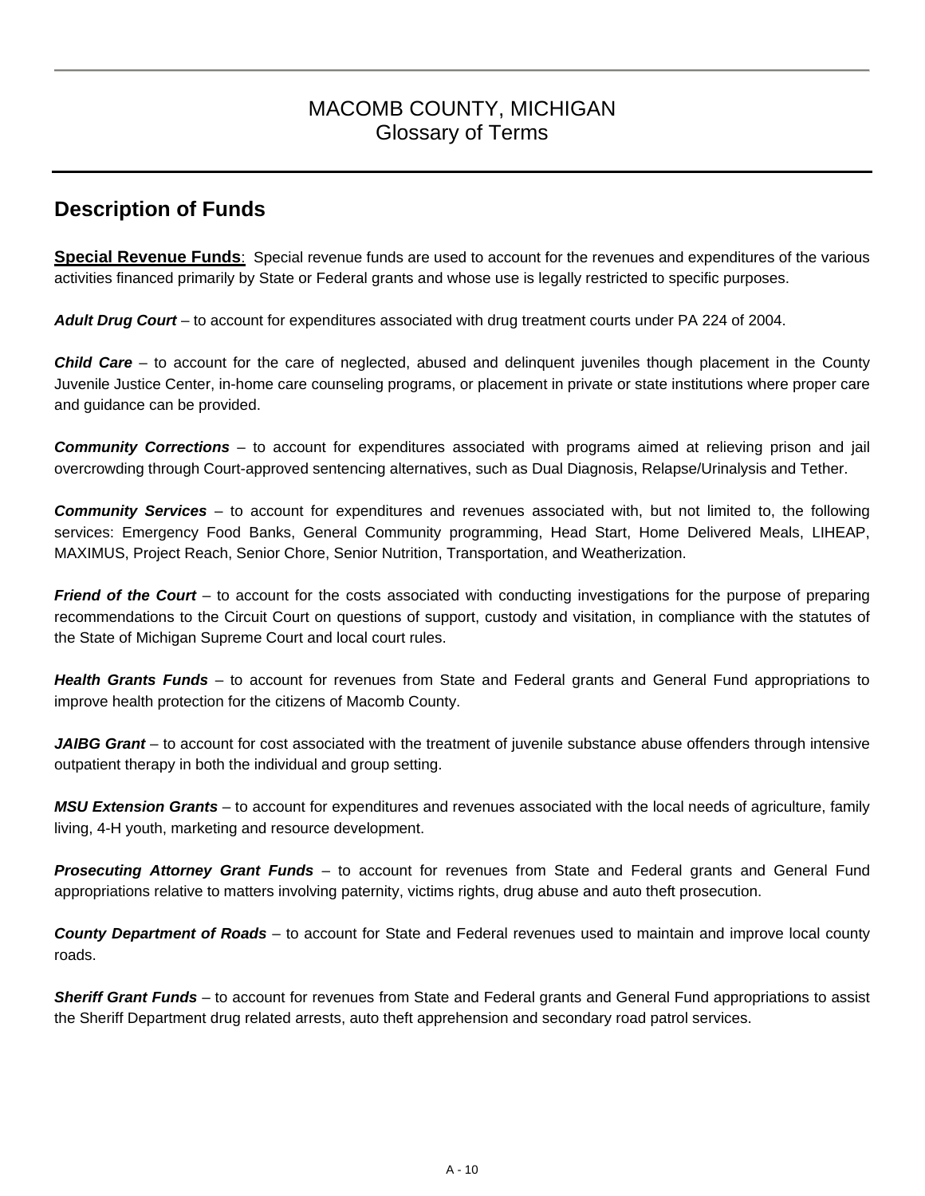# MACOMB COUNTY, MICHIGAN
## Glossary of Terms

## Description of Funds

**Special Revenue Funds**: Special revenue funds are used to account for the revenues and expenditures of the various activities financed primarily by State or Federal grants and whose use is legally restricted to specific purposes.

***Adult Drug Court*** – to account for expenditures associated with drug treatment courts under PA 224 of 2004.

***Child Care*** – to account for the care of neglected, abused and delinquent juveniles though placement in the County Juvenile Justice Center, in-home care counseling programs, or placement in private or state institutions where proper care and guidance can be provided.

***Community Corrections*** – to account for expenditures associated with programs aimed at relieving prison and jail overcrowding through Court-approved sentencing alternatives, such as Dual Diagnosis, Relapse/Urinalysis and Tether.

***Community Services*** – to account for expenditures and revenues associated with, but not limited to, the following services: Emergency Food Banks, General Community programming, Head Start, Home Delivered Meals, LIHEAP, MAXIMUS, Project Reach, Senior Chore, Senior Nutrition, Transportation, and Weatherization.

***Friend of the Court*** – to account for the costs associated with conducting investigations for the purpose of preparing recommendations to the Circuit Court on questions of support, custody and visitation, in compliance with the statutes of the State of Michigan Supreme Court and local court rules.

***Health Grants Funds*** – to account for revenues from State and Federal grants and General Fund appropriations to improve health protection for the citizens of Macomb County.

***JAIBG Grant*** – to account for cost associated with the treatment of juvenile substance abuse offenders through intensive outpatient therapy in both the individual and group setting.

***MSU Extension Grants*** – to account for expenditures and revenues associated with the local needs of agriculture, family living, 4-H youth, marketing and resource development.

***Prosecuting Attorney Grant Funds*** – to account for revenues from State and Federal grants and General Fund appropriations relative to matters involving paternity, victims rights, drug abuse and auto theft prosecution.

***County Department of Roads*** – to account for State and Federal revenues used to maintain and improve local county roads.

***Sheriff Grant Funds*** – to account for revenues from State and Federal grants and General Fund appropriations to assist the Sheriff Department drug related arrests, auto theft apprehension and secondary road patrol services.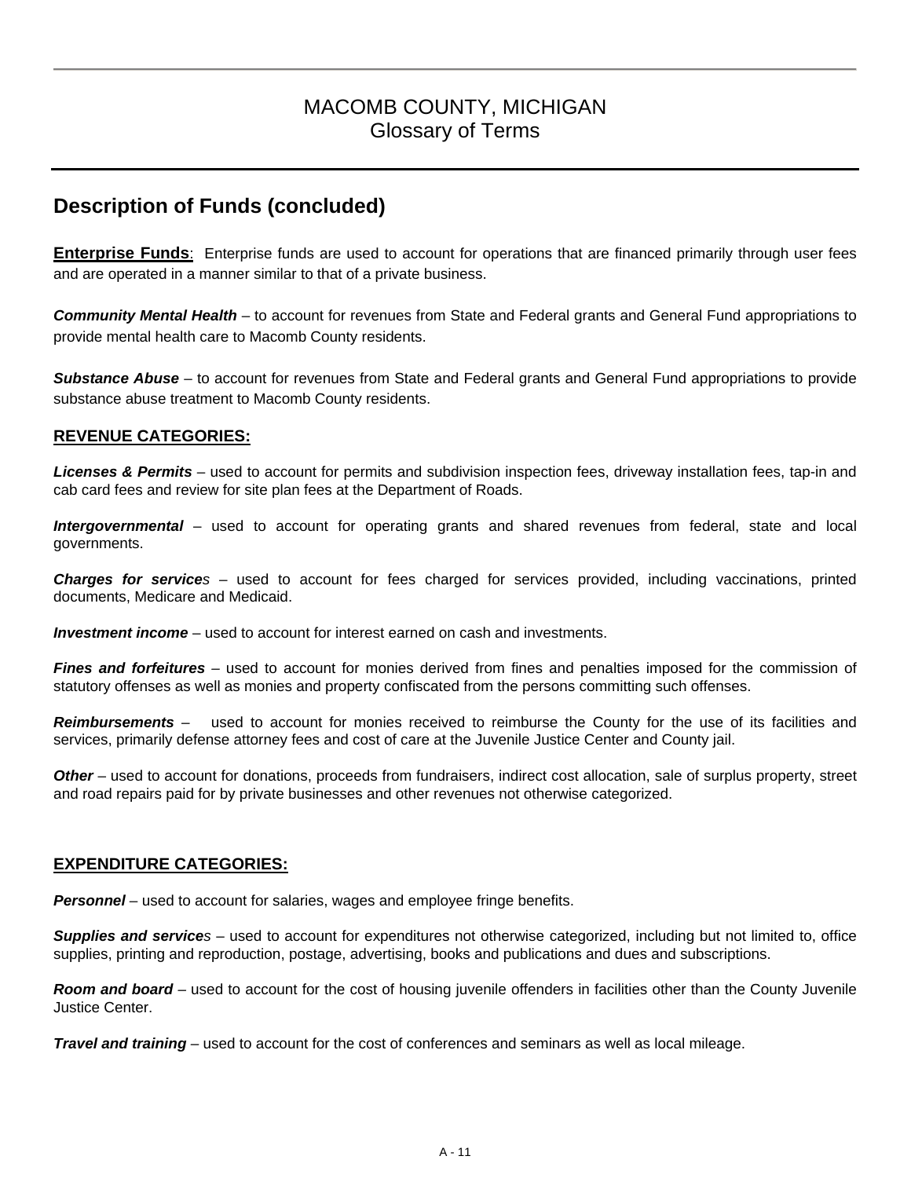## Description of Funds (concluded)

**Enterprise Funds**: Enterprise funds are used to account for operations that are financed primarily through user fees and are operated in a manner similar to that of a private business.

***Community Mental Health*** – to account for revenues from State and Federal grants and General Fund appropriations to provide mental health care to Macomb County residents.

***Substance Abuse*** – to account for revenues from State and Federal grants and General Fund appropriations to provide substance abuse treatment to Macomb County residents.

### REVENUE CATEGORIES:

***Licenses & Permits*** – used to account for permits and subdivision inspection fees, driveway installation fees, tap-in and cab card fees and review for site plan fees at the Department of Roads.

***Intergovernmental*** – used to account for operating grants and shared revenues from federal, state and local governments.

***Charges for services*** – used to account for fees charged for services provided, including vaccinations, printed documents, Medicare and Medicaid.

***Investment income*** – used to account for interest earned on cash and investments.

***Fines and forfeitures*** – used to account for monies derived from fines and penalties imposed for the commission of statutory offenses as well as monies and property confiscated from the persons committing such offenses.

***Reimbursements*** – used to account for monies received to reimburse the County for the use of its facilities and services, primarily defense attorney fees and cost of care at the Juvenile Justice Center and County jail.

***Other*** – used to account for donations, proceeds from fundraisers, indirect cost allocation, sale of surplus property, street and road repairs paid for by private businesses and other revenues not otherwise categorized.

### EXPENDITURE CATEGORIES:

***Personnel*** – used to account for salaries, wages and employee fringe benefits.

***Supplies and services*** – used to account for expenditures not otherwise categorized, including but not limited to, office supplies, printing and reproduction, postage, advertising, books and publications and dues and subscriptions.

***Room and board*** – used to account for the cost of housing juvenile offenders in facilities other than the County Juvenile Justice Center.

***Travel and training*** – used to account for the cost of conferences and seminars as well as local mileage.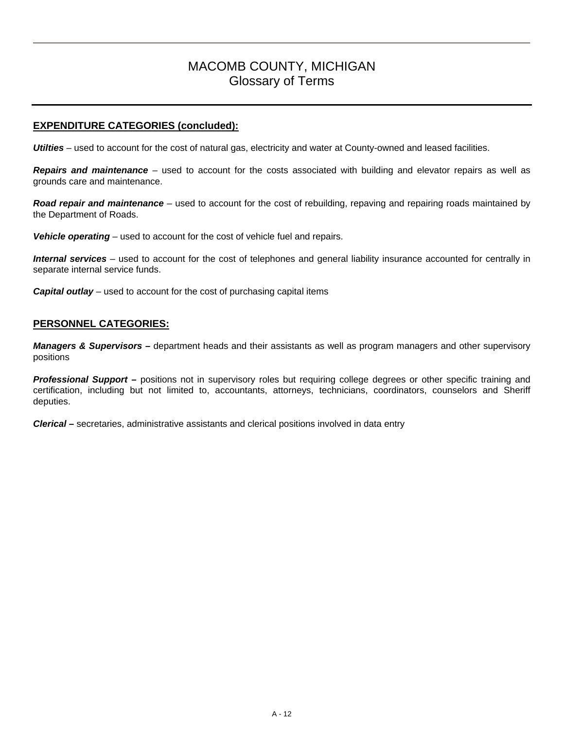# MACOMB COUNTY, MICHIGAN
## Glossary of Terms

**EXPENDITURE CATEGORIES (concluded):**

***Utilties*** – used to account for the cost of natural gas, electricity and water at County-owned and leased facilities.

***Repairs and maintenance*** – used to account for the costs associated with building and elevator repairs as well as grounds care and maintenance.

***Road repair and maintenance*** – used to account for the cost of rebuilding, repaving and repairing roads maintained by the Department of Roads.

***Vehicle operating*** – used to account for the cost of vehicle fuel and repairs.

***Internal services*** – used to account for the cost of telephones and general liability insurance accounted for centrally in separate internal service funds.

***Capital outlay*** – used to account for the cost of purchasing capital items

**PERSONNEL CATEGORIES:**

***Managers & Supervisors –*** department heads and their assistants as well as program managers and other supervisory positions

***Professional Support –*** positions not in supervisory roles but requiring college degrees or other specific training and certification, including but not limited to, accountants, attorneys, technicians, coordinators, counselors and Sheriff deputies.

***Clerical –*** secretaries, administrative assistants and clerical positions involved in data entry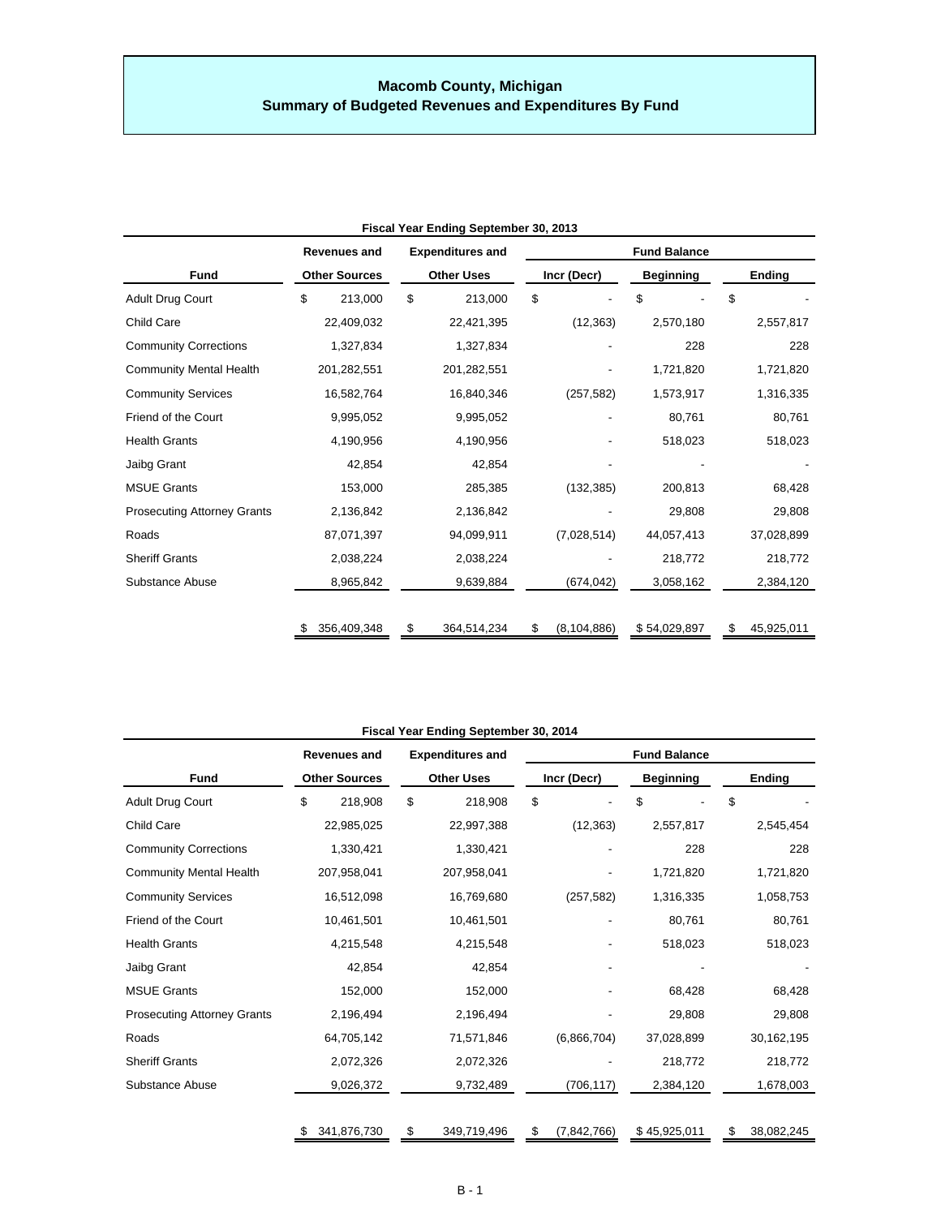# Macomb County, Michigan
## Summary of Budgeted Revenues and Expenditures By Fund

**Fiscal Year Ending September 30, 2013**

| Fund | Revenues and Other Sources | Expenditures and Other Uses | Fund Balance Incr (Decr) | Fund Balance Beginning | Fund Balance Ending |
|---|---|---|---|---|---|
| Adult Drug Court | $ 213,000 | $ 213,000 | $ - | $ - | $ - |
| Child Care | 22,409,032 | 22,421,395 | (12,363) | 2,570,180 | 2,557,817 |
| Community Corrections | 1,327,834 | 1,327,834 | - | 228 | 228 |
| Community Mental Health | 201,282,551 | 201,282,551 | - | 1,721,820 | 1,721,820 |
| Community Services | 16,582,764 | 16,840,346 | (257,582) | 1,573,917 | 1,316,335 |
| Friend of the Court | 9,995,052 | 9,995,052 | - | 80,761 | 80,761 |
| Health Grants | 4,190,956 | 4,190,956 | - | 518,023 | 518,023 |
| Jaibg Grant | 42,854 | 42,854 | - | - | - |
| MSUE Grants | 153,000 | 285,385 | (132,385) | 200,813 | 68,428 |
| Prosecuting Attorney Grants | 2,136,842 | 2,136,842 | - | 29,808 | 29,808 |
| Roads | 87,071,397 | 94,099,911 | (7,028,514) | 44,057,413 | 37,028,899 |
| Sheriff Grants | 2,038,224 | 2,038,224 | - | 218,772 | 218,772 |
| Substance Abuse | 8,965,842 | 9,639,884 | (674,042) | 3,058,162 | 2,384,120 |
| | $ 356,409,348 | $ 364,514,234 | $ (8,104,886) | $ 54,029,897 | $ 45,925,011 |

**Fiscal Year Ending September 30, 2014**

| Fund | Revenues and Other Sources | Expenditures and Other Uses | Fund Balance Incr (Decr) | Fund Balance Beginning | Fund Balance Ending |
|---|---|---|---|---|---|
| Adult Drug Court | $ 218,908 | $ 218,908 | $ - | $ - | $ - |
| Child Care | 22,985,025 | 22,997,388 | (12,363) | 2,557,817 | 2,545,454 |
| Community Corrections | 1,330,421 | 1,330,421 | - | 228 | 228 |
| Community Mental Health | 207,958,041 | 207,958,041 | - | 1,721,820 | 1,721,820 |
| Community Services | 16,512,098 | 16,769,680 | (257,582) | 1,316,335 | 1,058,753 |
| Friend of the Court | 10,461,501 | 10,461,501 | - | 80,761 | 80,761 |
| Health Grants | 4,215,548 | 4,215,548 | - | 518,023 | 518,023 |
| Jaibg Grant | 42,854 | 42,854 | - | - | - |
| MSUE Grants | 152,000 | 152,000 | - | 68,428 | 68,428 |
| Prosecuting Attorney Grants | 2,196,494 | 2,196,494 | - | 29,808 | 29,808 |
| Roads | 64,705,142 | 71,571,846 | (6,866,704) | 37,028,899 | 30,162,195 |
| Sheriff Grants | 2,072,326 | 2,072,326 | - | 218,772 | 218,772 |
| Substance Abuse | 9,026,372 | 9,732,489 | (706,117) | 2,384,120 | 1,678,003 |
| | $ 341,876,730 | $ 349,719,496 | $ (7,842,766) | $ 45,925,011 | $ 38,082,245 |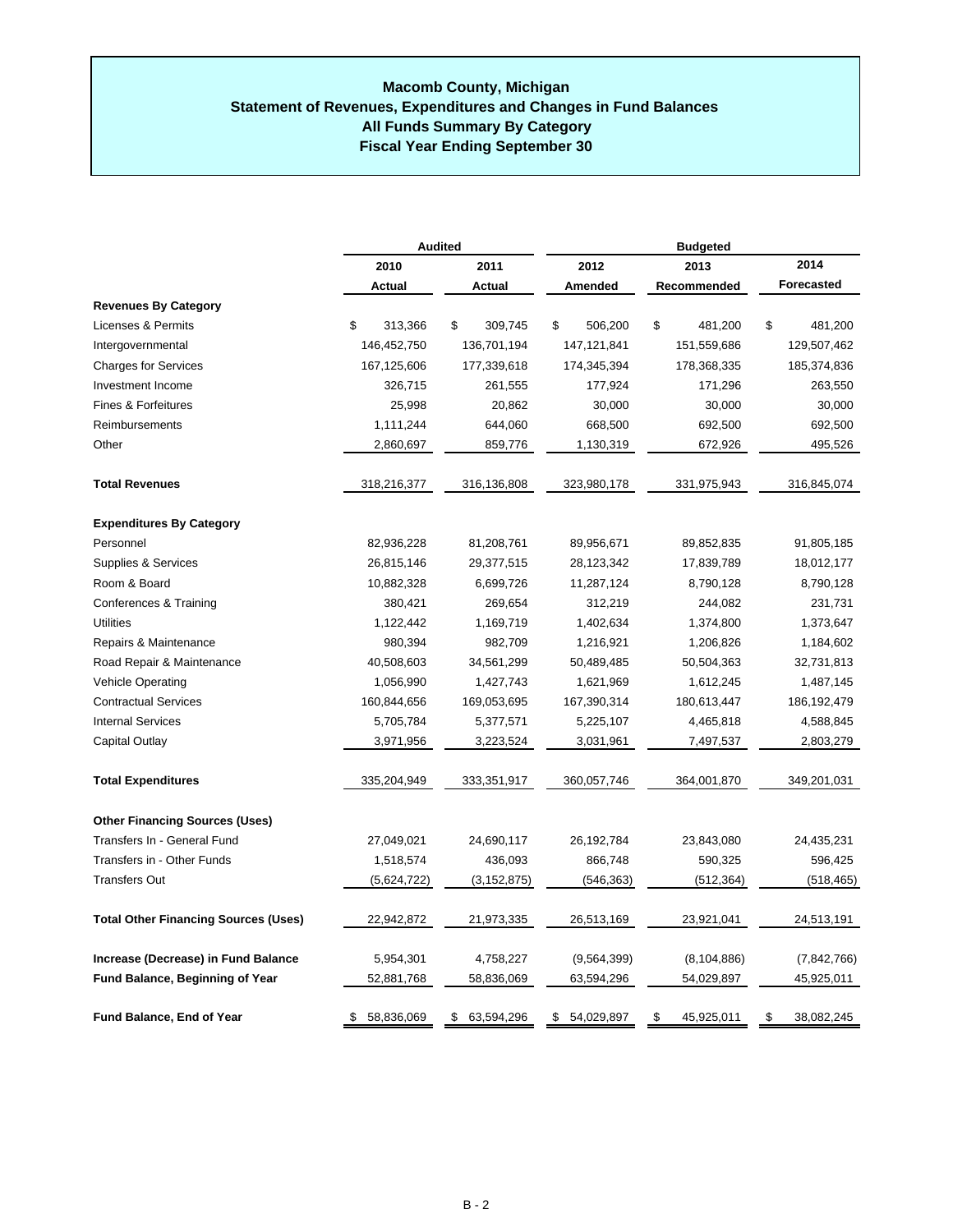# Macomb County, Michigan
## Statement of Revenues, Expenditures and Changes in Fund Balances
## All Funds Summary By Category
## Fiscal Year Ending September 30

| | Audited | | Budgeted | | |
|---|---|---|---|---|---|
| | 2010 | 2011 | 2012 | 2013 | 2014 |
| | Actual | Actual | Amended | Recommended | Forecasted |
| **Revenues By Category** | | | | | |
| Licenses & Permits | $ 313,366 | $ 309,745 | $ 506,200 | $ 481,200 | $ 481,200 |
| Intergovernmental | 146,452,750 | 136,701,194 | 147,121,841 | 151,559,686 | 129,507,462 |
| Charges for Services | 167,125,606 | 177,339,618 | 174,345,394 | 178,368,335 | 185,374,836 |
| Investment Income | 326,715 | 261,555 | 177,924 | 171,296 | 263,550 |
| Fines & Forfeitures | 25,998 | 20,862 | 30,000 | 30,000 | 30,000 |
| Reimbursements | 1,111,244 | 644,060 | 668,500 | 692,500 | 692,500 |
| Other | 2,860,697 | 859,776 | 1,130,319 | 672,926 | 495,526 |
| **Total Revenues** | 318,216,377 | 316,136,808 | 323,980,178 | 331,975,943 | 316,845,074 |
| **Expenditures By Category** | | | | | |
| Personnel | 82,936,228 | 81,208,761 | 89,956,671 | 89,852,835 | 91,805,185 |
| Supplies & Services | 26,815,146 | 29,377,515 | 28,123,342 | 17,839,789 | 18,012,177 |
| Room & Board | 10,882,328 | 6,699,726 | 11,287,124 | 8,790,128 | 8,790,128 |
| Conferences & Training | 380,421 | 269,654 | 312,219 | 244,082 | 231,731 |
| Utilities | 1,122,442 | 1,169,719 | 1,402,634 | 1,374,800 | 1,373,647 |
| Repairs & Maintenance | 980,394 | 982,709 | 1,216,921 | 1,206,826 | 1,184,602 |
| Road Repair & Maintenance | 40,508,603 | 34,561,299 | 50,489,485 | 50,504,363 | 32,731,813 |
| Vehicle Operating | 1,056,990 | 1,427,743 | 1,621,969 | 1,612,245 | 1,487,145 |
| Contractual Services | 160,844,656 | 169,053,695 | 167,390,314 | 180,613,447 | 186,192,479 |
| Internal Services | 5,705,784 | 5,377,571 | 5,225,107 | 4,465,818 | 4,588,845 |
| Capital Outlay | 3,971,956 | 3,223,524 | 3,031,961 | 7,497,537 | 2,803,279 |
| **Total Expenditures** | 335,204,949 | 333,351,917 | 360,057,746 | 364,001,870 | 349,201,031 |
| **Other Financing Sources (Uses)** | | | | | |
| Transfers In - General Fund | 27,049,021 | 24,690,117 | 26,192,784 | 23,843,080 | 24,435,231 |
| Transfers in - Other Funds | 1,518,574 | 436,093 | 866,748 | 590,325 | 596,425 |
| Transfers Out | (5,624,722) | (3,152,875) | (546,363) | (512,364) | (518,465) |
| **Total Other Financing Sources (Uses)** | 22,942,872 | 21,973,335 | 26,513,169 | 23,921,041 | 24,513,191 |
| **Increase (Decrease) in Fund Balance** | 5,954,301 | 4,758,227 | (9,564,399) | (8,104,886) | (7,842,766) |
| **Fund Balance, Beginning of Year** | 52,881,768 | 58,836,069 | 63,594,296 | 54,029,897 | 45,925,011 |
| **Fund Balance, End of Year** | $ 58,836,069 | $ 63,594,296 | $ 54,029,897 | $ 45,925,011 | $ 38,082,245 |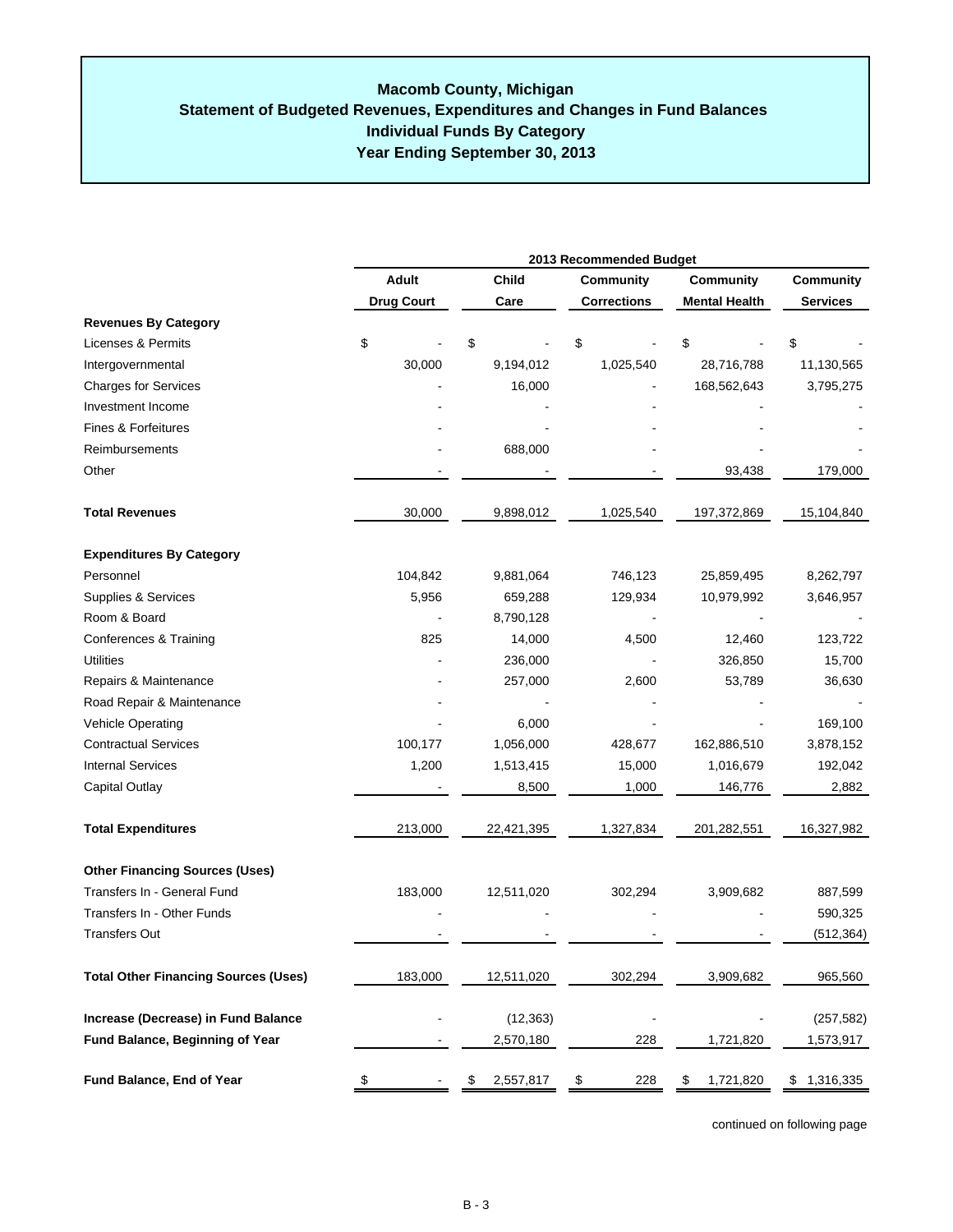# Macomb County, Michigan
## Statement of Budgeted Revenues, Expenditures and Changes in Fund Balances
## Individual Funds By Category
## Year Ending September 30, 2013

| | 2013 Recommended Budget | | | | |
|---|---|---|---|---|---|
| | Adult Drug Court | Child Care | Community Corrections | Community Mental Health | Community Services |
| **Revenues By Category** | | | | | |
| Licenses & Permits | $ - | $ - | $ - | $ - | $ - |
| Intergovernmental | 30,000 | 9,194,012 | 1,025,540 | 28,716,788 | 11,130,565 |
| Charges for Services | - | 16,000 | - | 168,562,643 | 3,795,275 |
| Investment Income | - | - | - | - | - |
| Fines & Forfeitures | - | - | - | - | - |
| Reimbursements | - | 688,000 | - | - | - |
| Other | - | - | - | 93,438 | 179,000 |
| **Total Revenues** | 30,000 | 9,898,012 | 1,025,540 | 197,372,869 | 15,104,840 |
| **Expenditures By Category** | | | | | |
| Personnel | 104,842 | 9,881,064 | 746,123 | 25,859,495 | 8,262,797 |
| Supplies & Services | 5,956 | 659,288 | 129,934 | 10,979,992 | 3,646,957 |
| Room & Board | - | 8,790,128 | - | - | - |
| Conferences & Training | 825 | 14,000 | 4,500 | 12,460 | 123,722 |
| Utilities | - | 236,000 | - | 326,850 | 15,700 |
| Repairs & Maintenance | - | 257,000 | 2,600 | 53,789 | 36,630 |
| Road Repair & Maintenance | - | - | - | - | - |
| Vehicle Operating | - | 6,000 | - | - | 169,100 |
| Contractual Services | 100,177 | 1,056,000 | 428,677 | 162,886,510 | 3,878,152 |
| Internal Services | 1,200 | 1,513,415 | 15,000 | 1,016,679 | 192,042 |
| Capital Outlay | - | 8,500 | 1,000 | 146,776 | 2,882 |
| **Total Expenditures** | 213,000 | 22,421,395 | 1,327,834 | 201,282,551 | 16,327,982 |
| **Other Financing Sources (Uses)** | | | | | |
| Transfers In - General Fund | 183,000 | 12,511,020 | 302,294 | 3,909,682 | 887,599 |
| Transfers In - Other Funds | - | - | - | - | 590,325 |
| Transfers Out | - | - | - | - | (512,364) |
| **Total Other Financing Sources (Uses)** | 183,000 | 12,511,020 | 302,294 | 3,909,682 | 965,560 |
| **Increase (Decrease) in Fund Balance** | - | (12,363) | - | - | (257,582) |
| **Fund Balance, Beginning of Year** | - | 2,570,180 | 228 | 1,721,820 | 1,573,917 |
| **Fund Balance, End of Year** | $ - | $ 2,557,817 | $ 228 | $ 1,721,820 | $ 1,316,335 |

continued on following page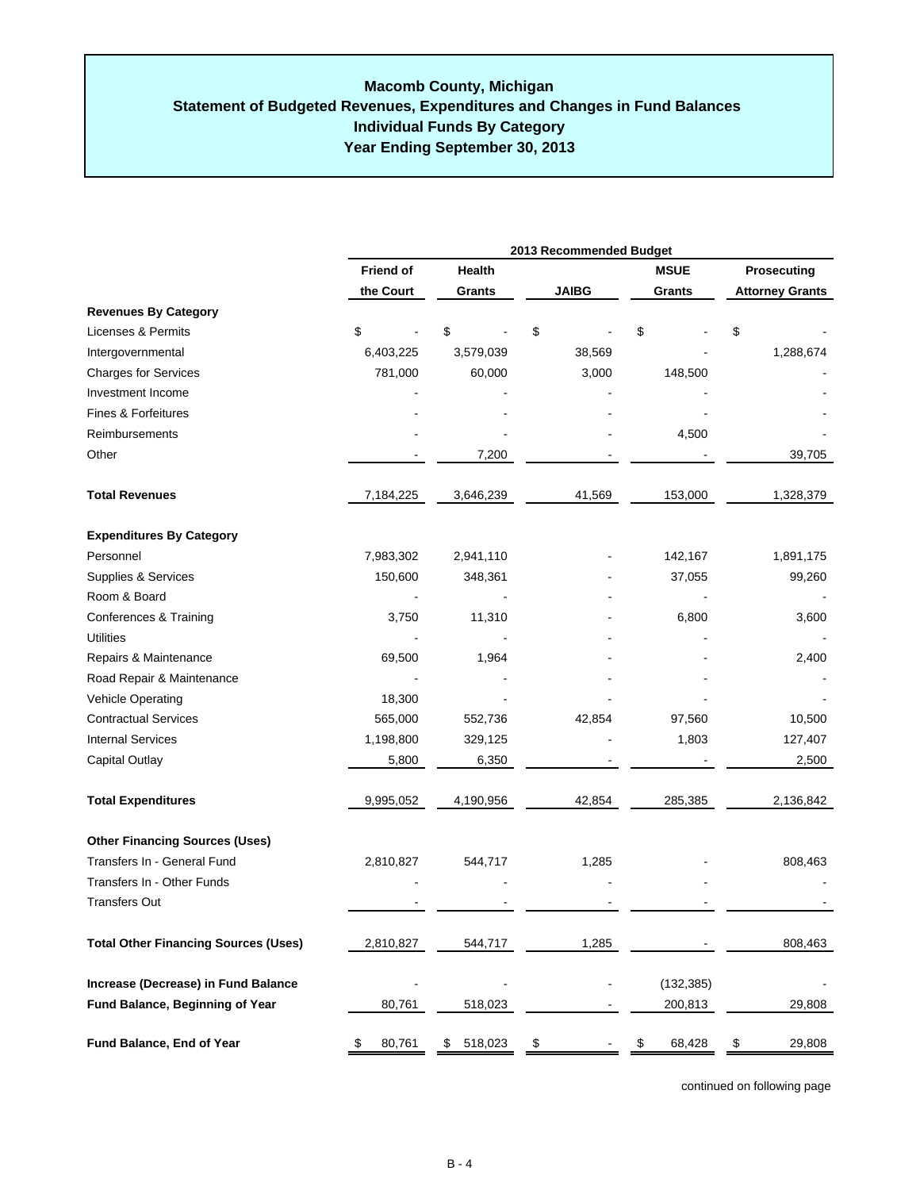## Macomb County, Michigan
## Statement of Budgeted Revenues, Expenditures and Changes in Fund Balances
## Individual Funds By Category
## Year Ending September 30, 2013

| | 2013 Recommended Budget | | | | |
|---|---|---|---|---|---|
| | Friend of the Court | Health Grants | JAIBG | MSUE Grants | Prosecuting Attorney Grants |
| **Revenues By Category** | | | | | |
| Licenses & Permits | $ - | $ - | $ - | $ - | $ - |
| Intergovernmental | 6,403,225 | 3,579,039 | 38,569 | - | 1,288,674 |
| Charges for Services | 781,000 | 60,000 | 3,000 | 148,500 | - |
| Investment Income | - | - | - | - | - |
| Fines & Forfeitures | - | - | - | - | - |
| Reimbursements | - | - | - | 4,500 | - |
| Other | - | 7,200 | - | - | 39,705 |
| **Total Revenues** | 7,184,225 | 3,646,239 | 41,569 | 153,000 | 1,328,379 |
| **Expenditures By Category** | | | | | |
| Personnel | 7,983,302 | 2,941,110 | - | 142,167 | 1,891,175 |
| Supplies & Services | 150,600 | 348,361 | - | 37,055 | 99,260 |
| Room & Board | - | - | - | - | - |
| Conferences & Training | 3,750 | 11,310 | - | 6,800 | 3,600 |
| Utilities | - | - | - | - | - |
| Repairs & Maintenance | 69,500 | 1,964 | - | - | 2,400 |
| Road Repair & Maintenance | - | - | - | - | - |
| Vehicle Operating | 18,300 | - | - | - | - |
| Contractual Services | 565,000 | 552,736 | 42,854 | 97,560 | 10,500 |
| Internal Services | 1,198,800 | 329,125 | - | 1,803 | 127,407 |
| Capital Outlay | 5,800 | 6,350 | - | - | 2,500 |
| **Total Expenditures** | 9,995,052 | 4,190,956 | 42,854 | 285,385 | 2,136,842 |
| **Other Financing Sources (Uses)** | | | | | |
| Transfers In - General Fund | 2,810,827 | 544,717 | 1,285 | - | 808,463 |
| Transfers In - Other Funds | - | - | - | - | - |
| Transfers Out | - | - | - | - | - |
| **Total Other Financing Sources (Uses)** | 2,810,827 | 544,717 | 1,285 | - | 808,463 |
| **Increase (Decrease) in Fund Balance** | - | - | - | (132,385) | - |
| **Fund Balance, Beginning of Year** | 80,761 | 518,023 | - | 200,813 | 29,808 |
| **Fund Balance, End of Year** | $ 80,761 | $ 518,023 | $ - | $ 68,428 | $ 29,808 |

continued on following page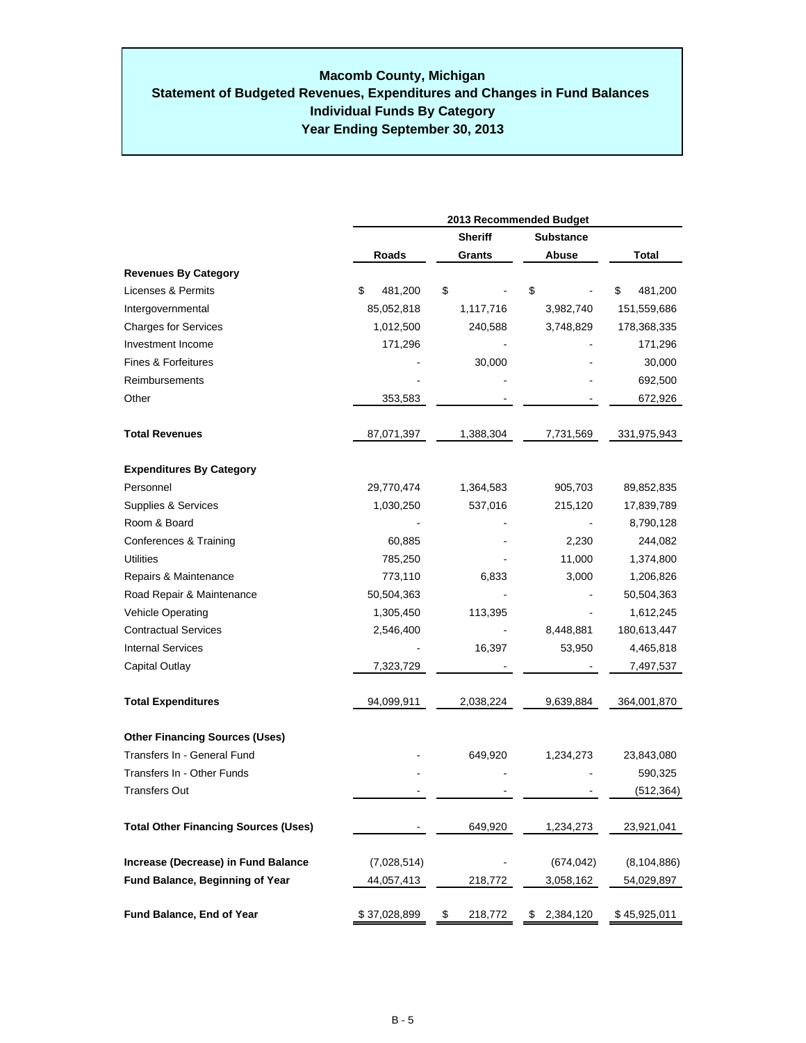# Macomb County, Michigan
## Statement of Budgeted Revenues, Expenditures and Changes in Fund Balances
## Individual Funds By Category
## Year Ending September 30, 2013

| | 2013 Recommended Budget | | | |
|---|---|---|---|---|
| | Roads | Sheriff Grants | Substance Abuse | Total |
| **Revenues By Category** | | | | |
| Licenses & Permits | $ 481,200 | $ - | $ - | $ 481,200 |
| Intergovernmental | 85,052,818 | 1,117,716 | 3,982,740 | 151,559,686 |
| Charges for Services | 1,012,500 | 240,588 | 3,748,829 | 178,368,335 |
| Investment Income | 171,296 | - | - | 171,296 |
| Fines & Forfeitures | - | 30,000 | - | 30,000 |
| Reimbursements | - | - | - | 692,500 |
| Other | 353,583 | - | - | 672,926 |
| **Total Revenues** | 87,071,397 | 1,388,304 | 7,731,569 | 331,975,943 |
| **Expenditures By Category** | | | | |
| Personnel | 29,770,474 | 1,364,583 | 905,703 | 89,852,835 |
| Supplies & Services | 1,030,250 | 537,016 | 215,120 | 17,839,789 |
| Room & Board | - | - | - | 8,790,128 |
| Conferences & Training | 60,885 | - | 2,230 | 244,082 |
| Utilities | 785,250 | - | 11,000 | 1,374,800 |
| Repairs & Maintenance | 773,110 | 6,833 | 3,000 | 1,206,826 |
| Road Repair & Maintenance | 50,504,363 | - | - | 50,504,363 |
| Vehicle Operating | 1,305,450 | 113,395 | - | 1,612,245 |
| Contractual Services | 2,546,400 | - | 8,448,881 | 180,613,447 |
| Internal Services | - | 16,397 | 53,950 | 4,465,818 |
| Capital Outlay | 7,323,729 | - | - | 7,497,537 |
| **Total Expenditures** | 94,099,911 | 2,038,224 | 9,639,884 | 364,001,870 |
| **Other Financing Sources (Uses)** | | | | |
| Transfers In - General Fund | - | 649,920 | 1,234,273 | 23,843,080 |
| Transfers In - Other Funds | - | - | - | 590,325 |
| Transfers Out | - | - | - | (512,364) |
| **Total Other Financing Sources (Uses)** | - | 649,920 | 1,234,273 | 23,921,041 |
| **Increase (Decrease) in Fund Balance** | (7,028,514) | - | (674,042) | (8,104,886) |
| **Fund Balance, Beginning of Year** | 44,057,413 | 218,772 | 3,058,162 | 54,029,897 |
| **Fund Balance, End of Year** | $ 37,028,899 | $ 218,772 | $ 2,384,120 | $ 45,925,011 |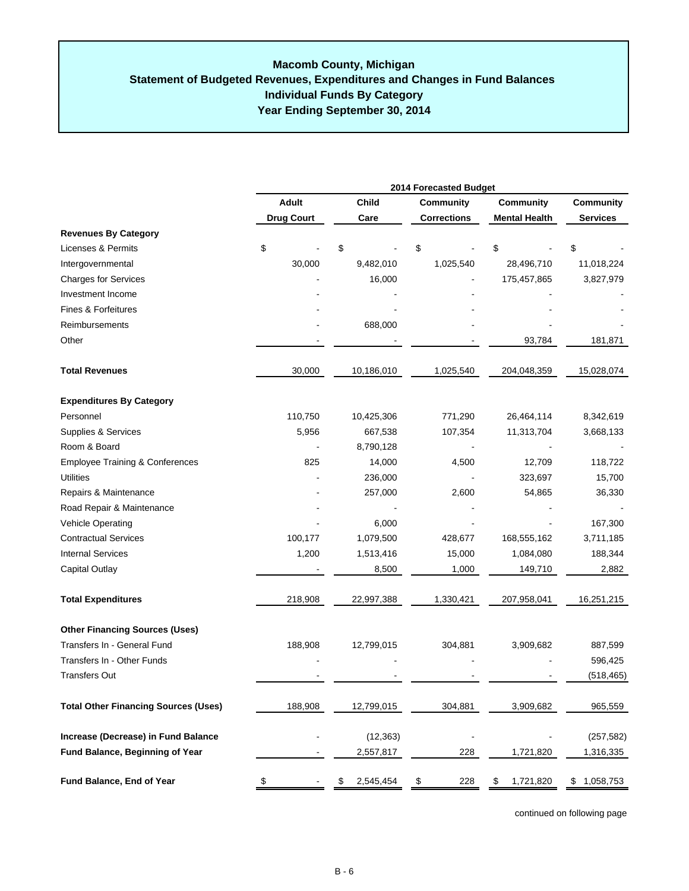# Macomb County, Michigan
## Statement of Budgeted Revenues, Expenditures and Changes in Fund Balances
## Individual Funds By Category
## Year Ending September 30, 2014

| | 2014 Forecasted Budget | | | | |
|---|---|---|---|---|---|
| | Adult Drug Court | Child Care | Community Corrections | Community Mental Health | Community Services |
| **Revenues By Category** | | | | | |
| Licenses & Permits | $ - | $ - | $ - | $ - | $ - |
| Intergovernmental | 30,000 | 9,482,010 | 1,025,540 | 28,496,710 | 11,018,224 |
| Charges for Services | - | 16,000 | - | 175,457,865 | 3,827,979 |
| Investment Income | - | - | - | - | - |
| Fines & Forfeitures | - | - | - | - | - |
| Reimbursements | - | 688,000 | - | - | - |
| Other | - | - | - | 93,784 | 181,871 |
| **Total Revenues** | 30,000 | 10,186,010 | 1,025,540 | 204,048,359 | 15,028,074 |
| **Expenditures By Category** | | | | | |
| Personnel | 110,750 | 10,425,306 | 771,290 | 26,464,114 | 8,342,619 |
| Supplies & Services | 5,956 | 667,538 | 107,354 | 11,313,704 | 3,668,133 |
| Room & Board | - | 8,790,128 | - | - | - |
| Employee Training & Conferences | 825 | 14,000 | 4,500 | 12,709 | 118,722 |
| Utilities | - | 236,000 | - | 323,697 | 15,700 |
| Repairs & Maintenance | - | 257,000 | 2,600 | 54,865 | 36,330 |
| Road Repair & Maintenance | - | - | - | - | - |
| Vehicle Operating | - | 6,000 | - | - | 167,300 |
| Contractual Services | 100,177 | 1,079,500 | 428,677 | 168,555,162 | 3,711,185 |
| Internal Services | 1,200 | 1,513,416 | 15,000 | 1,084,080 | 188,344 |
| Capital Outlay | - | 8,500 | 1,000 | 149,710 | 2,882 |
| **Total Expenditures** | 218,908 | 22,997,388 | 1,330,421 | 207,958,041 | 16,251,215 |
| **Other Financing Sources (Uses)** | | | | | |
| Transfers In - General Fund | 188,908 | 12,799,015 | 304,881 | 3,909,682 | 887,599 |
| Transfers In - Other Funds | - | - | - | - | 596,425 |
| Transfers Out | - | - | - | - | (518,465) |
| **Total Other Financing Sources (Uses)** | 188,908 | 12,799,015 | 304,881 | 3,909,682 | 965,559 |
| **Increase (Decrease) in Fund Balance** | - | (12,363) | - | - | (257,582) |
| **Fund Balance, Beginning of Year** | - | 2,557,817 | 228 | 1,721,820 | 1,316,335 |
| **Fund Balance, End of Year** | $ - | $ 2,545,454 | $ 228 | $ 1,721,820 | $ 1,058,753 |

continued on following page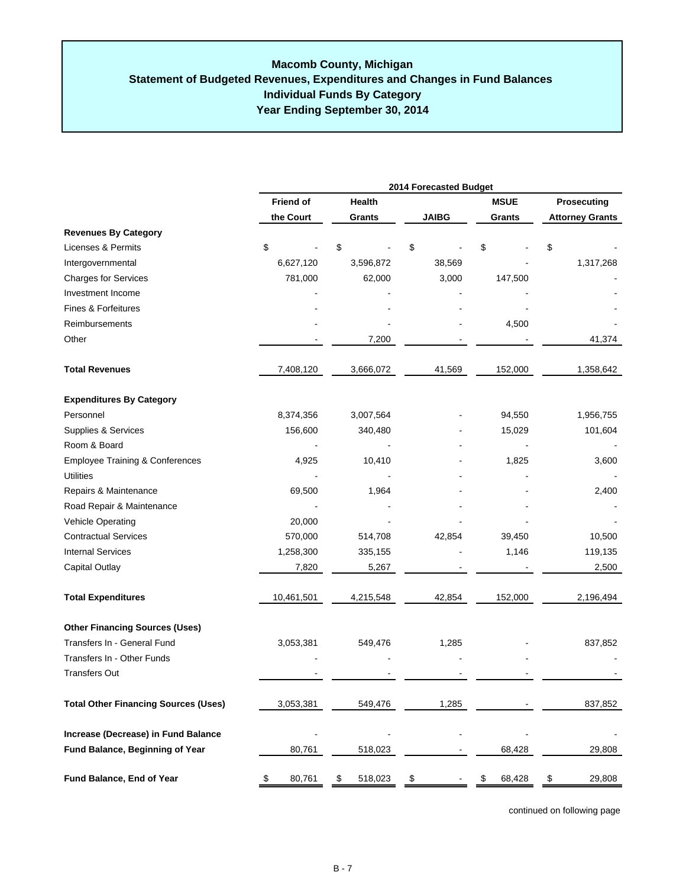# Macomb County, Michigan
## Statement of Budgeted Revenues, Expenditures and Changes in Fund Balances
## Individual Funds By Category
## Year Ending September 30, 2014

| | 2014 Forecasted Budget | | | | |
|---|---|---|---|---|---|
| | Friend of the Court | Health Grants | JAIBG | MSUE Grants | Prosecuting Attorney Grants |
| **Revenues By Category** | | | | | |
| Licenses & Permits | $ - | $ - | $ - | $ - | $ - |
| Intergovernmental | 6,627,120 | 3,596,872 | 38,569 | - | 1,317,268 |
| Charges for Services | 781,000 | 62,000 | 3,000 | 147,500 | - |
| Investment Income | - | - | - | - | - |
| Fines & Forfeitures | - | - | - | - | - |
| Reimbursements | - | - | - | 4,500 | - |
| Other | - | 7,200 | - | - | 41,374 |
| **Total Revenues** | 7,408,120 | 3,666,072 | 41,569 | 152,000 | 1,358,642 |
| **Expenditures By Category** | | | | | |
| Personnel | 8,374,356 | 3,007,564 | - | 94,550 | 1,956,755 |
| Supplies & Services | 156,600 | 340,480 | - | 15,029 | 101,604 |
| Room & Board | - | - | - | - | - |
| Employee Training & Conferences | 4,925 | 10,410 | - | 1,825 | 3,600 |
| Utilities | - | - | - | - | - |
| Repairs & Maintenance | 69,500 | 1,964 | - | - | 2,400 |
| Road Repair & Maintenance | - | - | - | - | - |
| Vehicle Operating | 20,000 | - | - | - | - |
| Contractual Services | 570,000 | 514,708 | 42,854 | 39,450 | 10,500 |
| Internal Services | 1,258,300 | 335,155 | - | 1,146 | 119,135 |
| Capital Outlay | 7,820 | 5,267 | - | - | 2,500 |
| **Total Expenditures** | 10,461,501 | 4,215,548 | 42,854 | 152,000 | 2,196,494 |
| **Other Financing Sources (Uses)** | | | | | |
| Transfers In - General Fund | 3,053,381 | 549,476 | 1,285 | - | 837,852 |
| Transfers In - Other Funds | - | - | - | - | - |
| Transfers Out | - | - | - | - | - |
| **Total Other Financing Sources (Uses)** | 3,053,381 | 549,476 | 1,285 | - | 837,852 |
| **Increase (Decrease) in Fund Balance** | - | - | - | - | - |
| **Fund Balance, Beginning of Year** | 80,761 | 518,023 | - | 68,428 | 29,808 |
| **Fund Balance, End of Year** | $ 80,761 | $ 518,023 | $ - | $ 68,428 | $ 29,808 |

continued on following page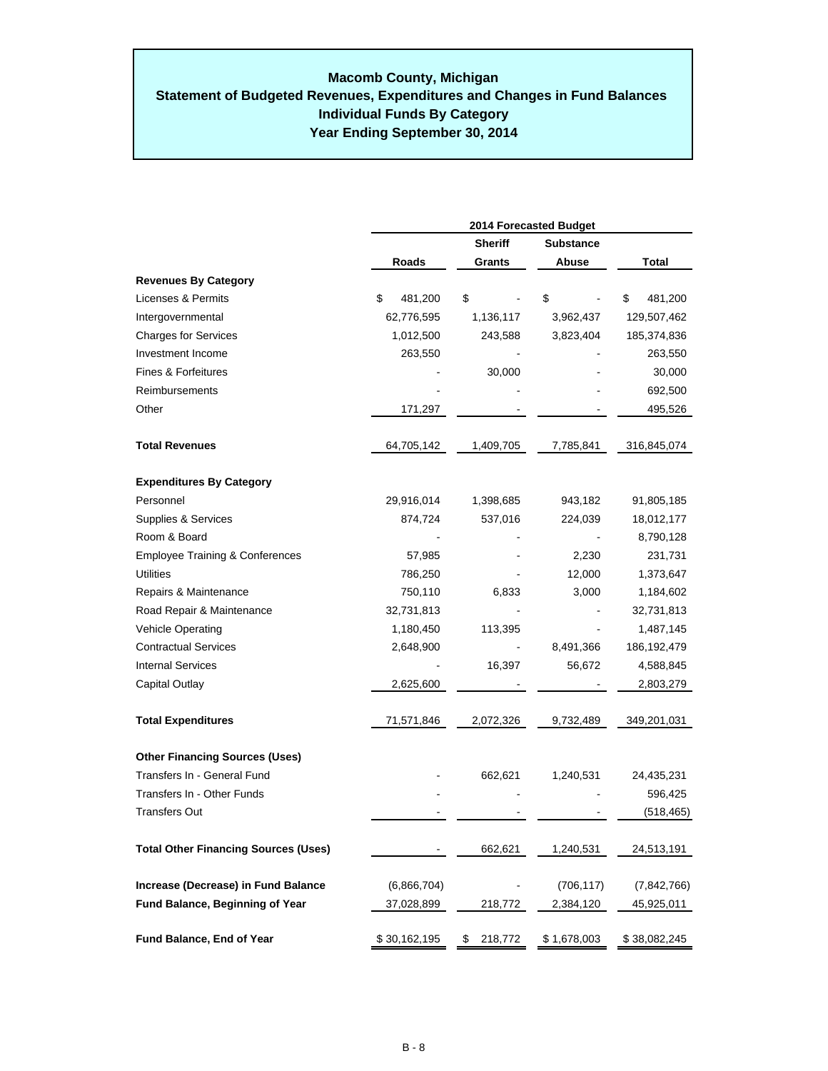# Macomb County, Michigan
## Statement of Budgeted Revenues, Expenditures and Changes in Fund Balances
## Individual Funds By Category
## Year Ending September 30, 2014

| | 2014 Forecasted Budget | | | |
|---|---|---|---|---|
| | Roads | Sheriff Grants | Substance Abuse | Total |
| **Revenues By Category** | | | | |
| Licenses & Permits | $ 481,200 | $ - | $ - | $ 481,200 |
| Intergovernmental | 62,776,595 | 1,136,117 | 3,962,437 | 129,507,462 |
| Charges for Services | 1,012,500 | 243,588 | 3,823,404 | 185,374,836 |
| Investment Income | 263,550 | - | - | 263,550 |
| Fines & Forfeitures | - | 30,000 | - | 30,000 |
| Reimbursements | - | - | - | 692,500 |
| Other | 171,297 | - | - | 495,526 |
| **Total Revenues** | 64,705,142 | 1,409,705 | 7,785,841 | 316,845,074 |
| **Expenditures By Category** | | | | |
| Personnel | 29,916,014 | 1,398,685 | 943,182 | 91,805,185 |
| Supplies & Services | 874,724 | 537,016 | 224,039 | 18,012,177 |
| Room & Board | - | - | - | 8,790,128 |
| Employee Training & Conferences | 57,985 | - | 2,230 | 231,731 |
| Utilities | 786,250 | - | 12,000 | 1,373,647 |
| Repairs & Maintenance | 750,110 | 6,833 | 3,000 | 1,184,602 |
| Road Repair & Maintenance | 32,731,813 | - | - | 32,731,813 |
| Vehicle Operating | 1,180,450 | 113,395 | - | 1,487,145 |
| Contractual Services | 2,648,900 | - | 8,491,366 | 186,192,479 |
| Internal Services | - | 16,397 | 56,672 | 4,588,845 |
| Capital Outlay | 2,625,600 | - | - | 2,803,279 |
| **Total Expenditures** | 71,571,846 | 2,072,326 | 9,732,489 | 349,201,031 |
| **Other Financing Sources (Uses)** | | | | |
| Transfers In - General Fund | - | 662,621 | 1,240,531 | 24,435,231 |
| Transfers In - Other Funds | - | - | - | 596,425 |
| Transfers Out | - | - | - | (518,465) |
| **Total Other Financing Sources (Uses)** | - | 662,621 | 1,240,531 | 24,513,191 |
| **Increase (Decrease) in Fund Balance** | (6,866,704) | - | (706,117) | (7,842,766) |
| **Fund Balance, Beginning of Year** | 37,028,899 | 218,772 | 2,384,120 | 45,925,011 |
| **Fund Balance, End of Year** | $ 30,162,195 | $ 218,772 | $ 1,678,003 | $ 38,082,245 |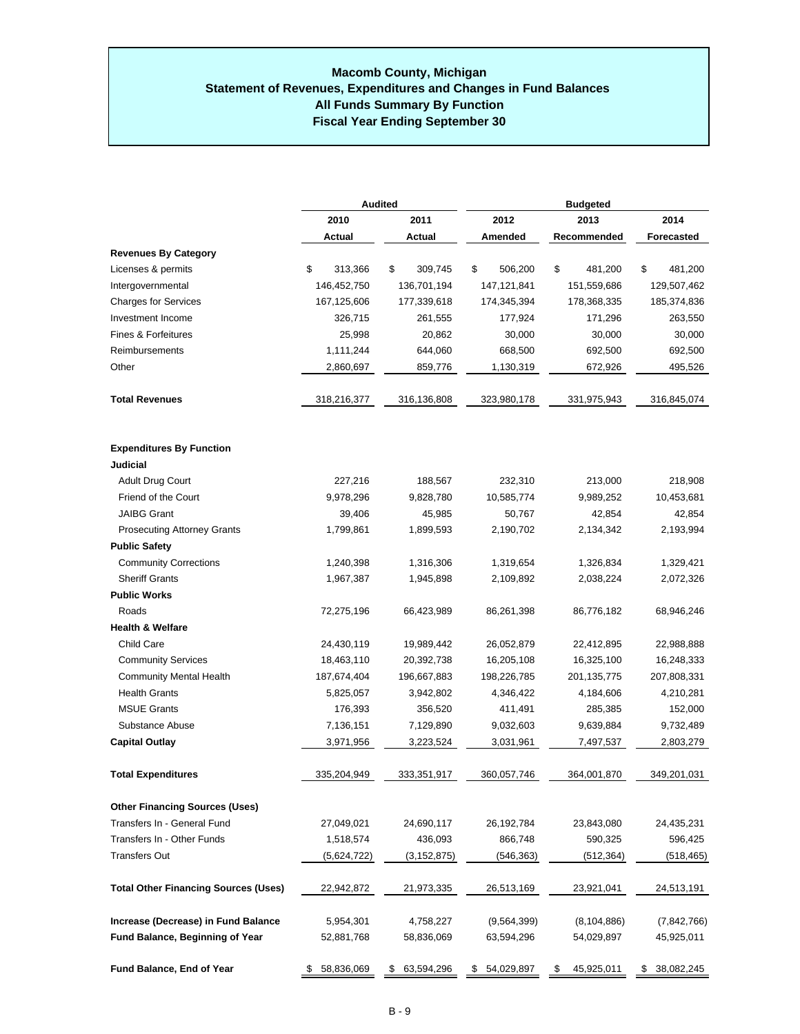# Macomb County, Michigan
## Statement of Revenues, Expenditures and Changes in Fund Balances
## All Funds Summary By Function
## Fiscal Year Ending September 30

| | Audited | | Budgeted | | |
|---|---|---|---|---|---|
| | 2010 | 2011 | 2012 | 2013 | 2014 |
| | Actual | Actual | Amended | Recommended | Forecasted |
| **Revenues By Category** | | | | | |
| Licenses & permits | $ 313,366 | $ 309,745 | $ 506,200 | $ 481,200 | $ 481,200 |
| Intergovernmental | 146,452,750 | 136,701,194 | 147,121,841 | 151,559,686 | 129,507,462 |
| Charges for Services | 167,125,606 | 177,339,618 | 174,345,394 | 178,368,335 | 185,374,836 |
| Investment Income | 326,715 | 261,555 | 177,924 | 171,296 | 263,550 |
| Fines & Forfeitures | 25,998 | 20,862 | 30,000 | 30,000 | 30,000 |
| Reimbursements | 1,111,244 | 644,060 | 668,500 | 692,500 | 692,500 |
| Other | 2,860,697 | 859,776 | 1,130,319 | 672,926 | 495,526 |
| **Total Revenues** | 318,216,377 | 316,136,808 | 323,980,178 | 331,975,943 | 316,845,074 |
| **Expenditures By Function** | | | | | |
| **Judicial** | | | | | |
| Adult Drug Court | 227,216 | 188,567 | 232,310 | 213,000 | 218,908 |
| Friend of the Court | 9,978,296 | 9,828,780 | 10,585,774 | 9,989,252 | 10,453,681 |
| JAIBG Grant | 39,406 | 45,985 | 50,767 | 42,854 | 42,854 |
| Prosecuting Attorney Grants | 1,799,861 | 1,899,593 | 2,190,702 | 2,134,342 | 2,193,994 |
| **Public Safety** | | | | | |
| Community Corrections | 1,240,398 | 1,316,306 | 1,319,654 | 1,326,834 | 1,329,421 |
| Sheriff Grants | 1,967,387 | 1,945,898 | 2,109,892 | 2,038,224 | 2,072,326 |
| **Public Works** | | | | | |
| Roads | 72,275,196 | 66,423,989 | 86,261,398 | 86,776,182 | 68,946,246 |
| **Health & Welfare** | | | | | |
| Child Care | 24,430,119 | 19,989,442 | 26,052,879 | 22,412,895 | 22,988,888 |
| Community Services | 18,463,110 | 20,392,738 | 16,205,108 | 16,325,100 | 16,248,333 |
| Community Mental Health | 187,674,404 | 196,667,883 | 198,226,785 | 201,135,775 | 207,808,331 |
| Health Grants | 5,825,057 | 3,942,802 | 4,346,422 | 4,184,606 | 4,210,281 |
| MSUE Grants | 176,393 | 356,520 | 411,491 | 285,385 | 152,000 |
| Substance Abuse | 7,136,151 | 7,129,890 | 9,032,603 | 9,639,884 | 9,732,489 |
| **Capital Outlay** | 3,971,956 | 3,223,524 | 3,031,961 | 7,497,537 | 2,803,279 |
| **Total Expenditures** | 335,204,949 | 333,351,917 | 360,057,746 | 364,001,870 | 349,201,031 |
| **Other Financing Sources (Uses)** | | | | | |
| Transfers In - General Fund | 27,049,021 | 24,690,117 | 26,192,784 | 23,843,080 | 24,435,231 |
| Transfers In - Other Funds | 1,518,574 | 436,093 | 866,748 | 590,325 | 596,425 |
| Transfers Out | (5,624,722) | (3,152,875) | (546,363) | (512,364) | (518,465) |
| **Total Other Financing Sources (Uses)** | 22,942,872 | 21,973,335 | 26,513,169 | 23,921,041 | 24,513,191 |
| **Increase (Decrease) in Fund Balance** | 5,954,301 | 4,758,227 | (9,564,399) | (8,104,886) | (7,842,766) |
| **Fund Balance, Beginning of Year** | 52,881,768 | 58,836,069 | 63,594,296 | 54,029,897 | 45,925,011 |
| **Fund Balance, End of Year** | $ 58,836,069 | $ 63,594,296 | $ 54,029,897 | $ 45,925,011 | $ 38,082,245 |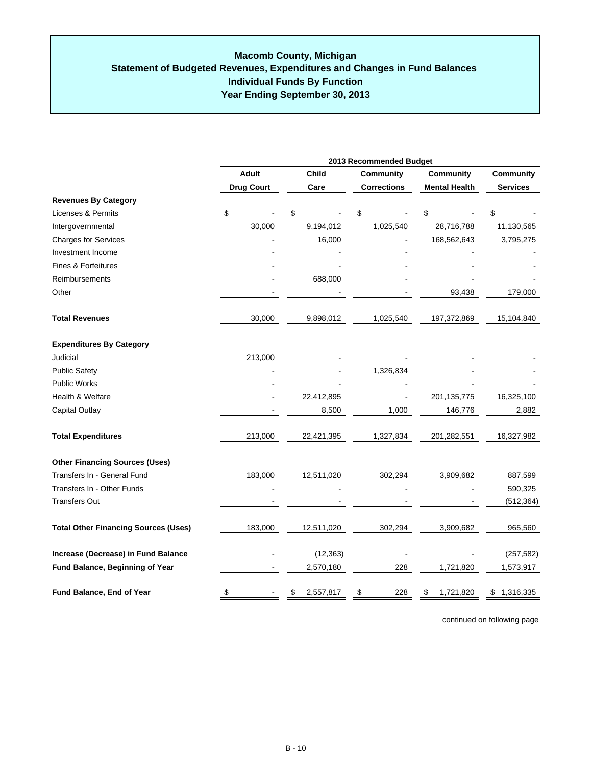# Macomb County, Michigan
## Statement of Budgeted Revenues, Expenditures and Changes in Fund Balances
## Individual Funds By Function
## Year Ending September 30, 2013

| | 2013 Recommended Budget | | | | |
|---|---|---|---|---|---|
| | Adult Drug Court | Child Care | Community Corrections | Community Mental Health | Community Services |
| **Revenues By Category** | | | | | |
| Licenses & Permits | $ - | $ - | $ - | $ - | $ - |
| Intergovernmental | 30,000 | 9,194,012 | 1,025,540 | 28,716,788 | 11,130,565 |
| Charges for Services | - | 16,000 | - | 168,562,643 | 3,795,275 |
| Investment Income | - | - | - | - | - |
| Fines & Forfeitures | - | - | - | - | - |
| Reimbursements | - | 688,000 | - | - | - |
| Other | - | - | - | 93,438 | 179,000 |
| **Total Revenues** | 30,000 | 9,898,012 | 1,025,540 | 197,372,869 | 15,104,840 |
| **Expenditures By Category** | | | | | |
| Judicial | 213,000 | - | - | - | - |
| Public Safety | - | - | 1,326,834 | - | - |
| Public Works | - | - | - | - | - |
| Health & Welfare | - | 22,412,895 | - | 201,135,775 | 16,325,100 |
| Capital Outlay | - | 8,500 | 1,000 | 146,776 | 2,882 |
| **Total Expenditures** | 213,000 | 22,421,395 | 1,327,834 | 201,282,551 | 16,327,982 |
| **Other Financing Sources (Uses)** | | | | | |
| Transfers In - General Fund | 183,000 | 12,511,020 | 302,294 | 3,909,682 | 887,599 |
| Transfers In - Other Funds | - | - | - | - | 590,325 |
| Transfers Out | - | - | - | - | (512,364) |
| **Total Other Financing Sources (Uses)** | 183,000 | 12,511,020 | 302,294 | 3,909,682 | 965,560 |
| **Increase (Decrease) in Fund Balance** | - | (12,363) | - | - | (257,582) |
| **Fund Balance, Beginning of Year** | - | 2,570,180 | 228 | 1,721,820 | 1,573,917 |
| **Fund Balance, End of Year** | $ - | $ 2,557,817 | $ 228 | $ 1,721,820 | $ 1,316,335 |

continued on following page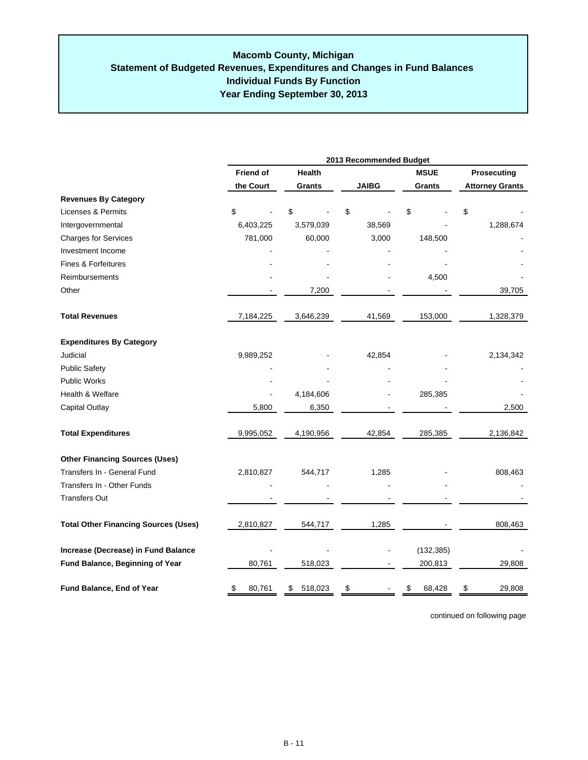# Macomb County, Michigan
## Statement of Budgeted Revenues, Expenditures and Changes in Fund Balances
## Individual Funds By Function
## Year Ending September 30, 2013

| | 2013 Recommended Budget | | | | |
|---|---|---|---|---|---|
| | Friend of the Court | Health Grants | JAIBG | MSUE Grants | Prosecuting Attorney Grants |
| **Revenues By Category** | | | | | |
| Licenses & Permits | $ - | $ - | $ - | $ - | $ - |
| Intergovernmental | 6,403,225 | 3,579,039 | 38,569 | - | 1,288,674 |
| Charges for Services | 781,000 | 60,000 | 3,000 | 148,500 | - |
| Investment Income | - | - | - | - | - |
| Fines & Forfeitures | - | - | - | - | - |
| Reimbursements | - | - | - | 4,500 | - |
| Other | - | 7,200 | - | - | 39,705 |
| **Total Revenues** | 7,184,225 | 3,646,239 | 41,569 | 153,000 | 1,328,379 |
| **Expenditures By Category** | | | | | |
| Judicial | 9,989,252 | - | 42,854 | - | 2,134,342 |
| Public Safety | - | - | - | - | - |
| Public Works | - | - | - | - | - |
| Health & Welfare | - | 4,184,606 | - | 285,385 | - |
| Capital Outlay | 5,800 | 6,350 | - | - | 2,500 |
| **Total Expenditures** | 9,995,052 | 4,190,956 | 42,854 | 285,385 | 2,136,842 |
| **Other Financing Sources (Uses)** | | | | | |
| Transfers In - General Fund | 2,810,827 | 544,717 | 1,285 | - | 808,463 |
| Transfers In - Other Funds | - | - | - | - | - |
| Transfers Out | - | - | - | - | - |
| **Total Other Financing Sources (Uses)** | 2,810,827 | 544,717 | 1,285 | - | 808,463 |
| **Increase (Decrease) in Fund Balance** | - | - | - | (132,385) | - |
| **Fund Balance, Beginning of Year** | 80,761 | 518,023 | - | 200,813 | 29,808 |
| **Fund Balance, End of Year** | $ 80,761 | $ 518,023 | $ - | $ 68,428 | $ 29,808 |

continued on following page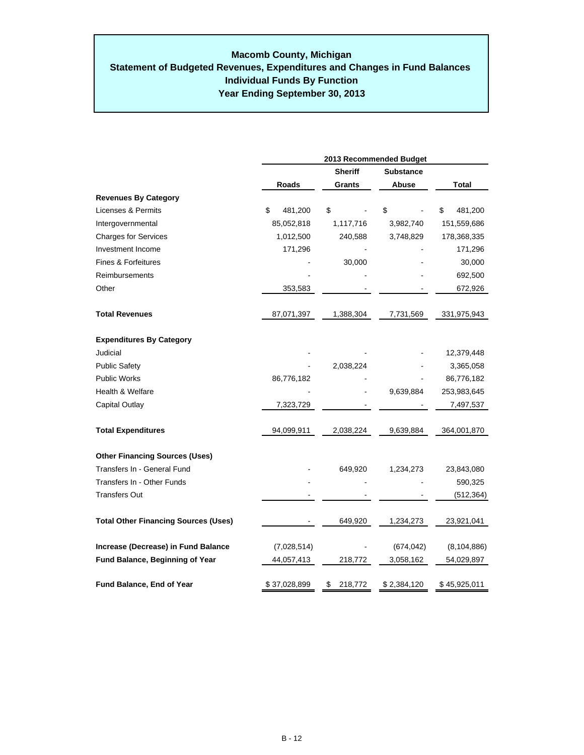# Macomb County, Michigan
## Statement of Budgeted Revenues, Expenditures and Changes in Fund Balances
## Individual Funds By Function
## Year Ending September 30, 2013

| | 2013 Recommended Budget | | | |
|---|---|---|---|---|
| | Roads | Sheriff Grants | Substance Abuse | Total |
| **Revenues By Category** | | | | |
| Licenses & Permits | $ 481,200 | $ - | $ - | $ 481,200 |
| Intergovernmental | 85,052,818 | 1,117,716 | 3,982,740 | 151,559,686 |
| Charges for Services | 1,012,500 | 240,588 | 3,748,829 | 178,368,335 |
| Investment Income | 171,296 | - | - | 171,296 |
| Fines & Forfeitures | - | 30,000 | - | 30,000 |
| Reimbursements | - | - | - | 692,500 |
| Other | 353,583 | - | - | 672,926 |
| **Total Revenues** | 87,071,397 | 1,388,304 | 7,731,569 | 331,975,943 |
| **Expenditures By Category** | | | | |
| Judicial | - | - | - | 12,379,448 |
| Public Safety | - | 2,038,224 | - | 3,365,058 |
| Public Works | 86,776,182 | - | - | 86,776,182 |
| Health & Welfare | - | - | 9,639,884 | 253,983,645 |
| Capital Outlay | 7,323,729 | - | - | 7,497,537 |
| **Total Expenditures** | 94,099,911 | 2,038,224 | 9,639,884 | 364,001,870 |
| **Other Financing Sources (Uses)** | | | | |
| Transfers In - General Fund | - | 649,920 | 1,234,273 | 23,843,080 |
| Transfers In - Other Funds | - | - | - | 590,325 |
| Transfers Out | - | - | - | (512,364) |
| **Total Other Financing Sources (Uses)** | - | 649,920 | 1,234,273 | 23,921,041 |
| **Increase (Decrease) in Fund Balance** | (7,028,514) | - | (674,042) | (8,104,886) |
| **Fund Balance, Beginning of Year** | 44,057,413 | 218,772 | 3,058,162 | 54,029,897 |
| **Fund Balance, End of Year** | $ 37,028,899 | $ 218,772 | $ 2,384,120 | $ 45,925,011 |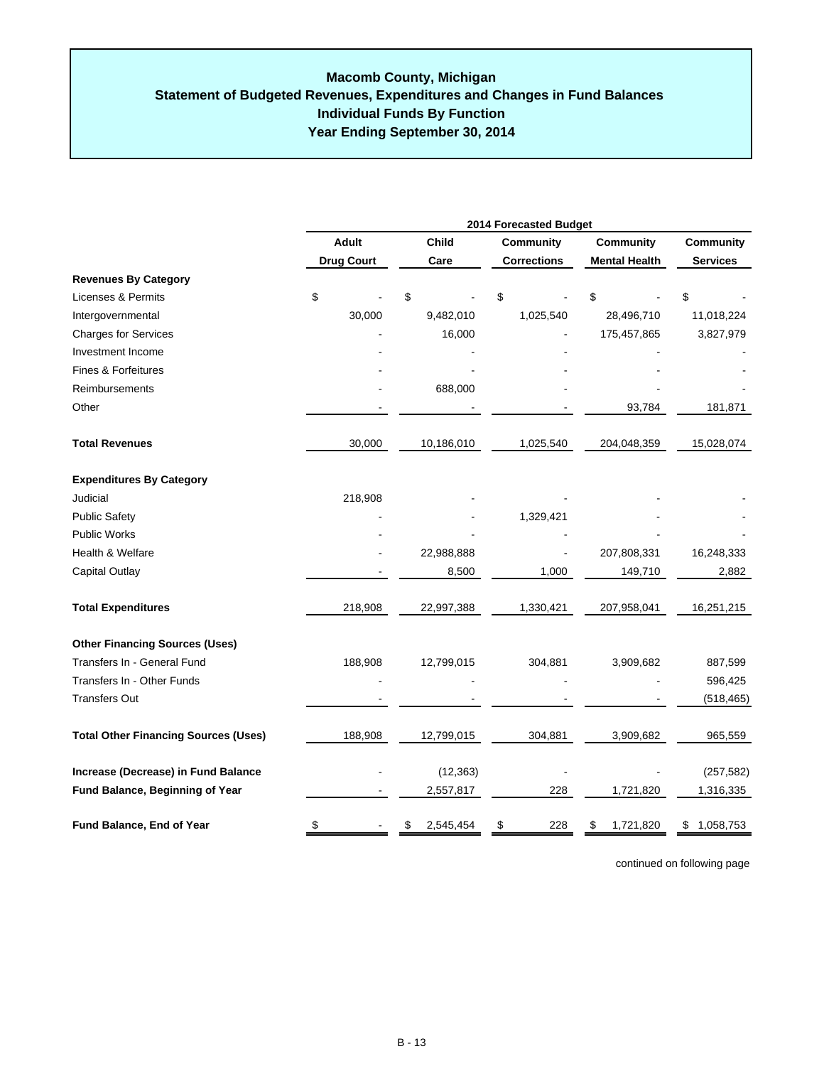# Macomb County, Michigan
## Statement of Budgeted Revenues, Expenditures and Changes in Fund Balances
## Individual Funds By Function
## Year Ending September 30, 2014

| | 2014 Forecasted Budget | | | | |
|---|---|---|---|---|---|
| | Adult Drug Court | Child Care | Community Corrections | Community Mental Health | Community Services |
| **Revenues By Category** | | | | | |
| Licenses & Permits | $ - | $ - | $ - | $ - | $ - |
| Intergovernmental | 30,000 | 9,482,010 | 1,025,540 | 28,496,710 | 11,018,224 |
| Charges for Services | - | 16,000 | - | 175,457,865 | 3,827,979 |
| Investment Income | - | - | - | - | - |
| Fines & Forfeitures | - | - | - | - | - |
| Reimbursements | - | 688,000 | - | - | - |
| Other | - | - | - | 93,784 | 181,871 |
| **Total Revenues** | 30,000 | 10,186,010 | 1,025,540 | 204,048,359 | 15,028,074 |
| **Expenditures By Category** | | | | | |
| Judicial | 218,908 | - | - | - | - |
| Public Safety | - | - | 1,329,421 | - | - |
| Public Works | - | - | - | - | - |
| Health & Welfare | - | 22,988,888 | - | 207,808,331 | 16,248,333 |
| Capital Outlay | - | 8,500 | 1,000 | 149,710 | 2,882 |
| **Total Expenditures** | 218,908 | 22,997,388 | 1,330,421 | 207,958,041 | 16,251,215 |
| **Other Financing Sources (Uses)** | | | | | |
| Transfers In - General Fund | 188,908 | 12,799,015 | 304,881 | 3,909,682 | 887,599 |
| Transfers In - Other Funds | - | - | - | - | 596,425 |
| Transfers Out | - | - | - | - | (518,465) |
| **Total Other Financing Sources (Uses)** | 188,908 | 12,799,015 | 304,881 | 3,909,682 | 965,559 |
| **Increase (Decrease) in Fund Balance** | - | (12,363) | - | - | (257,582) |
| **Fund Balance, Beginning of Year** | - | 2,557,817 | 228 | 1,721,820 | 1,316,335 |
| **Fund Balance, End of Year** | $ - | $ 2,545,454 | $ 228 | $ 1,721,820 | $ 1,058,753 |

continued on following page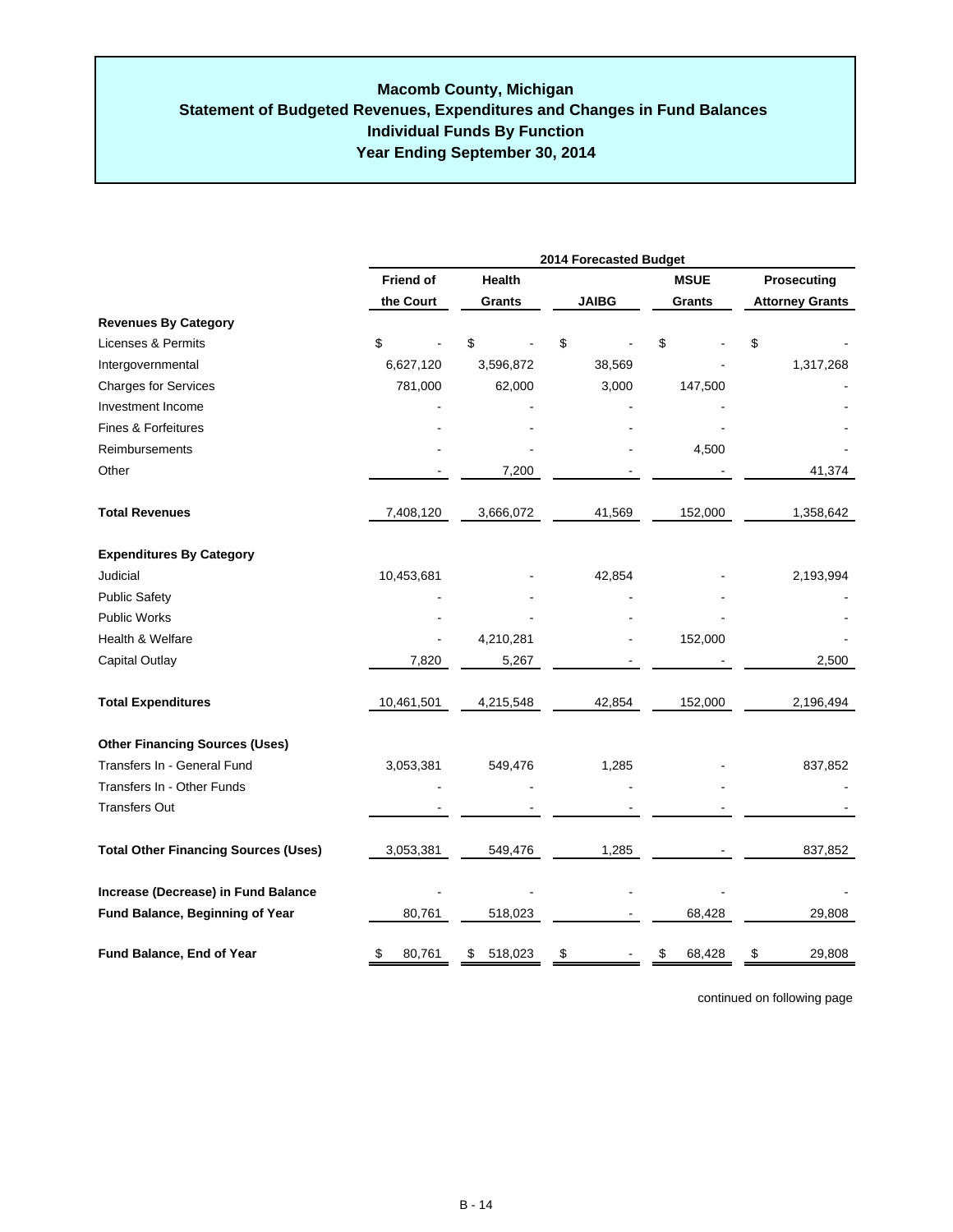# Macomb County, Michigan
## Statement of Budgeted Revenues, Expenditures and Changes in Fund Balances
## Individual Funds By Function
## Year Ending September 30, 2014

| | 2014 Forecasted Budget | | | | |
|---|---|---|---|---|---|
| | Friend of the Court | Health Grants | JAIBG | MSUE Grants | Prosecuting Attorney Grants |
| **Revenues By Category** | | | | | |
| Licenses & Permits | $ - | $ - | $ - | $ - | $ - |
| Intergovernmental | 6,627,120 | 3,596,872 | 38,569 | - | 1,317,268 |
| Charges for Services | 781,000 | 62,000 | 3,000 | 147,500 | - |
| Investment Income | - | - | - | - | - |
| Fines & Forfeitures | - | - | - | - | - |
| Reimbursements | - | - | - | 4,500 | - |
| Other | - | 7,200 | - | - | 41,374 |
| **Total Revenues** | 7,408,120 | 3,666,072 | 41,569 | 152,000 | 1,358,642 |
| **Expenditures By Category** | | | | | |
| Judicial | 10,453,681 | - | 42,854 | - | 2,193,994 |
| Public Safety | - | - | - | - | - |
| Public Works | - | - | - | - | - |
| Health & Welfare | - | 4,210,281 | - | 152,000 | - |
| Capital Outlay | 7,820 | 5,267 | - | - | 2,500 |
| **Total Expenditures** | 10,461,501 | 4,215,548 | 42,854 | 152,000 | 2,196,494 |
| **Other Financing Sources (Uses)** | | | | | |
| Transfers In - General Fund | 3,053,381 | 549,476 | 1,285 | - | 837,852 |
| Transfers In - Other Funds | - | - | - | - | - |
| Transfers Out | - | - | - | - | - |
| **Total Other Financing Sources (Uses)** | 3,053,381 | 549,476 | 1,285 | - | 837,852 |
| **Increase (Decrease) in Fund Balance** | - | - | - | - | - |
| **Fund Balance, Beginning of Year** | 80,761 | 518,023 | - | 68,428 | 29,808 |
| **Fund Balance, End of Year** | $ 80,761 | $ 518,023 | $ - | $ 68,428 | $ 29,808 |

continued on following page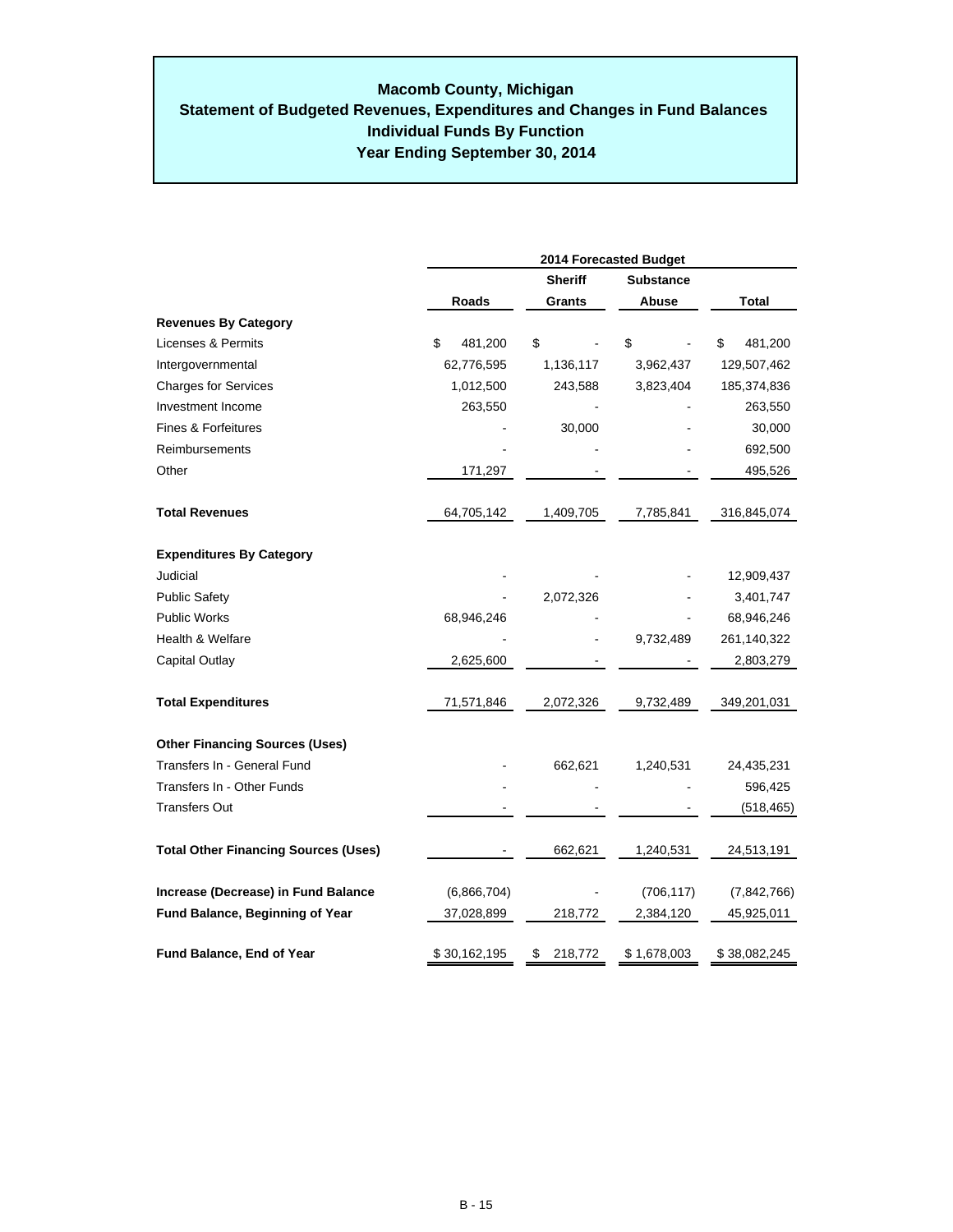# Macomb County, Michigan
## Statement of Budgeted Revenues, Expenditures and Changes in Fund Balances
## Individual Funds By Function
## Year Ending September 30, 2014

| | 2014 Forecasted Budget | | | |
|---|---|---|---|---|
| | Roads | Sheriff Grants | Substance Abuse | Total |
| **Revenues By Category** | | | | |
| Licenses & Permits | $ 481,200 | $ - | $ - | $ 481,200 |
| Intergovernmental | 62,776,595 | 1,136,117 | 3,962,437 | 129,507,462 |
| Charges for Services | 1,012,500 | 243,588 | 3,823,404 | 185,374,836 |
| Investment Income | 263,550 | - | - | 263,550 |
| Fines & Forfeitures | - | 30,000 | - | 30,000 |
| Reimbursements | - | - | - | 692,500 |
| Other | 171,297 | - | - | 495,526 |
| **Total Revenues** | 64,705,142 | 1,409,705 | 7,785,841 | 316,845,074 |
| **Expenditures By Category** | | | | |
| Judicial | - | - | - | 12,909,437 |
| Public Safety | - | 2,072,326 | - | 3,401,747 |
| Public Works | 68,946,246 | - | - | 68,946,246 |
| Health & Welfare | - | - | 9,732,489 | 261,140,322 |
| Capital Outlay | 2,625,600 | - | - | 2,803,279 |
| **Total Expenditures** | 71,571,846 | 2,072,326 | 9,732,489 | 349,201,031 |
| **Other Financing Sources (Uses)** | | | | |
| Transfers In - General Fund | - | 662,621 | 1,240,531 | 24,435,231 |
| Transfers In - Other Funds | - | - | - | 596,425 |
| Transfers Out | - | - | - | (518,465) |
| **Total Other Financing Sources (Uses)** | - | 662,621 | 1,240,531 | 24,513,191 |
| **Increase (Decrease) in Fund Balance** | (6,866,704) | - | (706,117) | (7,842,766) |
| **Fund Balance, Beginning of Year** | 37,028,899 | 218,772 | 2,384,120 | 45,925,011 |
| **Fund Balance, End of Year** | $ 30,162,195 | $ 218,772 | $ 1,678,003 | $ 38,082,245 |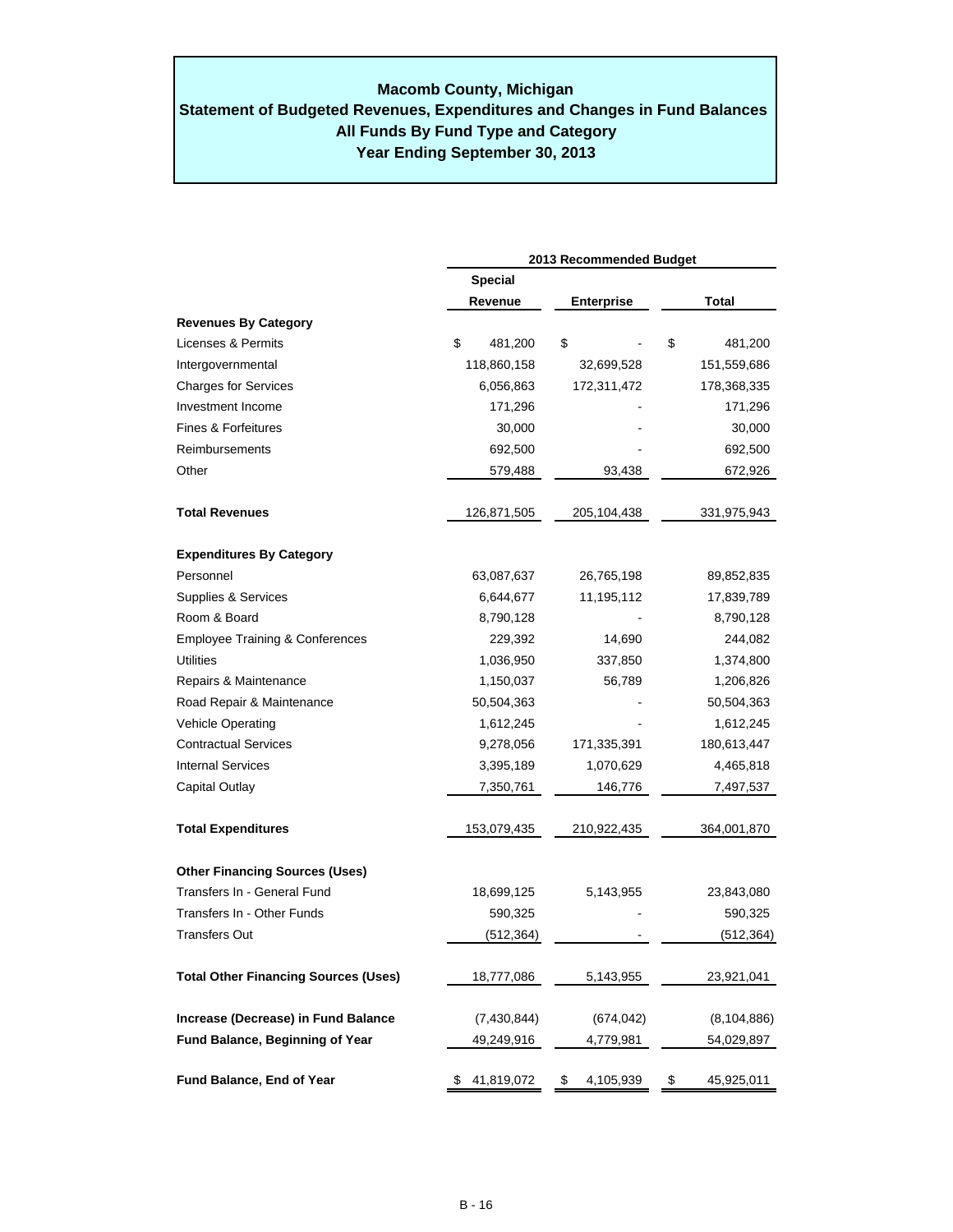# Macomb County, Michigan

## Statement of Budgeted Revenues, Expenditures and Changes in Fund Balances

## All Funds By Fund Type and Category

## Year Ending September 30, 2013

| | 2013 Recommended Budget | | |
|---|---|---|---|
| | Special Revenue | Enterprise | Total |
| **Revenues By Category** | | | |
| Licenses & Permits | $ 481,200 | $ - | $ 481,200 |
| Intergovernmental | 118,860,158 | 32,699,528 | 151,559,686 |
| Charges for Services | 6,056,863 | 172,311,472 | 178,368,335 |
| Investment Income | 171,296 | - | 171,296 |
| Fines & Forfeitures | 30,000 | - | 30,000 |
| Reimbursements | 692,500 | - | 692,500 |
| Other | 579,488 | 93,438 | 672,926 |
| **Total Revenues** | 126,871,505 | 205,104,438 | 331,975,943 |
| **Expenditures By Category** | | | |
| Personnel | 63,087,637 | 26,765,198 | 89,852,835 |
| Supplies & Services | 6,644,677 | 11,195,112 | 17,839,789 |
| Room & Board | 8,790,128 | - | 8,790,128 |
| Employee Training & Conferences | 229,392 | 14,690 | 244,082 |
| Utilities | 1,036,950 | 337,850 | 1,374,800 |
| Repairs & Maintenance | 1,150,037 | 56,789 | 1,206,826 |
| Road Repair & Maintenance | 50,504,363 | - | 50,504,363 |
| Vehicle Operating | 1,612,245 | - | 1,612,245 |
| Contractual Services | 9,278,056 | 171,335,391 | 180,613,447 |
| Internal Services | 3,395,189 | 1,070,629 | 4,465,818 |
| Capital Outlay | 7,350,761 | 146,776 | 7,497,537 |
| **Total Expenditures** | 153,079,435 | 210,922,435 | 364,001,870 |
| **Other Financing Sources (Uses)** | | | |
| Transfers In - General Fund | 18,699,125 | 5,143,955 | 23,843,080 |
| Transfers In - Other Funds | 590,325 | - | 590,325 |
| Transfers Out | (512,364) | - | (512,364) |
| **Total Other Financing Sources (Uses)** | 18,777,086 | 5,143,955 | 23,921,041 |
| **Increase (Decrease) in Fund Balance** | (7,430,844) | (674,042) | (8,104,886) |
| **Fund Balance, Beginning of Year** | 49,249,916 | 4,779,981 | 54,029,897 |
| **Fund Balance, End of Year** | $ 41,819,072 | $ 4,105,939 | $ 45,925,011 |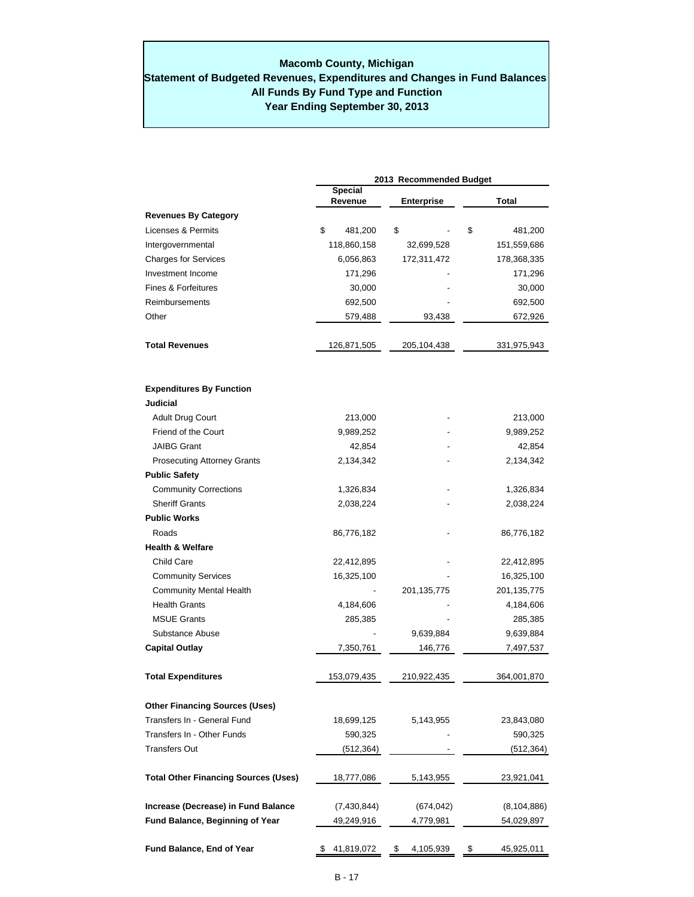# Macomb County, Michigan
## Statement of Budgeted Revenues, Expenditures and Changes in Fund Balances
## All Funds By Fund Type and Function
## Year Ending September 30, 2013

| | 2013 Recommended Budget | | |
|---|---|---|---|
| | Special Revenue | Enterprise | Total |
| **Revenues By Category** | | | |
| Licenses & Permits | $ 481,200 | $ - | $ 481,200 |
| Intergovernmental | 118,860,158 | 32,699,528 | 151,559,686 |
| Charges for Services | 6,056,863 | 172,311,472 | 178,368,335 |
| Investment Income | 171,296 | - | 171,296 |
| Fines & Forfeitures | 30,000 | - | 30,000 |
| Reimbursements | 692,500 | - | 692,500 |
| Other | 579,488 | 93,438 | 672,926 |
| **Total Revenues** | 126,871,505 | 205,104,438 | 331,975,943 |
| **Expenditures By Function** | | | |
| **Judicial** | | | |
| Adult Drug Court | 213,000 | - | 213,000 |
| Friend of the Court | 9,989,252 | - | 9,989,252 |
| JAIBG Grant | 42,854 | - | 42,854 |
| Prosecuting Attorney Grants | 2,134,342 | - | 2,134,342 |
| **Public Safety** | | | |
| Community Corrections | 1,326,834 | - | 1,326,834 |
| Sheriff Grants | 2,038,224 | - | 2,038,224 |
| **Public Works** | | | |
| Roads | 86,776,182 | - | 86,776,182 |
| **Health & Welfare** | | | |
| Child Care | 22,412,895 | - | 22,412,895 |
| Community Services | 16,325,100 | - | 16,325,100 |
| Community Mental Health | - | 201,135,775 | 201,135,775 |
| Health Grants | 4,184,606 | - | 4,184,606 |
| MSUE Grants | 285,385 | - | 285,385 |
| Substance Abuse | - | 9,639,884 | 9,639,884 |
| **Capital Outlay** | 7,350,761 | 146,776 | 7,497,537 |
| **Total Expenditures** | 153,079,435 | 210,922,435 | 364,001,870 |
| **Other Financing Sources (Uses)** | | | |
| Transfers In - General Fund | 18,699,125 | 5,143,955 | 23,843,080 |
| Transfers In - Other Funds | 590,325 | - | 590,325 |
| Transfers Out | (512,364) | - | (512,364) |
| **Total Other Financing Sources (Uses)** | 18,777,086 | 5,143,955 | 23,921,041 |
| **Increase (Decrease) in Fund Balance** | (7,430,844) | (674,042) | (8,104,886) |
| **Fund Balance, Beginning of Year** | 49,249,916 | 4,779,981 | 54,029,897 |
| **Fund Balance, End of Year** | $ 41,819,072 | $ 4,105,939 | $ 45,925,011 |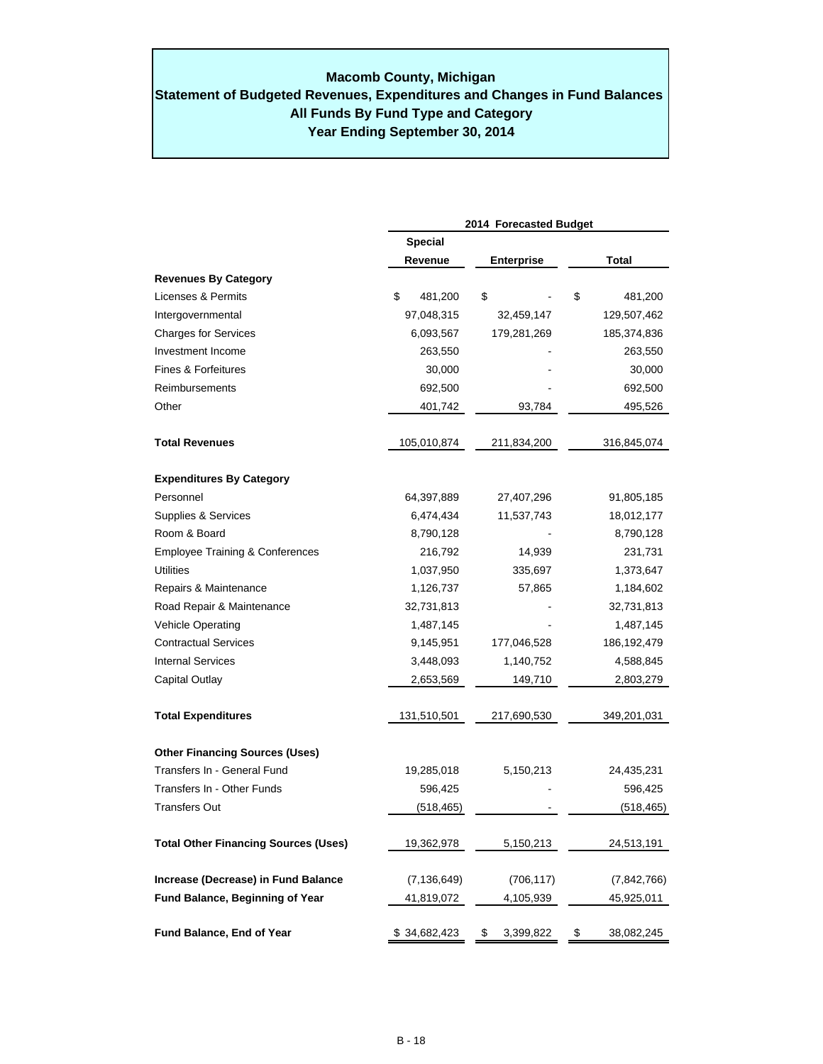# Macomb County, Michigan
## Statement of Budgeted Revenues, Expenditures and Changes in Fund Balances
## All Funds By Fund Type and Category
## Year Ending September 30, 2014

| | 2014 Forecasted Budget | | |
|---|---|---|---|
| | Special Revenue | Enterprise | Total |
| **Revenues By Category** | | | |
| Licenses & Permits | $ 481,200 | $ - | $ 481,200 |
| Intergovernmental | 97,048,315 | 32,459,147 | 129,507,462 |
| Charges for Services | 6,093,567 | 179,281,269 | 185,374,836 |
| Investment Income | 263,550 | - | 263,550 |
| Fines & Forfeitures | 30,000 | - | 30,000 |
| Reimbursements | 692,500 | - | 692,500 |
| Other | 401,742 | 93,784 | 495,526 |
| **Total Revenues** | 105,010,874 | 211,834,200 | 316,845,074 |
| **Expenditures By Category** | | | |
| Personnel | 64,397,889 | 27,407,296 | 91,805,185 |
| Supplies & Services | 6,474,434 | 11,537,743 | 18,012,177 |
| Room & Board | 8,790,128 | - | 8,790,128 |
| Employee Training & Conferences | 216,792 | 14,939 | 231,731 |
| Utilities | 1,037,950 | 335,697 | 1,373,647 |
| Repairs & Maintenance | 1,126,737 | 57,865 | 1,184,602 |
| Road Repair & Maintenance | 32,731,813 | - | 32,731,813 |
| Vehicle Operating | 1,487,145 | - | 1,487,145 |
| Contractual Services | 9,145,951 | 177,046,528 | 186,192,479 |
| Internal Services | 3,448,093 | 1,140,752 | 4,588,845 |
| Capital Outlay | 2,653,569 | 149,710 | 2,803,279 |
| **Total Expenditures** | 131,510,501 | 217,690,530 | 349,201,031 |
| **Other Financing Sources (Uses)** | | | |
| Transfers In - General Fund | 19,285,018 | 5,150,213 | 24,435,231 |
| Transfers In - Other Funds | 596,425 | - | 596,425 |
| Transfers Out | (518,465) | - | (518,465) |
| **Total Other Financing Sources (Uses)** | 19,362,978 | 5,150,213 | 24,513,191 |
| **Increase (Decrease) in Fund Balance** | (7,136,649) | (706,117) | (7,842,766) |
| **Fund Balance, Beginning of Year** | 41,819,072 | 4,105,939 | 45,925,011 |
| **Fund Balance, End of Year** | $ 34,682,423 | $ 3,399,822 | $ 38,082,245 |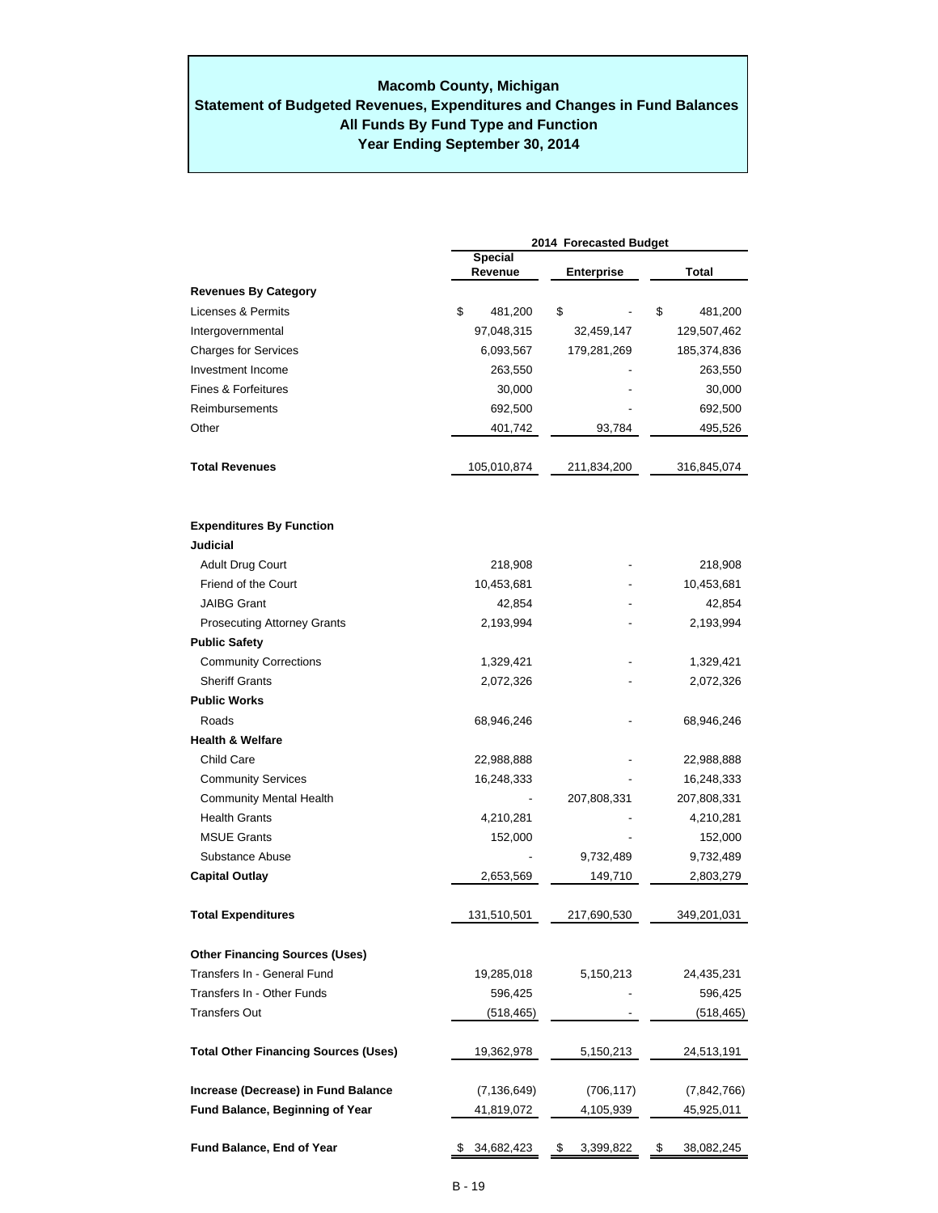# Macomb County, Michigan
## Statement of Budgeted Revenues, Expenditures and Changes in Fund Balances
## All Funds By Fund Type and Function
## Year Ending September 30, 2014

| | 2014 Forecasted Budget | | |
|---|---|---|---|
| | Special Revenue | Enterprise | Total |
| **Revenues By Category** | | | |
| Licenses & Permits | $ 481,200 | $ - | $ 481,200 |
| Intergovernmental | 97,048,315 | 32,459,147 | 129,507,462 |
| Charges for Services | 6,093,567 | 179,281,269 | 185,374,836 |
| Investment Income | 263,550 | - | 263,550 |
| Fines & Forfeitures | 30,000 | - | 30,000 |
| Reimbursements | 692,500 | - | 692,500 |
| Other | 401,742 | 93,784 | 495,526 |
| **Total Revenues** | 105,010,874 | 211,834,200 | 316,845,074 |
| **Expenditures By Function** | | | |
| **Judicial** | | | |
| Adult Drug Court | 218,908 | - | 218,908 |
| Friend of the Court | 10,453,681 | - | 10,453,681 |
| JAIBG Grant | 42,854 | - | 42,854 |
| Prosecuting Attorney Grants | 2,193,994 | - | 2,193,994 |
| **Public Safety** | | | |
| Community Corrections | 1,329,421 | - | 1,329,421 |
| Sheriff Grants | 2,072,326 | - | 2,072,326 |
| **Public Works** | | | |
| Roads | 68,946,246 | - | 68,946,246 |
| **Health & Welfare** | | | |
| Child Care | 22,988,888 | - | 22,988,888 |
| Community Services | 16,248,333 | - | 16,248,333 |
| Community Mental Health | - | 207,808,331 | 207,808,331 |
| Health Grants | 4,210,281 | - | 4,210,281 |
| MSUE Grants | 152,000 | - | 152,000 |
| Substance Abuse | - | 9,732,489 | 9,732,489 |
| **Capital Outlay** | 2,653,569 | 149,710 | 2,803,279 |
| **Total Expenditures** | 131,510,501 | 217,690,530 | 349,201,031 |
| **Other Financing Sources (Uses)** | | | |
| Transfers In - General Fund | 19,285,018 | 5,150,213 | 24,435,231 |
| Transfers In - Other Funds | 596,425 | - | 596,425 |
| Transfers Out | (518,465) | - | (518,465) |
| **Total Other Financing Sources (Uses)** | 19,362,978 | 5,150,213 | 24,513,191 |
| **Increase (Decrease) in Fund Balance** | (7,136,649) | (706,117) | (7,842,766) |
| **Fund Balance, Beginning of Year** | 41,819,072 | 4,105,939 | 45,925,011 |
| **Fund Balance, End of Year** | $ 34,682,423 | $ 3,399,822 | $ 38,082,245 |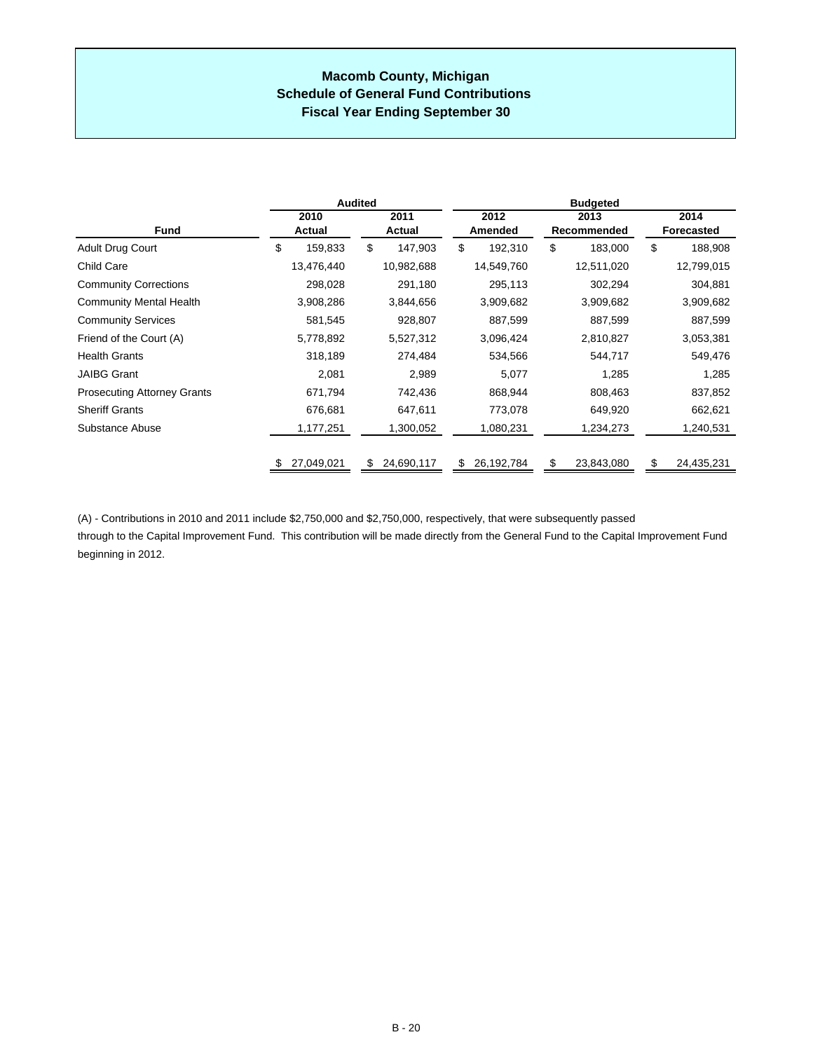# Macomb County, Michigan
## Schedule of General Fund Contributions
### Fiscal Year Ending September 30

| | Audited | | Budgeted | | |
|---|---|---|---|---|---|
| **Fund** | **2010 Actual** | **2011 Actual** | **2012 Amended** | **2013 Recommended** | **2014 Forecasted** |
| Adult Drug Court | $ 159,833 | $ 147,903 | $ 192,310 | $ 183,000 | $ 188,908 |
| Child Care | 13,476,440 | 10,982,688 | 14,549,760 | 12,511,020 | 12,799,015 |
| Community Corrections | 298,028 | 291,180 | 295,113 | 302,294 | 304,881 |
| Community Mental Health | 3,908,286 | 3,844,656 | 3,909,682 | 3,909,682 | 3,909,682 |
| Community Services | 581,545 | 928,807 | 887,599 | 887,599 | 887,599 |
| Friend of the Court (A) | 5,778,892 | 5,527,312 | 3,096,424 | 2,810,827 | 3,053,381 |
| Health Grants | 318,189 | 274,484 | 534,566 | 544,717 | 549,476 |
| JAIBG Grant | 2,081 | 2,989 | 5,077 | 1,285 | 1,285 |
| Prosecuting Attorney Grants | 671,794 | 742,436 | 868,944 | 808,463 | 837,852 |
| Sheriff Grants | 676,681 | 647,611 | 773,078 | 649,920 | 662,621 |
| Substance Abuse | 1,177,251 | 1,300,052 | 1,080,231 | 1,234,273 | 1,240,531 |
| | $ 27,049,021 | $ 24,690,117 | $ 26,192,784 | $ 23,843,080 | $ 24,435,231 |

(A) - Contributions in 2010 and 2011 include $2,750,000 and $2,750,000, respectively, that were subsequently passed through to the Capital Improvement Fund. This contribution will be made directly from the General Fund to the Capital Improvement Fund beginning in 2012.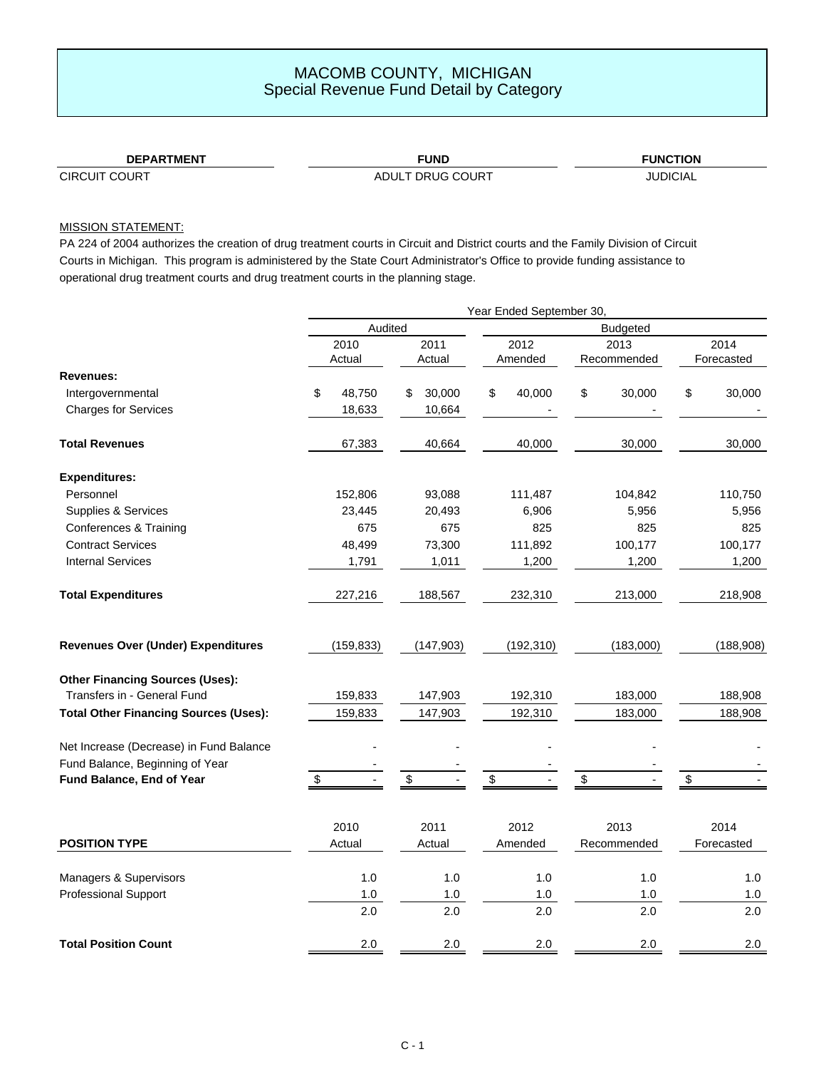# MACOMB COUNTY, MICHIGAN
## Special Revenue Fund Detail by Category

| DEPARTMENT | FUND | FUNCTION |
|---|---|---|
| CIRCUIT COURT | ADULT DRUG COURT | JUDICIAL |

MISSION STATEMENT:

PA 224 of 2004 authorizes the creation of drug treatment courts in Circuit and District courts and the Family Division of Circuit Courts in Michigan. This program is administered by the State Court Administrator's Office to provide funding assistance to operational drug treatment courts and drug treatment courts in the planning stage.

| | Year Ended September 30, | | | | |
|---|---|---|---|---|---|
| | Audited | | Budgeted | | |
| | 2010 Actual | 2011 Actual | 2012 Amended | 2013 Recommended | 2014 Forecasted |
| **Revenues:** | | | | | |
| Intergovernmental | $ 48,750 | $ 30,000 | $ 40,000 | $ 30,000 | $ 30,000 |
| Charges for Services | 18,633 | 10,664 | - | - | - |
| **Total Revenues** | 67,383 | 40,664 | 40,000 | 30,000 | 30,000 |
| **Expenditures:** | | | | | |
| Personnel | 152,806 | 93,088 | 111,487 | 104,842 | 110,750 |
| Supplies & Services | 23,445 | 20,493 | 6,906 | 5,956 | 5,956 |
| Conferences & Training | 675 | 675 | 825 | 825 | 825 |
| Contract Services | 48,499 | 73,300 | 111,892 | 100,177 | 100,177 |
| Internal Services | 1,791 | 1,011 | 1,200 | 1,200 | 1,200 |
| **Total Expenditures** | 227,216 | 188,567 | 232,310 | 213,000 | 218,908 |
| **Revenues Over (Under) Expenditures** | (159,833) | (147,903) | (192,310) | (183,000) | (188,908) |
| **Other Financing Sources (Uses):** | | | | | |
| Transfers in - General Fund | 159,833 | 147,903 | 192,310 | 183,000 | 188,908 |
| **Total Other Financing Sources (Uses):** | 159,833 | 147,903 | 192,310 | 183,000 | 188,908 |
| Net Increase (Decrease) in Fund Balance | - | - | - | - | - |
| Fund Balance, Beginning of Year | - | - | - | - | - |
| **Fund Balance, End of Year** | $ - | $ - | $ - | $ - | $ - |

| POSITION TYPE | 2010 Actual | 2011 Actual | 2012 Amended | 2013 Recommended | 2014 Forecasted |
|---|---|---|---|---|---|
| Managers & Supervisors | 1.0 | 1.0 | 1.0 | 1.0 | 1.0 |
| Professional Support | 1.0 | 1.0 | 1.0 | 1.0 | 1.0 |
| | 2.0 | 2.0 | 2.0 | 2.0 | 2.0 |
| **Total Position Count** | 2.0 | 2.0 | 2.0 | 2.0 | 2.0 |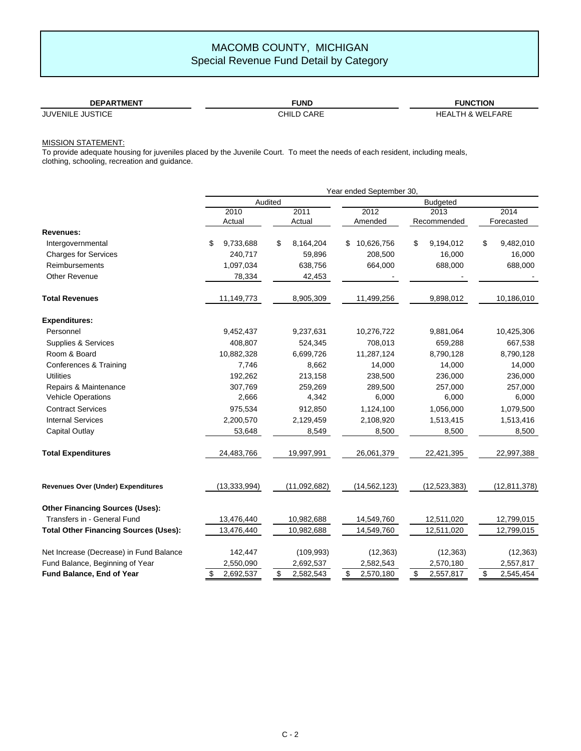# MACOMB COUNTY, MICHIGAN
## Special Revenue Fund Detail by Category

| DEPARTMENT | FUND | FUNCTION |
|---|---|---|
| JUVENILE JUSTICE | CHILD CARE | HEALTH & WELFARE |

MISSION STATEMENT:
To provide adequate housing for juveniles placed by the Juvenile Court. To meet the needs of each resident, including meals, clothing, schooling, recreation and guidance.

| | Year ended September 30, | | | | |
|---|---|---|---|---|---|
| | Audited | | Budgeted | | |
| | 2010 Actual | 2011 Actual | 2012 Amended | 2013 Recommended | 2014 Forecasted |
| **Revenues:** | | | | | |
| Intergovernmental | $ 9,733,688 | $ 8,164,204 | $ 10,626,756 | $ 9,194,012 | $ 9,482,010 |
| Charges for Services | 240,717 | 59,896 | 208,500 | 16,000 | 16,000 |
| Reimbursements | 1,097,034 | 638,756 | 664,000 | 688,000 | 688,000 |
| Other Revenue | 78,334 | 42,453 | - | - | - |
| **Total Revenues** | 11,149,773 | 8,905,309 | 11,499,256 | 9,898,012 | 10,186,010 |
| **Expenditures:** | | | | | |
| Personnel | 9,452,437 | 9,237,631 | 10,276,722 | 9,881,064 | 10,425,306 |
| Supplies & Services | 408,807 | 524,345 | 708,013 | 659,288 | 667,538 |
| Room & Board | 10,882,328 | 6,699,726 | 11,287,124 | 8,790,128 | 8,790,128 |
| Conferences & Training | 7,746 | 8,662 | 14,000 | 14,000 | 14,000 |
| Utilities | 192,262 | 213,158 | 238,500 | 236,000 | 236,000 |
| Repairs & Maintenance | 307,769 | 259,269 | 289,500 | 257,000 | 257,000 |
| Vehicle Operations | 2,666 | 4,342 | 6,000 | 6,000 | 6,000 |
| Contract Services | 975,534 | 912,850 | 1,124,100 | 1,056,000 | 1,079,500 |
| Internal Services | 2,200,570 | 2,129,459 | 2,108,920 | 1,513,415 | 1,513,416 |
| Capital Outlay | 53,648 | 8,549 | 8,500 | 8,500 | 8,500 |
| **Total Expenditures** | 24,483,766 | 19,997,991 | 26,061,379 | 22,421,395 | 22,997,388 |
| **Revenues Over (Under) Expenditures** | (13,333,994) | (11,092,682) | (14,562,123) | (12,523,383) | (12,811,378) |
| **Other Financing Sources (Uses):** | | | | | |
| Transfers in - General Fund | 13,476,440 | 10,982,688 | 14,549,760 | 12,511,020 | 12,799,015 |
| **Total Other Financing Sources (Uses):** | 13,476,440 | 10,982,688 | 14,549,760 | 12,511,020 | 12,799,015 |
| Net Increase (Decrease) in Fund Balance | 142,447 | (109,993) | (12,363) | (12,363) | (12,363) |
| Fund Balance, Beginning of Year | 2,550,090 | 2,692,537 | 2,582,543 | 2,570,180 | 2,557,817 |
| **Fund Balance, End of Year** | $ 2,692,537 | $ 2,582,543 | $ 2,570,180 | $ 2,557,817 | $ 2,545,454 |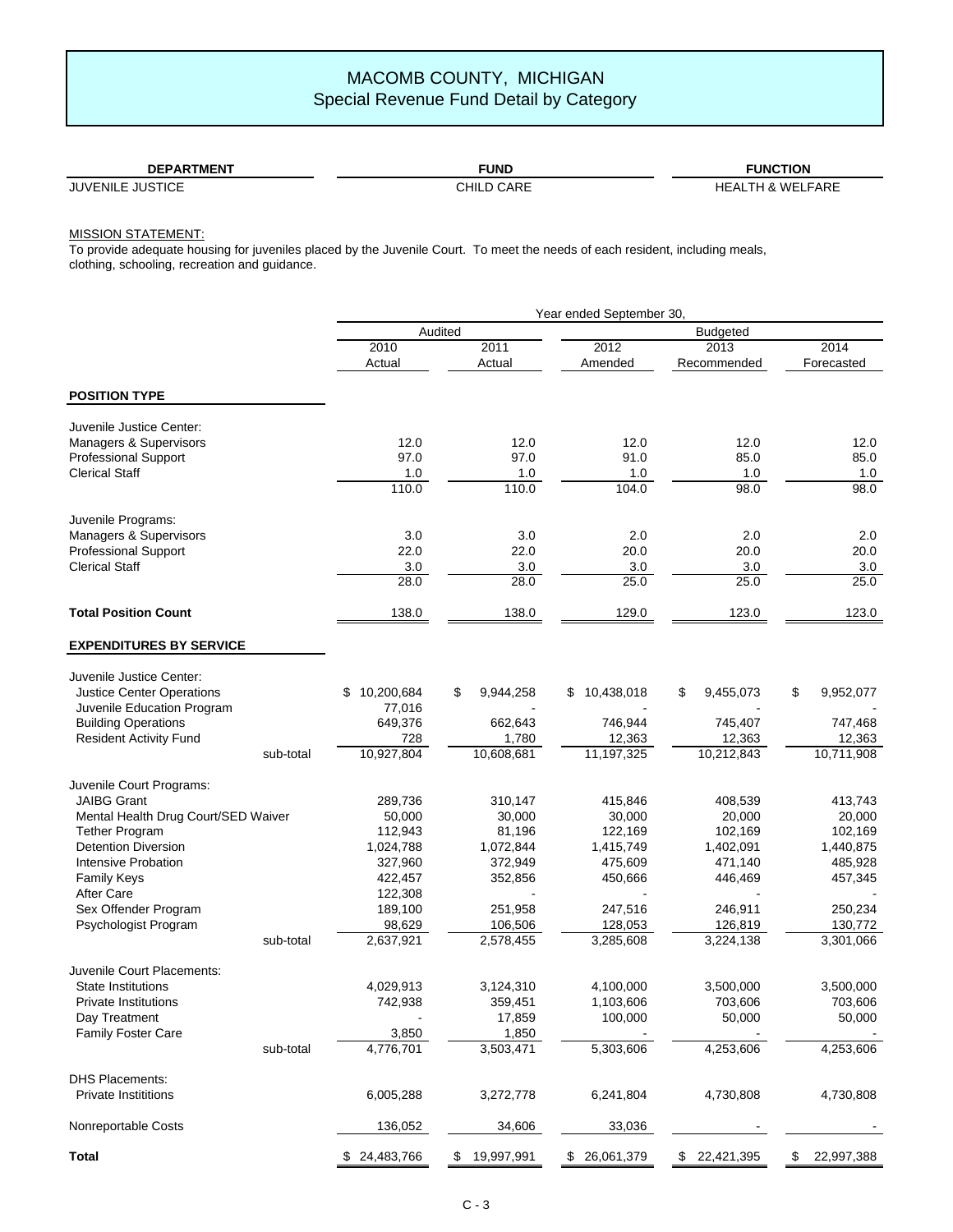# MACOMB COUNTY, MICHIGAN
## Special Revenue Fund Detail by Category

| DEPARTMENT | FUND | FUNCTION |
|---|---|---|
| JUVENILE JUSTICE | CHILD CARE | HEALTH & WELFARE |

MISSION STATEMENT:
To provide adequate housing for juveniles placed by the Juvenile Court. To meet the needs of each resident, including meals, clothing, schooling, recreation and guidance.

| | Year ended September 30, | | | | |
|---|---|---|---|---|---|
| | Audited | | Budgeted | | |
| | 2010 Actual | 2011 Actual | 2012 Amended | 2013 Recommended | 2014 Forecasted |
| **POSITION TYPE** | | | | | |
| Juvenile Justice Center: | | | | | |
| Managers & Supervisors | 12.0 | 12.0 | 12.0 | 12.0 | 12.0 |
| Professional Support | 97.0 | 97.0 | 91.0 | 85.0 | 85.0 |
| Clerical Staff | 1.0 | 1.0 | 1.0 | 1.0 | 1.0 |
| | 110.0 | 110.0 | 104.0 | 98.0 | 98.0 |
| Juvenile Programs: | | | | | |
| Managers & Supervisors | 3.0 | 3.0 | 2.0 | 2.0 | 2.0 |
| Professional Support | 22.0 | 22.0 | 20.0 | 20.0 | 20.0 |
| Clerical Staff | 3.0 | 3.0 | 3.0 | 3.0 | 3.0 |
| | 28.0 | 28.0 | 25.0 | 25.0 | 25.0 |
| **Total Position Count** | 138.0 | 138.0 | 129.0 | 123.0 | 123.0 |
| **EXPENDITURES BY SERVICE** | | | | | |
| Juvenile Justice Center: | | | | | |
| Justice Center Operations | $ 10,200,684 | $ 9,944,258 | $ 10,438,018 | $ 9,455,073 | $ 9,952,077 |
| Juvenile Education Program | 77,016 | - | - | - | - |
| Building Operations | 649,376 | 662,643 | 746,944 | 745,407 | 747,468 |
| Resident Activity Fund | 728 | 1,780 | 12,363 | 12,363 | 12,363 |
| sub-total | 10,927,804 | 10,608,681 | 11,197,325 | 10,212,843 | 10,711,908 |
| Juvenile Court Programs: | | | | | |
| JAIBG Grant | 289,736 | 310,147 | 415,846 | 408,539 | 413,743 |
| Mental Health Drug Court/SED Waiver | 50,000 | 30,000 | 30,000 | 20,000 | 20,000 |
| Tether Program | 112,943 | 81,196 | 122,169 | 102,169 | 102,169 |
| Detention Diversion | 1,024,788 | 1,072,844 | 1,415,749 | 1,402,091 | 1,440,875 |
| Intensive Probation | 327,960 | 372,949 | 475,609 | 471,140 | 485,928 |
| Family Keys | 422,457 | 352,856 | 450,666 | 446,469 | 457,345 |
| After Care | 122,308 | - | - | - | - |
| Sex Offender Program | 189,100 | 251,958 | 247,516 | 246,911 | 250,234 |
| Psychologist Program | 98,629 | 106,506 | 128,053 | 126,819 | 130,772 |
| sub-total | 2,637,921 | 2,578,455 | 3,285,608 | 3,224,138 | 3,301,066 |
| Juvenile Court Placements: | | | | | |
| State Institutions | 4,029,913 | 3,124,310 | 4,100,000 | 3,500,000 | 3,500,000 |
| Private Institutions | 742,938 | 359,451 | 1,103,606 | 703,606 | 703,606 |
| Day Treatment | - | 17,859 | 100,000 | 50,000 | 50,000 |
| Family Foster Care | 3,850 | 1,850 | - | - | - |
| sub-total | 4,776,701 | 3,503,471 | 5,303,606 | 4,253,606 | 4,253,606 |
| DHS Placements: | | | | | |
| Private Instititions | 6,005,288 | 3,272,778 | 6,241,804 | 4,730,808 | 4,730,808 |
| Nonreportable Costs | 136,052 | 34,606 | 33,036 | - | - |
| **Total** | $ 24,483,766 | $ 19,997,991 | $ 26,061,379 | $ 22,421,395 | $ 22,997,388 |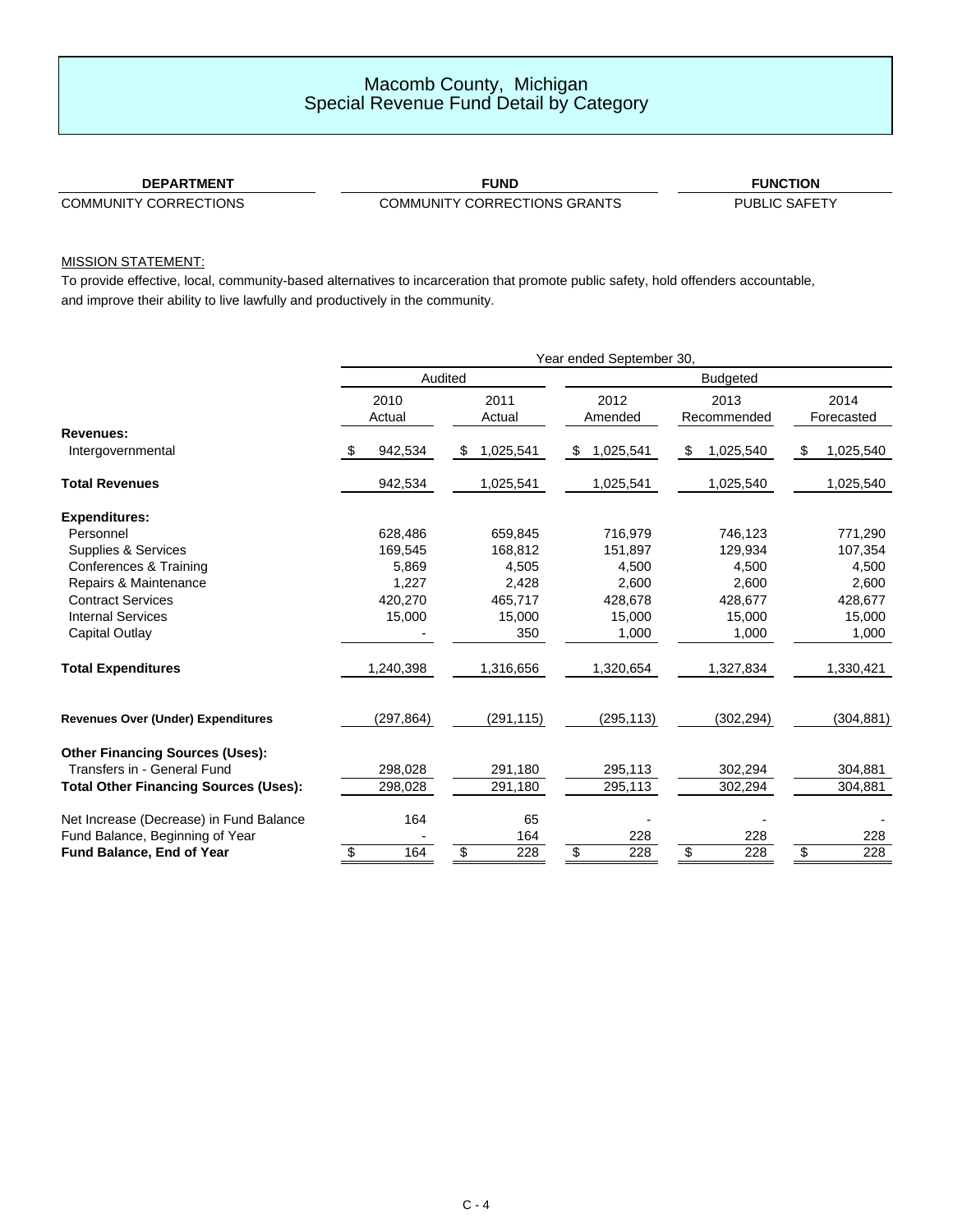# Macomb County, Michigan
## Special Revenue Fund Detail by Category

| DEPARTMENT | FUND | FUNCTION |
|---|---|---|
| COMMUNITY CORRECTIONS | COMMUNITY CORRECTIONS GRANTS | PUBLIC SAFETY |

MISSION STATEMENT:

To provide effective, local, community-based alternatives to incarceration that promote public safety, hold offenders accountable, and improve their ability to live lawfully and productively in the community.

| | Year ended September 30, | | | | |
|---|---|---|---|---|---|
| | Audited | | Budgeted | | |
| | 2010 Actual | 2011 Actual | 2012 Amended | 2013 Recommended | 2014 Forecasted |
| **Revenues:** | | | | | |
| Intergovernmental | $ 942,534 | $ 1,025,541 | $ 1,025,541 | $ 1,025,540 | $ 1,025,540 |
| **Total Revenues** | 942,534 | 1,025,541 | 1,025,541 | 1,025,540 | 1,025,540 |
| **Expenditures:** | | | | | |
| Personnel | 628,486 | 659,845 | 716,979 | 746,123 | 771,290 |
| Supplies & Services | 169,545 | 168,812 | 151,897 | 129,934 | 107,354 |
| Conferences & Training | 5,869 | 4,505 | 4,500 | 4,500 | 4,500 |
| Repairs & Maintenance | 1,227 | 2,428 | 2,600 | 2,600 | 2,600 |
| Contract Services | 420,270 | 465,717 | 428,678 | 428,677 | 428,677 |
| Internal Services | 15,000 | 15,000 | 15,000 | 15,000 | 15,000 |
| Capital Outlay | - | 350 | 1,000 | 1,000 | 1,000 |
| **Total Expenditures** | 1,240,398 | 1,316,656 | 1,320,654 | 1,327,834 | 1,330,421 |
| **Revenues Over (Under) Expenditures** | (297,864) | (291,115) | (295,113) | (302,294) | (304,881) |
| **Other Financing Sources (Uses):** | | | | | |
| Transfers in - General Fund | 298,028 | 291,180 | 295,113 | 302,294 | 304,881 |
| **Total Other Financing Sources (Uses):** | 298,028 | 291,180 | 295,113 | 302,294 | 304,881 |
| Net Increase (Decrease) in Fund Balance | 164 | 65 | - | - | - |
| Fund Balance, Beginning of Year | - | 164 | 228 | 228 | 228 |
| **Fund Balance, End of Year** | $ 164 | $ 228 | $ 228 | $ 228 | $ 228 |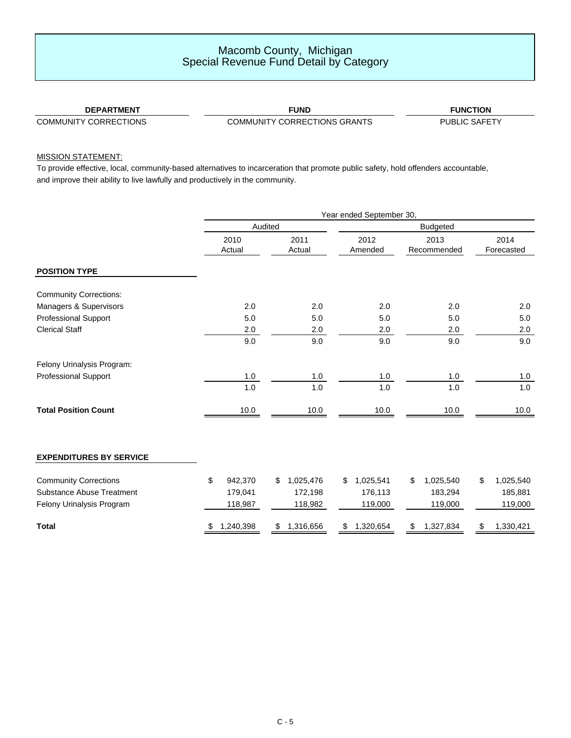# Macomb County, Michigan
## Special Revenue Fund Detail by Category

| DEPARTMENT | FUND | FUNCTION |
|---|---|---|
| COMMUNITY CORRECTIONS | COMMUNITY CORRECTIONS GRANTS | PUBLIC SAFETY |

MISSION STATEMENT:

To provide effective, local, community-based alternatives to incarceration that promote public safety, hold offenders accountable, and improve their ability to live lawfully and productively in the community.

| | Year ended September 30, | | | | |
|---|---|---|---|---|---|
| | Audited | | Budgeted | | |
| | 2010 Actual | 2011 Actual | 2012 Amended | 2013 Recommended | 2014 Forecasted |
| **POSITION TYPE** | | | | | |
| Community Corrections: | | | | | |
| Managers & Supervisors | 2.0 | 2.0 | 2.0 | 2.0 | 2.0 |
| Professional Support | 5.0 | 5.0 | 5.0 | 5.0 | 5.0 |
| Clerical Staff | 2.0 | 2.0 | 2.0 | 2.0 | 2.0 |
| | 9.0 | 9.0 | 9.0 | 9.0 | 9.0 |
| Felony Urinalysis Program: | | | | | |
| Professional Support | 1.0 | 1.0 | 1.0 | 1.0 | 1.0 |
| | 1.0 | 1.0 | 1.0 | 1.0 | 1.0 |
| **Total Position Count** | 10.0 | 10.0 | 10.0 | 10.0 | 10.0 |

| **EXPENDITURES BY SERVICE** | 2010 Actual | 2011 Actual | 2012 Amended | 2013 Recommended | 2014 Forecasted |
|---|---|---|---|---|---|
| Community Corrections | $ 942,370 | $ 1,025,476 | $ 1,025,541 | $ 1,025,540 | $ 1,025,540 |
| Substance Abuse Treatment | 179,041 | 172,198 | 176,113 | 183,294 | 185,881 |
| Felony Urinalysis Program | 118,987 | 118,982 | 119,000 | 119,000 | 119,000 |
| **Total** | $ 1,240,398 | $ 1,316,656 | $ 1,320,654 | $ 1,327,834 | $ 1,330,421 |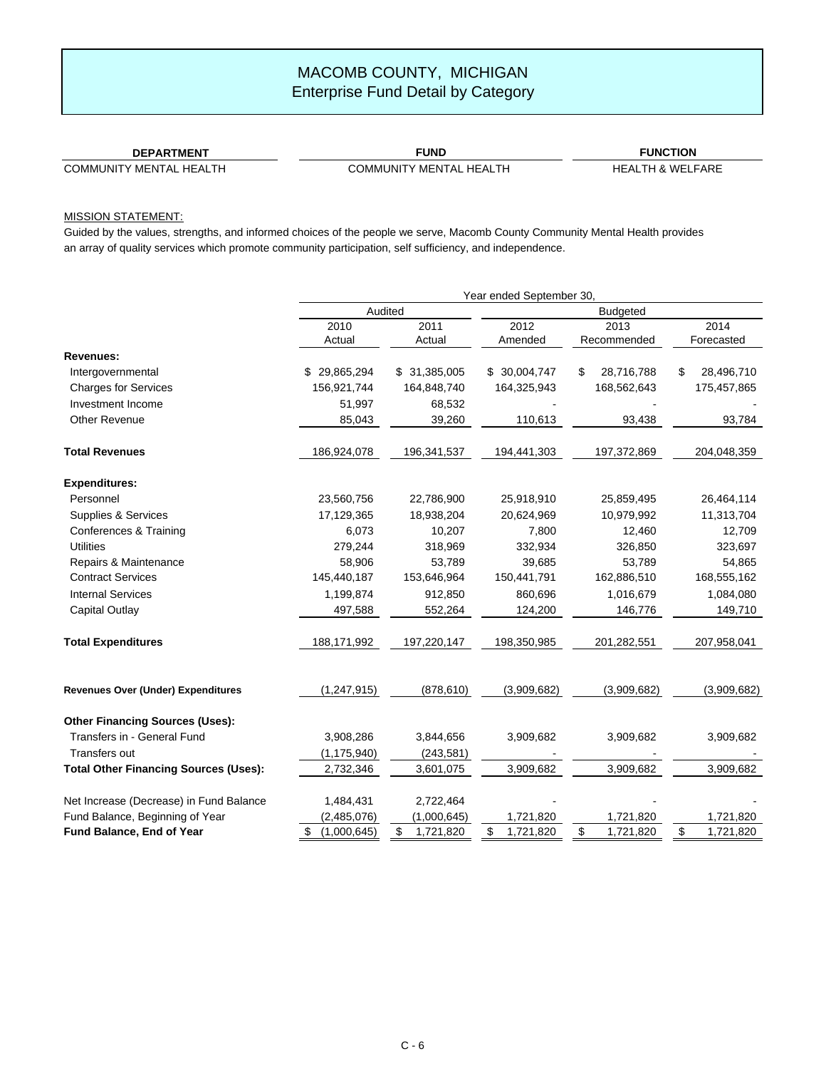# MACOMB COUNTY, MICHIGAN
## Enterprise Fund Detail by Category

| DEPARTMENT | FUND | FUNCTION |
|---|---|---|
| COMMUNITY MENTAL HEALTH | COMMUNITY MENTAL HEALTH | HEALTH & WELFARE |

MISSION STATEMENT:

Guided by the values, strengths, and informed choices of the people we serve, Macomb County Community Mental Health provides an array of quality services which promote community participation, self sufficiency, and independence.

| | Year ended September 30, | | | | |
|---|---|---|---|---|---|
| | Audited | | Budgeted | | |
| | 2010 Actual | 2011 Actual | 2012 Amended | 2013 Recommended | 2014 Forecasted |
| **Revenues:** | | | | | |
| Intergovernmental | $ 29,865,294 | $ 31,385,005 | $ 30,004,747 | $ 28,716,788 | $ 28,496,710 |
| Charges for Services | 156,921,744 | 164,848,740 | 164,325,943 | 168,562,643 | 175,457,865 |
| Investment Income | 51,997 | 68,532 | - | - | - |
| Other Revenue | 85,043 | 39,260 | 110,613 | 93,438 | 93,784 |
| **Total Revenues** | 186,924,078 | 196,341,537 | 194,441,303 | 197,372,869 | 204,048,359 |
| **Expenditures:** | | | | | |
| Personnel | 23,560,756 | 22,786,900 | 25,918,910 | 25,859,495 | 26,464,114 |
| Supplies & Services | 17,129,365 | 18,938,204 | 20,624,969 | 10,979,992 | 11,313,704 |
| Conferences & Training | 6,073 | 10,207 | 7,800 | 12,460 | 12,709 |
| Utilities | 279,244 | 318,969 | 332,934 | 326,850 | 323,697 |
| Repairs & Maintenance | 58,906 | 53,789 | 39,685 | 53,789 | 54,865 |
| Contract Services | 145,440,187 | 153,646,964 | 150,441,791 | 162,886,510 | 168,555,162 |
| Internal Services | 1,199,874 | 912,850 | 860,696 | 1,016,679 | 1,084,080 |
| Capital Outlay | 497,588 | 552,264 | 124,200 | 146,776 | 149,710 |
| **Total Expenditures** | 188,171,992 | 197,220,147 | 198,350,985 | 201,282,551 | 207,958,041 |
| **Revenues Over (Under) Expenditures** | (1,247,915) | (878,610) | (3,909,682) | (3,909,682) | (3,909,682) |
| **Other Financing Sources (Uses):** | | | | | |
| Transfers in - General Fund | 3,908,286 | 3,844,656 | 3,909,682 | 3,909,682 | 3,909,682 |
| Transfers out | (1,175,940) | (243,581) | - | - | - |
| **Total Other Financing Sources (Uses):** | 2,732,346 | 3,601,075 | 3,909,682 | 3,909,682 | 3,909,682 |
| Net Increase (Decrease) in Fund Balance | 1,484,431 | 2,722,464 | - | - | - |
| Fund Balance, Beginning of Year | (2,485,076) | (1,000,645) | 1,721,820 | 1,721,820 | 1,721,820 |
| **Fund Balance, End of Year** | $ (1,000,645) | $ 1,721,820 | $ 1,721,820 | $ 1,721,820 | $ 1,721,820 |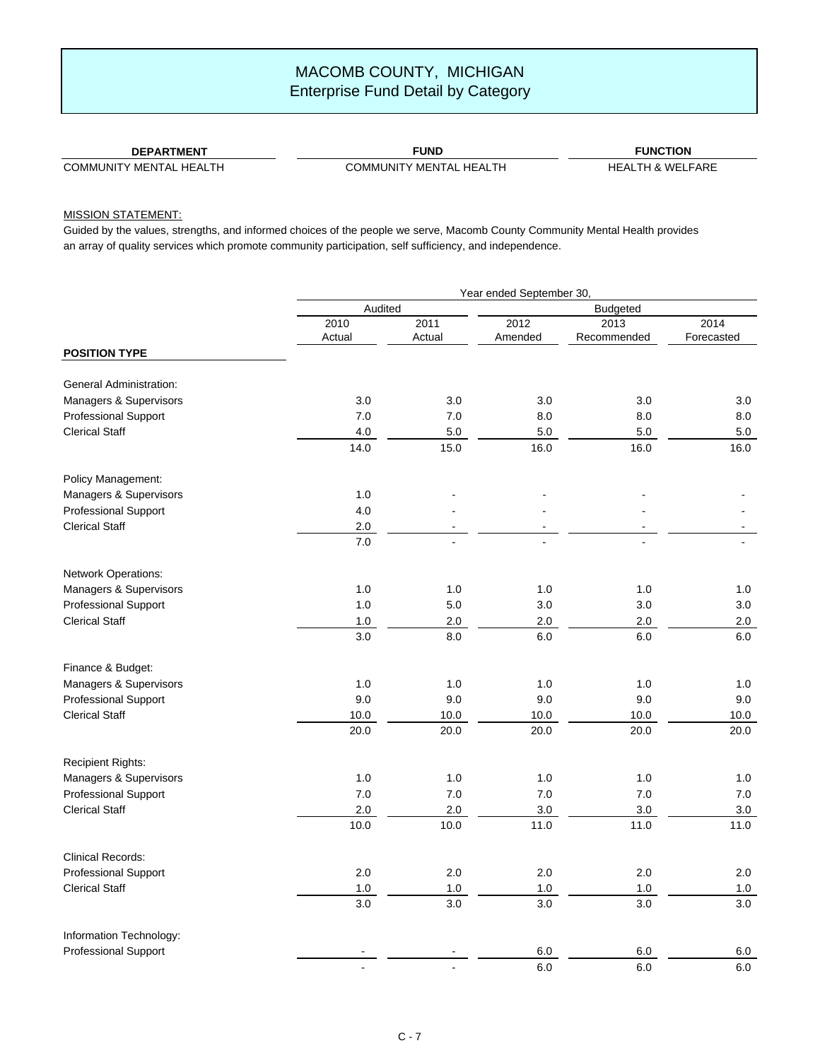# MACOMB COUNTY, MICHIGAN
## Enterprise Fund Detail by Category

| DEPARTMENT | FUND | FUNCTION |
|---|---|---|
| COMMUNITY MENTAL HEALTH | COMMUNITY MENTAL HEALTH | HEALTH & WELFARE |

MISSION STATEMENT:

Guided by the values, strengths, and informed choices of the people we serve, Macomb County Community Mental Health provides an array of quality services which promote community participation, self sufficiency, and independence.

| | Year ended September 30, | | | | |
|---|---|---|---|---|---|
| | Audited | | Budgeted | | |
| | 2010 Actual | 2011 Actual | 2012 Amended | 2013 Recommended | 2014 Forecasted |
| **POSITION TYPE** | | | | | |
| General Administration: | | | | | |
| Managers & Supervisors | 3.0 | 3.0 | 3.0 | 3.0 | 3.0 |
| Professional Support | 7.0 | 7.0 | 8.0 | 8.0 | 8.0 |
| Clerical Staff | 4.0 | 5.0 | 5.0 | 5.0 | 5.0 |
| | 14.0 | 15.0 | 16.0 | 16.0 | 16.0 |
| Policy Management: | | | | | |
| Managers & Supervisors | 1.0 | - | - | - | - |
| Professional Support | 4.0 | - | - | - | - |
| Clerical Staff | 2.0 | - | - | - | - |
| | 7.0 | - | - | - | - |
| Network Operations: | | | | | |
| Managers & Supervisors | 1.0 | 1.0 | 1.0 | 1.0 | 1.0 |
| Professional Support | 1.0 | 5.0 | 3.0 | 3.0 | 3.0 |
| Clerical Staff | 1.0 | 2.0 | 2.0 | 2.0 | 2.0 |
| | 3.0 | 8.0 | 6.0 | 6.0 | 6.0 |
| Finance & Budget: | | | | | |
| Managers & Supervisors | 1.0 | 1.0 | 1.0 | 1.0 | 1.0 |
| Professional Support | 9.0 | 9.0 | 9.0 | 9.0 | 9.0 |
| Clerical Staff | 10.0 | 10.0 | 10.0 | 10.0 | 10.0 |
| | 20.0 | 20.0 | 20.0 | 20.0 | 20.0 |
| Recipient Rights: | | | | | |
| Managers & Supervisors | 1.0 | 1.0 | 1.0 | 1.0 | 1.0 |
| Professional Support | 7.0 | 7.0 | 7.0 | 7.0 | 7.0 |
| Clerical Staff | 2.0 | 2.0 | 3.0 | 3.0 | 3.0 |
| | 10.0 | 10.0 | 11.0 | 11.0 | 11.0 |
| Clinical Records: | | | | | |
| Professional Support | 2.0 | 2.0 | 2.0 | 2.0 | 2.0 |
| Clerical Staff | 1.0 | 1.0 | 1.0 | 1.0 | 1.0 |
| | 3.0 | 3.0 | 3.0 | 3.0 | 3.0 |
| Information Technology: | | | | | |
| Professional Support | - | - | 6.0 | 6.0 | 6.0 |
| | - | - | 6.0 | 6.0 | 6.0 |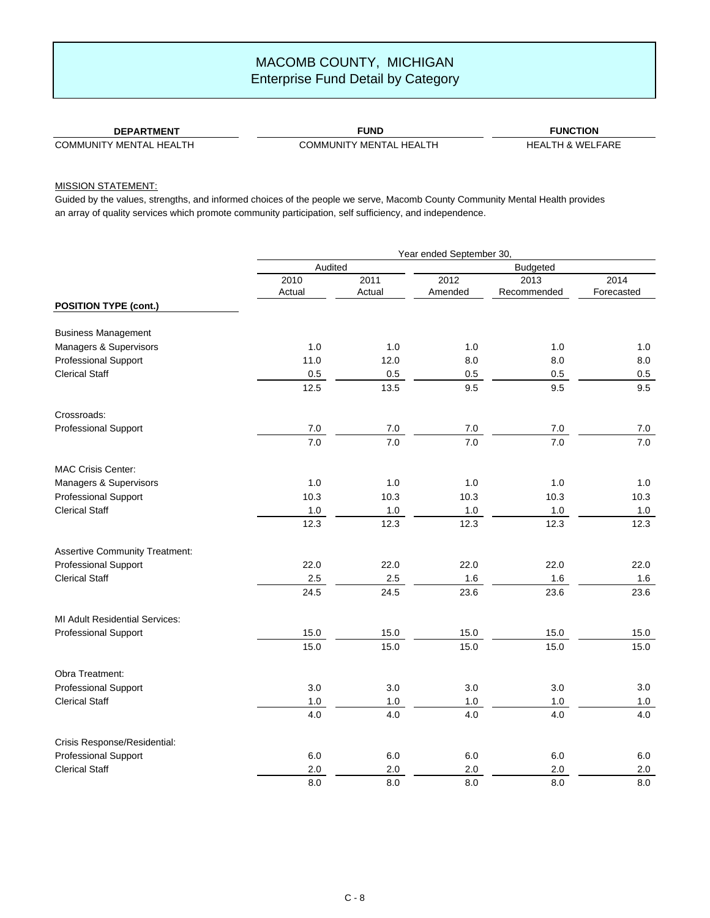# MACOMB COUNTY, MICHIGAN
## Enterprise Fund Detail by Category

| DEPARTMENT | FUND | FUNCTION |
|---|---|---|
| COMMUNITY MENTAL HEALTH | COMMUNITY MENTAL HEALTH | HEALTH & WELFARE |

MISSION STATEMENT:

Guided by the values, strengths, and informed choices of the people we serve, Macomb County Community Mental Health provides an array of quality services which promote community participation, self sufficiency, and independence.

| | Year ended September 30, | | | | |
|---|---|---|---|---|---|
| | Audited | | Budgeted | | |
| | 2010 Actual | 2011 Actual | 2012 Amended | 2013 Recommended | 2014 Forecasted |
| **POSITION TYPE (cont.)** | | | | | |
| Business Management | | | | | |
| Managers & Supervisors | 1.0 | 1.0 | 1.0 | 1.0 | 1.0 |
| Professional Support | 11.0 | 12.0 | 8.0 | 8.0 | 8.0 |
| Clerical Staff | 0.5 | 0.5 | 0.5 | 0.5 | 0.5 |
| | 12.5 | 13.5 | 9.5 | 9.5 | 9.5 |
| Crossroads: | | | | | |
| Professional Support | 7.0 | 7.0 | 7.0 | 7.0 | 7.0 |
| | 7.0 | 7.0 | 7.0 | 7.0 | 7.0 |
| MAC Crisis Center: | | | | | |
| Managers & Supervisors | 1.0 | 1.0 | 1.0 | 1.0 | 1.0 |
| Professional Support | 10.3 | 10.3 | 10.3 | 10.3 | 10.3 |
| Clerical Staff | 1.0 | 1.0 | 1.0 | 1.0 | 1.0 |
| | 12.3 | 12.3 | 12.3 | 12.3 | 12.3 |
| Assertive Community Treatment: | | | | | |
| Professional Support | 22.0 | 22.0 | 22.0 | 22.0 | 22.0 |
| Clerical Staff | 2.5 | 2.5 | 1.6 | 1.6 | 1.6 |
| | 24.5 | 24.5 | 23.6 | 23.6 | 23.6 |
| MI Adult Residential Services: | | | | | |
| Professional Support | 15.0 | 15.0 | 15.0 | 15.0 | 15.0 |
| | 15.0 | 15.0 | 15.0 | 15.0 | 15.0 |
| Obra Treatment: | | | | | |
| Professional Support | 3.0 | 3.0 | 3.0 | 3.0 | 3.0 |
| Clerical Staff | 1.0 | 1.0 | 1.0 | 1.0 | 1.0 |
| | 4.0 | 4.0 | 4.0 | 4.0 | 4.0 |
| Crisis Response/Residential: | | | | | |
| Professional Support | 6.0 | 6.0 | 6.0 | 6.0 | 6.0 |
| Clerical Staff | 2.0 | 2.0 | 2.0 | 2.0 | 2.0 |
| | 8.0 | 8.0 | 8.0 | 8.0 | 8.0 |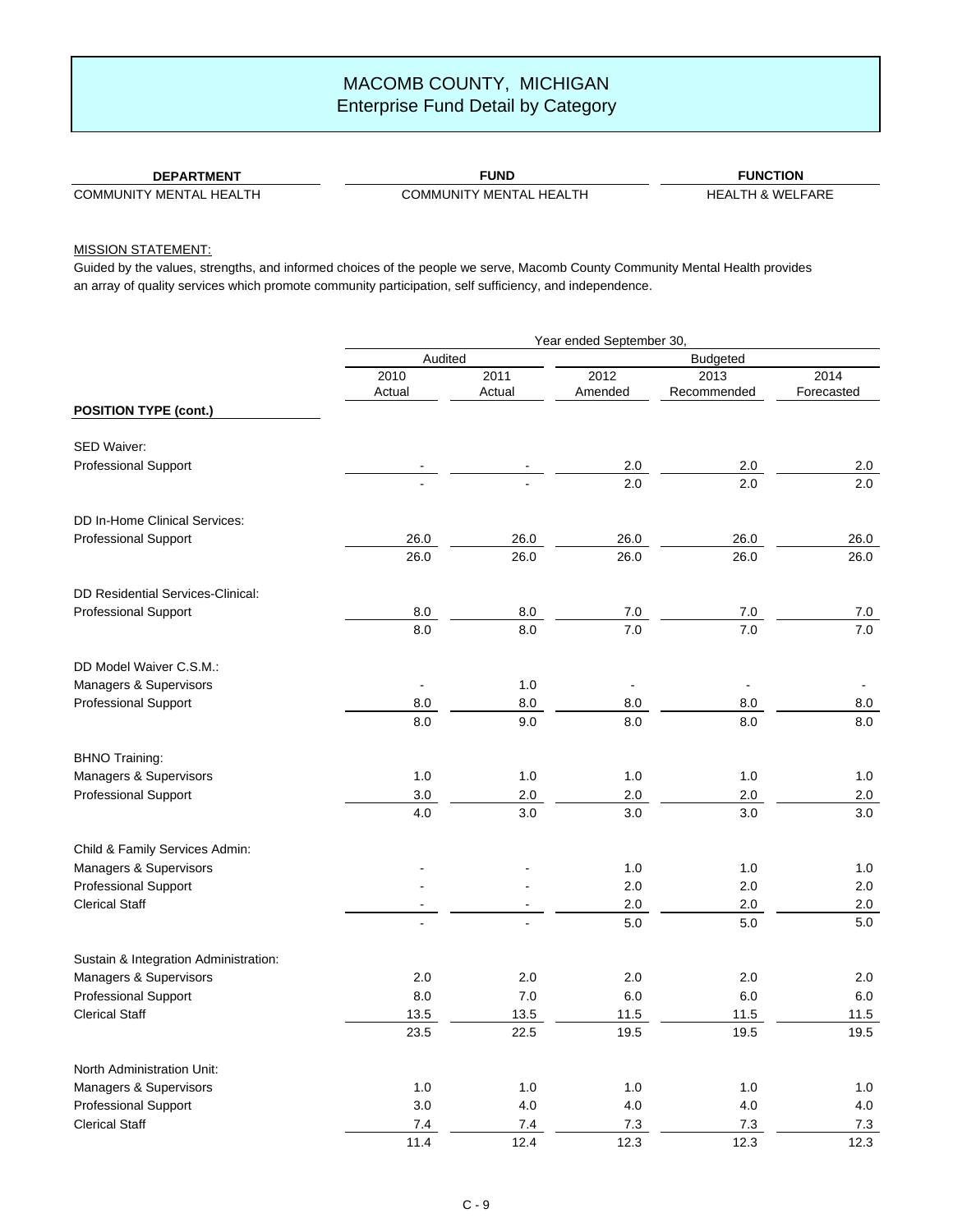# MACOMB COUNTY, MICHIGAN
## Enterprise Fund Detail by Category

| DEPARTMENT | FUND | FUNCTION |
|---|---|---|
| COMMUNITY MENTAL HEALTH | COMMUNITY MENTAL HEALTH | HEALTH & WELFARE |

MISSION STATEMENT:

Guided by the values, strengths, and informed choices of the people we serve, Macomb County Community Mental Health provides an array of quality services which promote community participation, self sufficiency, and independence.

| | Year ended September 30, | | | | |
|---|---|---|---|---|---|
| | Audited | | Budgeted | | |
| | 2010 Actual | 2011 Actual | 2012 Amended | 2013 Recommended | 2014 Forecasted |
| **POSITION TYPE (cont.)** | | | | | |
| SED Waiver: | | | | | |
| Professional Support | - | - | 2.0 | 2.0 | 2.0 |
| | - | - | 2.0 | 2.0 | 2.0 |
| DD In-Home Clinical Services: | | | | | |
| Professional Support | 26.0 | 26.0 | 26.0 | 26.0 | 26.0 |
| | 26.0 | 26.0 | 26.0 | 26.0 | 26.0 |
| DD Residential Services-Clinical: | | | | | |
| Professional Support | 8.0 | 8.0 | 7.0 | 7.0 | 7.0 |
| | 8.0 | 8.0 | 7.0 | 7.0 | 7.0 |
| DD Model Waiver C.S.M.: | | | | | |
| Managers & Supervisors | - | 1.0 | - | - | - |
| Professional Support | 8.0 | 8.0 | 8.0 | 8.0 | 8.0 |
| | 8.0 | 9.0 | 8.0 | 8.0 | 8.0 |
| BHNO Training: | | | | | |
| Managers & Supervisors | 1.0 | 1.0 | 1.0 | 1.0 | 1.0 |
| Professional Support | 3.0 | 2.0 | 2.0 | 2.0 | 2.0 |
| | 4.0 | 3.0 | 3.0 | 3.0 | 3.0 |
| Child & Family Services Admin: | | | | | |
| Managers & Supervisors | - | - | 1.0 | 1.0 | 1.0 |
| Professional Support | - | - | 2.0 | 2.0 | 2.0 |
| Clerical Staff | - | - | 2.0 | 2.0 | 2.0 |
| | - | - | 5.0 | 5.0 | 5.0 |
| Sustain & Integration Administration: | | | | | |
| Managers & Supervisors | 2.0 | 2.0 | 2.0 | 2.0 | 2.0 |
| Professional Support | 8.0 | 7.0 | 6.0 | 6.0 | 6.0 |
| Clerical Staff | 13.5 | 13.5 | 11.5 | 11.5 | 11.5 |
| | 23.5 | 22.5 | 19.5 | 19.5 | 19.5 |
| North Administration Unit: | | | | | |
| Managers & Supervisors | 1.0 | 1.0 | 1.0 | 1.0 | 1.0 |
| Professional Support | 3.0 | 4.0 | 4.0 | 4.0 | 4.0 |
| Clerical Staff | 7.4 | 7.4 | 7.3 | 7.3 | 7.3 |
| | 11.4 | 12.4 | 12.3 | 12.3 | 12.3 |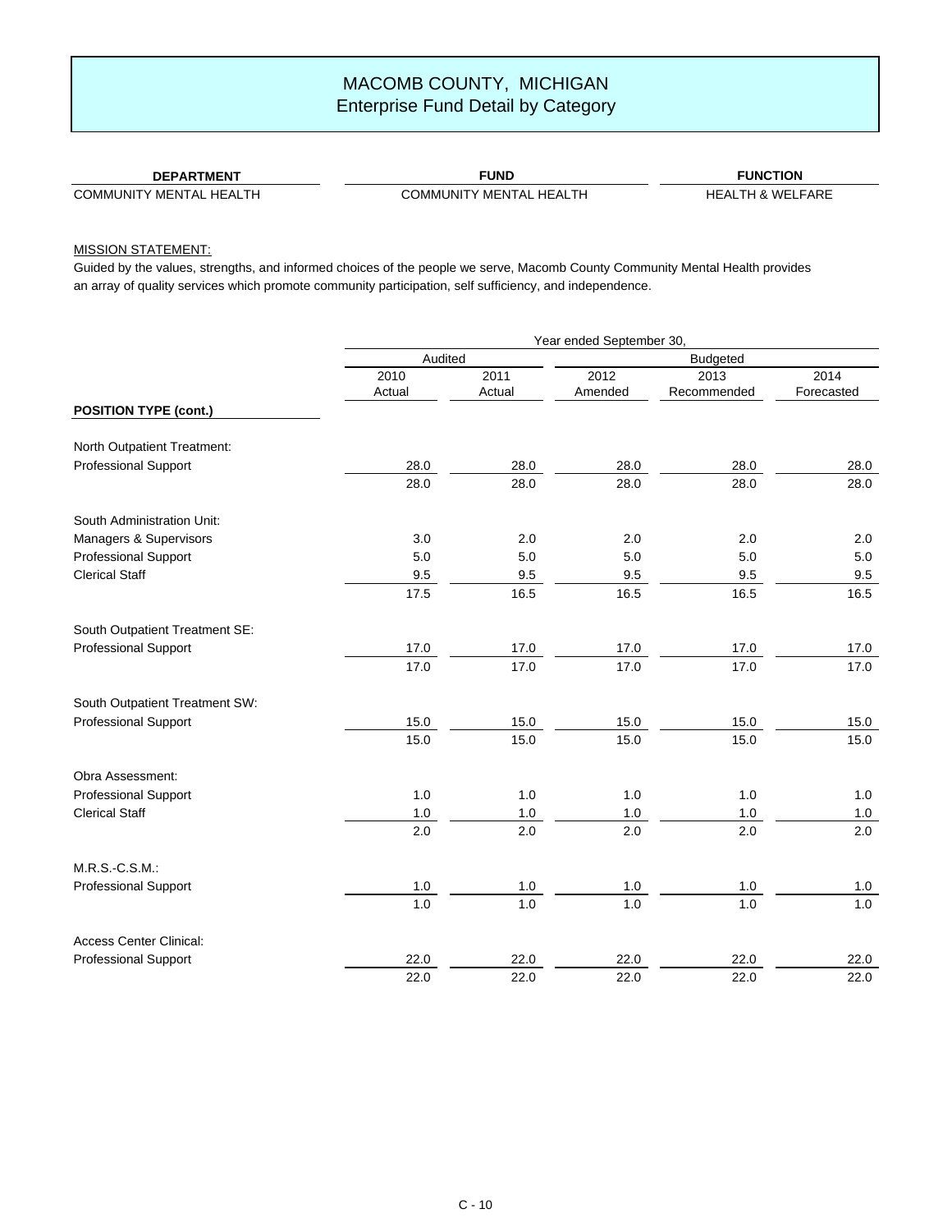# MACOMB COUNTY, MICHIGAN
## Enterprise Fund Detail by Category

| DEPARTMENT | FUND | FUNCTION |
|---|---|---|
| COMMUNITY MENTAL HEALTH | COMMUNITY MENTAL HEALTH | HEALTH & WELFARE |

MISSION STATEMENT:

Guided by the values, strengths, and informed choices of the people we serve, Macomb County Community Mental Health provides an array of quality services which promote community participation, self sufficiency, and independence.

| | Year ended September 30, | | | | |
|---|---|---|---|---|---|
| | Audited | | Budgeted | | |
| | 2010 Actual | 2011 Actual | 2012 Amended | 2013 Recommended | 2014 Forecasted |
| **POSITION TYPE (cont.)** | | | | | |
| North Outpatient Treatment: | | | | | |
| Professional Support | 28.0 | 28.0 | 28.0 | 28.0 | 28.0 |
| | 28.0 | 28.0 | 28.0 | 28.0 | 28.0 |
| South Administration Unit: | | | | | |
| Managers & Supervisors | 3.0 | 2.0 | 2.0 | 2.0 | 2.0 |
| Professional Support | 5.0 | 5.0 | 5.0 | 5.0 | 5.0 |
| Clerical Staff | 9.5 | 9.5 | 9.5 | 9.5 | 9.5 |
| | 17.5 | 16.5 | 16.5 | 16.5 | 16.5 |
| South Outpatient Treatment SE: | | | | | |
| Professional Support | 17.0 | 17.0 | 17.0 | 17.0 | 17.0 |
| | 17.0 | 17.0 | 17.0 | 17.0 | 17.0 |
| South Outpatient Treatment SW: | | | | | |
| Professional Support | 15.0 | 15.0 | 15.0 | 15.0 | 15.0 |
| | 15.0 | 15.0 | 15.0 | 15.0 | 15.0 |
| Obra Assessment: | | | | | |
| Professional Support | 1.0 | 1.0 | 1.0 | 1.0 | 1.0 |
| Clerical Staff | 1.0 | 1.0 | 1.0 | 1.0 | 1.0 |
| | 2.0 | 2.0 | 2.0 | 2.0 | 2.0 |
| M.R.S.-C.S.M.: | | | | | |
| Professional Support | 1.0 | 1.0 | 1.0 | 1.0 | 1.0 |
| | 1.0 | 1.0 | 1.0 | 1.0 | 1.0 |
| Access Center Clinical: | | | | | |
| Professional Support | 22.0 | 22.0 | 22.0 | 22.0 | 22.0 |
| | 22.0 | 22.0 | 22.0 | 22.0 | 22.0 |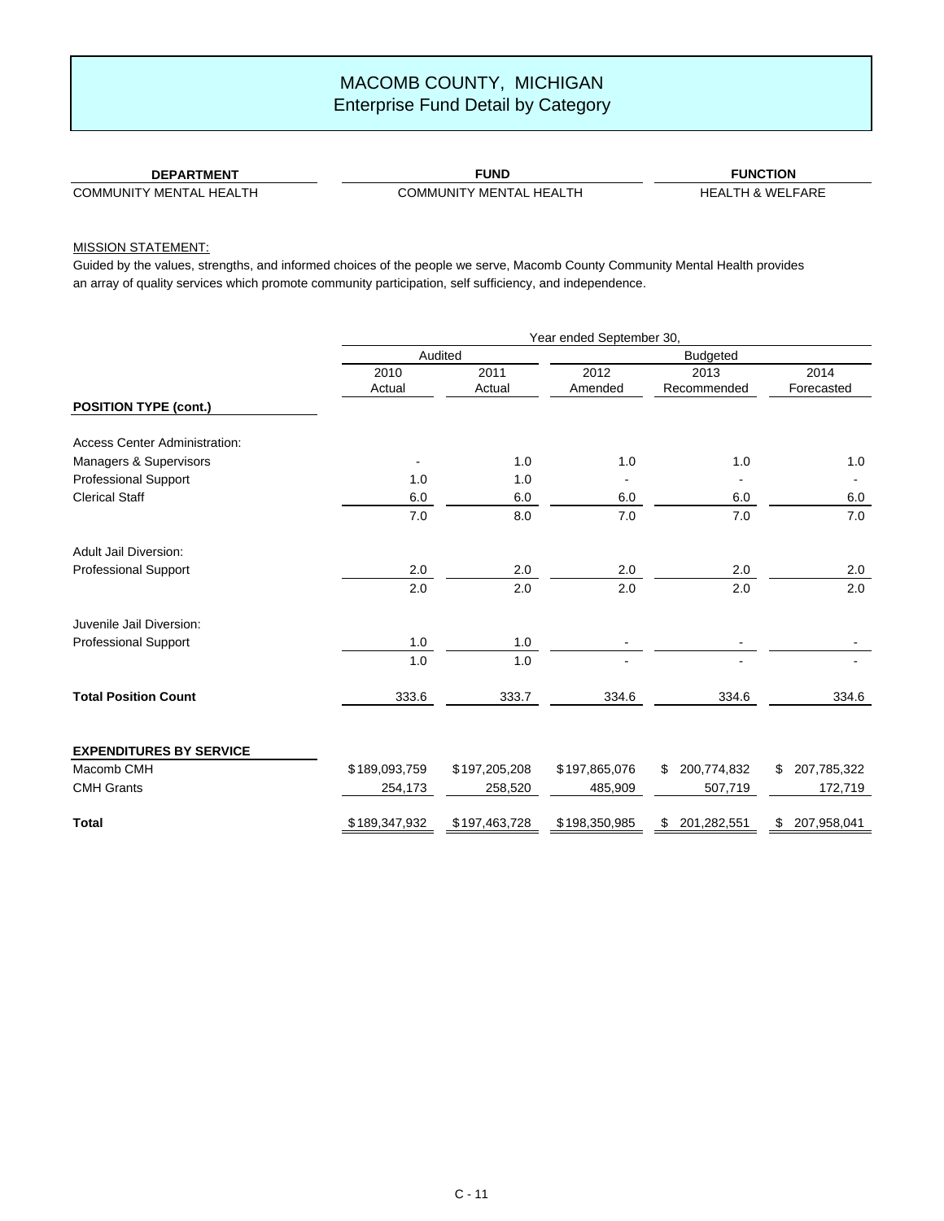# MACOMB COUNTY, MICHIGAN
## Enterprise Fund Detail by Category

| DEPARTMENT | FUND | FUNCTION |
|---|---|---|
| COMMUNITY MENTAL HEALTH | COMMUNITY MENTAL HEALTH | HEALTH & WELFARE |

MISSION STATEMENT:

Guided by the values, strengths, and informed choices of the people we serve, Macomb County Community Mental Health provides an array of quality services which promote community participation, self sufficiency, and independence.

| | Year ended September 30, | | | | |
|---|---|---|---|---|---|
| | Audited | | Budgeted | | |
| | 2010 Actual | 2011 Actual | 2012 Amended | 2013 Recommended | 2014 Forecasted |
| **POSITION TYPE (cont.)** | | | | | |
| Access Center Administration: | | | | | |
| Managers & Supervisors | - | 1.0 | 1.0 | 1.0 | 1.0 |
| Professional Support | 1.0 | 1.0 | - | - | - |
| Clerical Staff | 6.0 | 6.0 | 6.0 | 6.0 | 6.0 |
| | 7.0 | 8.0 | 7.0 | 7.0 | 7.0 |
| Adult Jail Diversion: | | | | | |
| Professional Support | 2.0 | 2.0 | 2.0 | 2.0 | 2.0 |
| | 2.0 | 2.0 | 2.0 | 2.0 | 2.0 |
| Juvenile Jail Diversion: | | | | | |
| Professional Support | 1.0 | 1.0 | - | - | - |
| | 1.0 | 1.0 | - | - | - |
| **Total Position Count** | 333.6 | 333.7 | 334.6 | 334.6 | 334.6 |
| **EXPENDITURES BY SERVICE** | | | | | |
| Macomb CMH | $189,093,759 | $197,205,208 | $197,865,076 | $ 200,774,832 | $ 207,785,322 |
| CMH Grants | 254,173 | 258,520 | 485,909 | 507,719 | 172,719 |
| **Total** | $189,347,932 | $197,463,728 | $198,350,985 | $ 201,282,551 | $ 207,958,041 |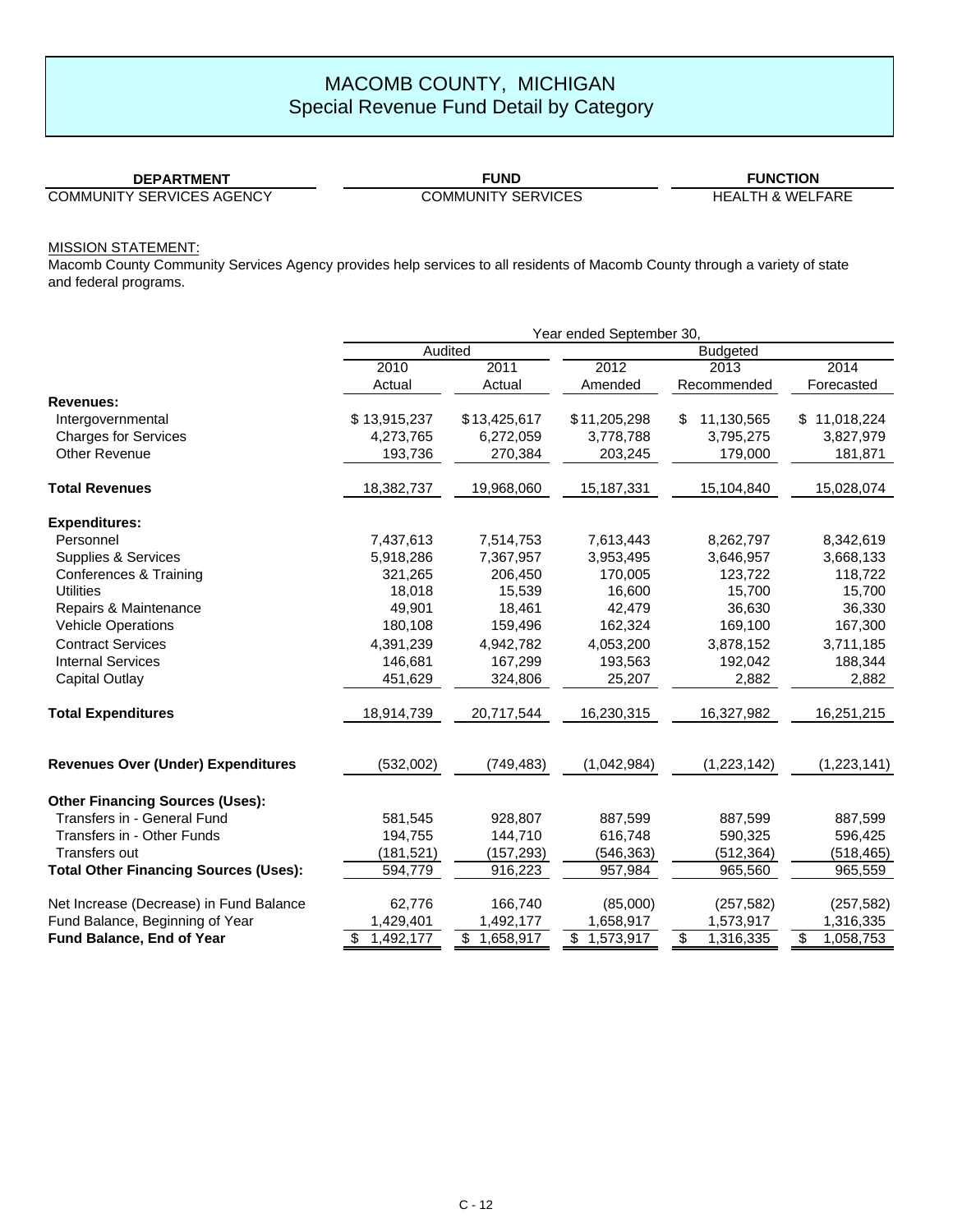# MACOMB COUNTY, MICHIGAN
## Special Revenue Fund Detail by Category

| DEPARTMENT | FUND | FUNCTION |
|---|---|---|
| COMMUNITY SERVICES AGENCY | COMMUNITY SERVICES | HEALTH & WELFARE |

MISSION STATEMENT:
Macomb County Community Services Agency provides help services to all residents of Macomb County through a variety of state and federal programs.

| | Year ended September 30, | | | | |
|---|---|---|---|---|---|
| | Audited | | Budgeted | | |
| | 2010 Actual | 2011 Actual | 2012 Amended | 2013 Recommended | 2014 Forecasted |
| **Revenues:** | | | | | |
| Intergovernmental | $ 13,915,237 | $ 13,425,617 | $ 11,205,298 | $ 11,130,565 | $ 11,018,224 |
| Charges for Services | 4,273,765 | 6,272,059 | 3,778,788 | 3,795,275 | 3,827,979 |
| Other Revenue | 193,736 | 270,384 | 203,245 | 179,000 | 181,871 |
| **Total Revenues** | 18,382,737 | 19,968,060 | 15,187,331 | 15,104,840 | 15,028,074 |
| **Expenditures:** | | | | | |
| Personnel | 7,437,613 | 7,514,753 | 7,613,443 | 8,262,797 | 8,342,619 |
| Supplies & Services | 5,918,286 | 7,367,957 | 3,953,495 | 3,646,957 | 3,668,133 |
| Conferences & Training | 321,265 | 206,450 | 170,005 | 123,722 | 118,722 |
| Utilities | 18,018 | 15,539 | 16,600 | 15,700 | 15,700 |
| Repairs & Maintenance | 49,901 | 18,461 | 42,479 | 36,630 | 36,330 |
| Vehicle Operations | 180,108 | 159,496 | 162,324 | 169,100 | 167,300 |
| Contract Services | 4,391,239 | 4,942,782 | 4,053,200 | 3,878,152 | 3,711,185 |
| Internal Services | 146,681 | 167,299 | 193,563 | 192,042 | 188,344 |
| Capital Outlay | 451,629 | 324,806 | 25,207 | 2,882 | 2,882 |
| **Total Expenditures** | 18,914,739 | 20,717,544 | 16,230,315 | 16,327,982 | 16,251,215 |
| **Revenues Over (Under) Expenditures** | (532,002) | (749,483) | (1,042,984) | (1,223,142) | (1,223,141) |
| **Other Financing Sources (Uses):** | | | | | |
| Transfers in - General Fund | 581,545 | 928,807 | 887,599 | 887,599 | 887,599 |
| Transfers in - Other Funds | 194,755 | 144,710 | 616,748 | 590,325 | 596,425 |
| Transfers out | (181,521) | (157,293) | (546,363) | (512,364) | (518,465) |
| **Total Other Financing Sources (Uses):** | 594,779 | 916,223 | 957,984 | 965,560 | 965,559 |
| Net Increase (Decrease) in Fund Balance | 62,776 | 166,740 | (85,000) | (257,582) | (257,582) |
| Fund Balance, Beginning of Year | 1,429,401 | 1,492,177 | 1,658,917 | 1,573,917 | 1,316,335 |
| **Fund Balance, End of Year** | $ 1,492,177 | $ 1,658,917 | $ 1,573,917 | $ 1,316,335 | $ 1,058,753 |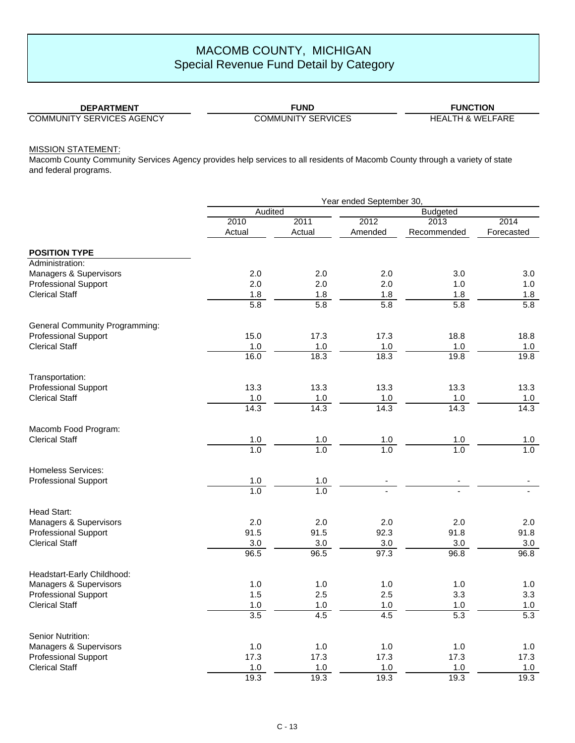# MACOMB COUNTY, MICHIGAN
## Special Revenue Fund Detail by Category

| DEPARTMENT | FUND | FUNCTION |
|---|---|---|
| COMMUNITY SERVICES AGENCY | COMMUNITY SERVICES | HEALTH & WELFARE |

MISSION STATEMENT:
Macomb County Community Services Agency provides help services to all residents of Macomb County through a variety of state and federal programs.

| | Year ended September 30, | | | | |
|---|---|---|---|---|---|
| | Audited | | Budgeted | | |
| | 2010 Actual | 2011 Actual | 2012 Amended | 2013 Recommended | 2014 Forecasted |
| **POSITION TYPE** | | | | | |
| Administration: | | | | | |
| Managers & Supervisors | 2.0 | 2.0 | 2.0 | 3.0 | 3.0 |
| Professional Support | 2.0 | 2.0 | 2.0 | 1.0 | 1.0 |
| Clerical Staff | 1.8 | 1.8 | 1.8 | 1.8 | 1.8 |
| | 5.8 | 5.8 | 5.8 | 5.8 | 5.8 |
| General Community Programming: | | | | | |
| Professional Support | 15.0 | 17.3 | 17.3 | 18.8 | 18.8 |
| Clerical Staff | 1.0 | 1.0 | 1.0 | 1.0 | 1.0 |
| | 16.0 | 18.3 | 18.3 | 19.8 | 19.8 |
| Transportation: | | | | | |
| Professional Support | 13.3 | 13.3 | 13.3 | 13.3 | 13.3 |
| Clerical Staff | 1.0 | 1.0 | 1.0 | 1.0 | 1.0 |
| | 14.3 | 14.3 | 14.3 | 14.3 | 14.3 |
| Macomb Food Program: | | | | | |
| Clerical Staff | 1.0 | 1.0 | 1.0 | 1.0 | 1.0 |
| | 1.0 | 1.0 | 1.0 | 1.0 | 1.0 |
| Homeless Services: | | | | | |
| Professional Support | 1.0 | 1.0 | - | - | - |
| | 1.0 | 1.0 | - | - | - |
| Head Start: | | | | | |
| Managers & Supervisors | 2.0 | 2.0 | 2.0 | 2.0 | 2.0 |
| Professional Support | 91.5 | 91.5 | 92.3 | 91.8 | 91.8 |
| Clerical Staff | 3.0 | 3.0 | 3.0 | 3.0 | 3.0 |
| | 96.5 | 96.5 | 97.3 | 96.8 | 96.8 |
| Headstart-Early Childhood: | | | | | |
| Managers & Supervisors | 1.0 | 1.0 | 1.0 | 1.0 | 1.0 |
| Professional Support | 1.5 | 2.5 | 2.5 | 3.3 | 3.3 |
| Clerical Staff | 1.0 | 1.0 | 1.0 | 1.0 | 1.0 |
| | 3.5 | 4.5 | 4.5 | 5.3 | 5.3 |
| Senior Nutrition: | | | | | |
| Managers & Supervisors | 1.0 | 1.0 | 1.0 | 1.0 | 1.0 |
| Professional Support | 17.3 | 17.3 | 17.3 | 17.3 | 17.3 |
| Clerical Staff | 1.0 | 1.0 | 1.0 | 1.0 | 1.0 |
| | 19.3 | 19.3 | 19.3 | 19.3 | 19.3 |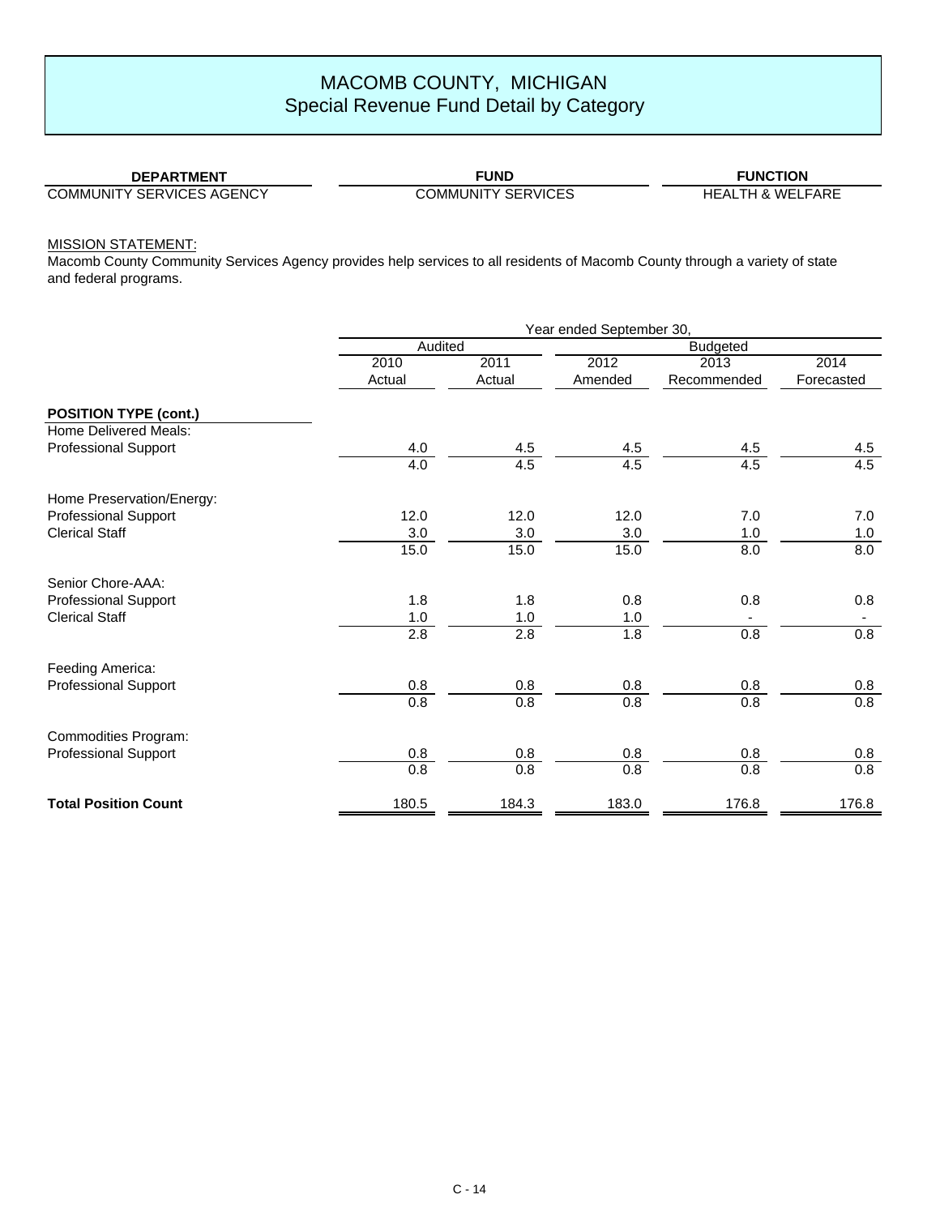# MACOMB COUNTY, MICHIGAN
## Special Revenue Fund Detail by Category

| DEPARTMENT | FUND | FUNCTION |
|---|---|---|
| COMMUNITY SERVICES AGENCY | COMMUNITY SERVICES | HEALTH & WELFARE |

MISSION STATEMENT:
Macomb County Community Services Agency provides help services to all residents of Macomb County through a variety of state and federal programs.

| | Year ended September 30, | | | | |
|---|---|---|---|---|---|
| | Audited | | Budgeted | | |
| | 2010 Actual | 2011 Actual | 2012 Amended | 2013 Recommended | 2014 Forecasted |
| **POSITION TYPE (cont.)** | | | | | |
| Home Delivered Meals: | | | | | |
| Professional Support | 4.0 | 4.5 | 4.5 | 4.5 | 4.5 |
| | 4.0 | 4.5 | 4.5 | 4.5 | 4.5 |
| Home Preservation/Energy: | | | | | |
| Professional Support | 12.0 | 12.0 | 12.0 | 7.0 | 7.0 |
| Clerical Staff | 3.0 | 3.0 | 3.0 | 1.0 | 1.0 |
| | 15.0 | 15.0 | 15.0 | 8.0 | 8.0 |
| Senior Chore-AAA: | | | | | |
| Professional Support | 1.8 | 1.8 | 0.8 | 0.8 | 0.8 |
| Clerical Staff | 1.0 | 1.0 | 1.0 | - | - |
| | 2.8 | 2.8 | 1.8 | 0.8 | 0.8 |
| Feeding America: | | | | | |
| Professional Support | 0.8 | 0.8 | 0.8 | 0.8 | 0.8 |
| | 0.8 | 0.8 | 0.8 | 0.8 | 0.8 |
| Commodities Program: | | | | | |
| Professional Support | 0.8 | 0.8 | 0.8 | 0.8 | 0.8 |
| | 0.8 | 0.8 | 0.8 | 0.8 | 0.8 |
| **Total Position Count** | 180.5 | 184.3 | 183.0 | 176.8 | 176.8 |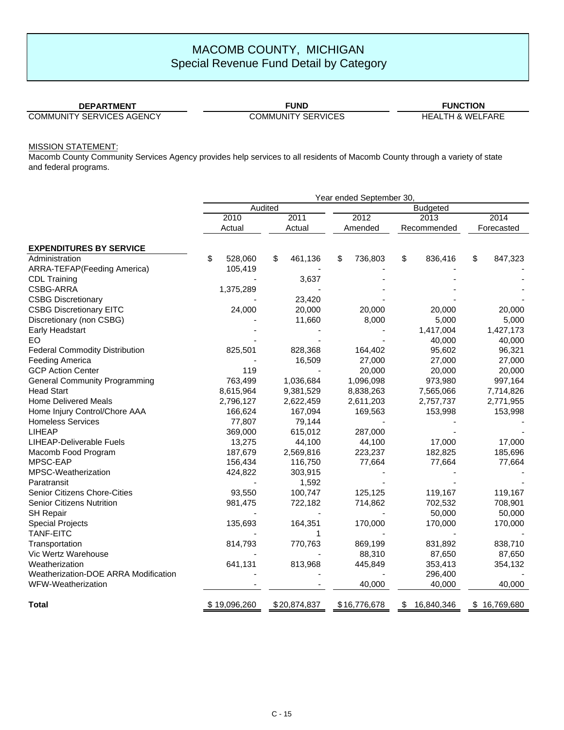# MACOMB COUNTY, MICHIGAN
## Special Revenue Fund Detail by Category

| DEPARTMENT | FUND | FUNCTION |
|---|---|---|
| COMMUNITY SERVICES AGENCY | COMMUNITY SERVICES | HEALTH & WELFARE |

MISSION STATEMENT:
Macomb County Community Services Agency provides help services to all residents of Macomb County through a variety of state and federal programs.

| | Year ended September 30, | | | | |
|---|---|---|---|---|---|
| | Audited | | Budgeted | | |
| | 2010 Actual | 2011 Actual | 2012 Amended | 2013 Recommended | 2014 Forecasted |
| **EXPENDITURES BY SERVICE** | | | | | |
| Administration | $ 528,060 | $ 461,136 | $ 736,803 | $ 836,416 | $ 847,323 |
| ARRA-TEFAP(Feeding America) | 105,419 | - | - | - | - |
| CDL Training | - | 3,637 | - | - | - |
| CSBG-ARRA | 1,375,289 | - | - | - | - |
| CSBG Discretionary | - | 23,420 | - | - | - |
| CSBG Discretionary EITC | 24,000 | 20,000 | 20,000 | 20,000 | 20,000 |
| Discretionary (non CSBG) | - | 11,660 | 8,000 | 5,000 | 5,000 |
| Early Headstart | - | - | - | 1,417,004 | 1,427,173 |
| EO | - | - | - | 40,000 | 40,000 |
| Federal Commodity Distribution | 825,501 | 828,368 | 164,402 | 95,602 | 96,321 |
| Feeding America | - | 16,509 | 27,000 | 27,000 | 27,000 |
| GCP Action Center | 119 | - | 20,000 | 20,000 | 20,000 |
| General Community Programming | 763,499 | 1,036,684 | 1,096,098 | 973,980 | 997,164 |
| Head Start | 8,615,964 | 9,381,529 | 8,838,263 | 7,565,066 | 7,714,826 |
| Home Delivered Meals | 2,796,127 | 2,622,459 | 2,611,203 | 2,757,737 | 2,771,955 |
| Home Injury Control/Chore AAA | 166,624 | 167,094 | 169,563 | 153,998 | 153,998 |
| Homeless Services | 77,807 | 79,144 | - | - | - |
| LIHEAP | 369,000 | 615,012 | 287,000 | - | - |
| LIHEAP-Deliverable Fuels | 13,275 | 44,100 | 44,100 | 17,000 | 17,000 |
| Macomb Food Program | 187,679 | 2,569,816 | 223,237 | 182,825 | 185,696 |
| MPSC-EAP | 156,434 | 116,750 | 77,664 | 77,664 | 77,664 |
| MPSC-Weatherization | 424,822 | 303,915 | - | - | - |
| Paratransit | - | 1,592 | - | - | - |
| Senior Citizens Chore-Cities | 93,550 | 100,747 | 125,125 | 119,167 | 119,167 |
| Senior Citizens Nutrition | 981,475 | 722,182 | 714,862 | 702,532 | 708,901 |
| SH Repair | - | - | - | 50,000 | 50,000 |
| Special Projects | 135,693 | 164,351 | 170,000 | 170,000 | 170,000 |
| TANF-EITC | - | 1 | - | - | - |
| Transportation | 814,793 | 770,763 | 869,199 | 831,892 | 838,710 |
| Vic Wertz Warehouse | - | - | 88,310 | 87,650 | 87,650 |
| Weatherization | 641,131 | 813,968 | 445,849 | 353,413 | 354,132 |
| Weatherization-DOE ARRA Modification | - | - | - | 296,400 | - |
| WFW-Weatherization | - | - | 40,000 | 40,000 | 40,000 |
| **Total** | $ 19,096,260 | $ 20,874,837 | $ 16,776,678 | $ 16,840,346 | $ 16,769,680 |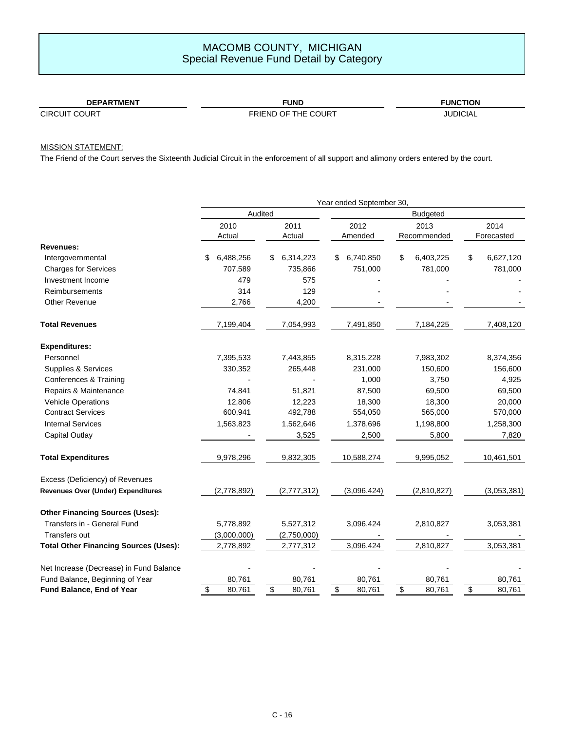# MACOMB COUNTY, MICHIGAN
## Special Revenue Fund Detail by Category

| DEPARTMENT | FUND | FUNCTION |
|---|---|---|
| CIRCUIT COURT | FRIEND OF THE COURT | JUDICIAL |

MISSION STATEMENT:

The Friend of the Court serves the Sixteenth Judicial Circuit in the enforcement of all support and alimony orders entered by the court.

| | Year ended September 30, | | | | |
|---|---|---|---|---|---|
| | Audited | | Budgeted | | |
| | 2010 Actual | 2011 Actual | 2012 Amended | 2013 Recommended | 2014 Forecasted |
| **Revenues:** | | | | | |
| Intergovernmental | $ 6,488,256 | $ 6,314,223 | $ 6,740,850 | $ 6,403,225 | $ 6,627,120 |
| Charges for Services | 707,589 | 735,866 | 751,000 | 781,000 | 781,000 |
| Investment Income | 479 | 575 | - | - | - |
| Reimbursements | 314 | 129 | - | - | - |
| Other Revenue | 2,766 | 4,200 | - | - | - |
| **Total Revenues** | 7,199,404 | 7,054,993 | 7,491,850 | 7,184,225 | 7,408,120 |
| **Expenditures:** | | | | | |
| Personnel | 7,395,533 | 7,443,855 | 8,315,228 | 7,983,302 | 8,374,356 |
| Supplies & Services | 330,352 | 265,448 | 231,000 | 150,600 | 156,600 |
| Conferences & Training | - | - | 1,000 | 3,750 | 4,925 |
| Repairs & Maintenance | 74,841 | 51,821 | 87,500 | 69,500 | 69,500 |
| Vehicle Operations | 12,806 | 12,223 | 18,300 | 18,300 | 20,000 |
| Contract Services | 600,941 | 492,788 | 554,050 | 565,000 | 570,000 |
| Internal Services | 1,563,823 | 1,562,646 | 1,378,696 | 1,198,800 | 1,258,300 |
| Capital Outlay | - | 3,525 | 2,500 | 5,800 | 7,820 |
| **Total Expenditures** | 9,978,296 | 9,832,305 | 10,588,274 | 9,995,052 | 10,461,501 |
| Excess (Deficiency) of Revenues | | | | | |
| **Revenues Over (Under) Expenditures** | (2,778,892) | (2,777,312) | (3,096,424) | (2,810,827) | (3,053,381) |
| **Other Financing Sources (Uses):** | | | | | |
| Transfers in - General Fund | 5,778,892 | 5,527,312 | 3,096,424 | 2,810,827 | 3,053,381 |
| Transfers out | (3,000,000) | (2,750,000) | - | - | - |
| **Total Other Financing Sources (Uses):** | 2,778,892 | 2,777,312 | 3,096,424 | 2,810,827 | 3,053,381 |
| Net Increase (Decrease) in Fund Balance | - | - | - | - | - |
| Fund Balance, Beginning of Year | 80,761 | 80,761 | 80,761 | 80,761 | 80,761 |
| **Fund Balance, End of Year** | $ 80,761 | $ 80,761 | $ 80,761 | $ 80,761 | $ 80,761 |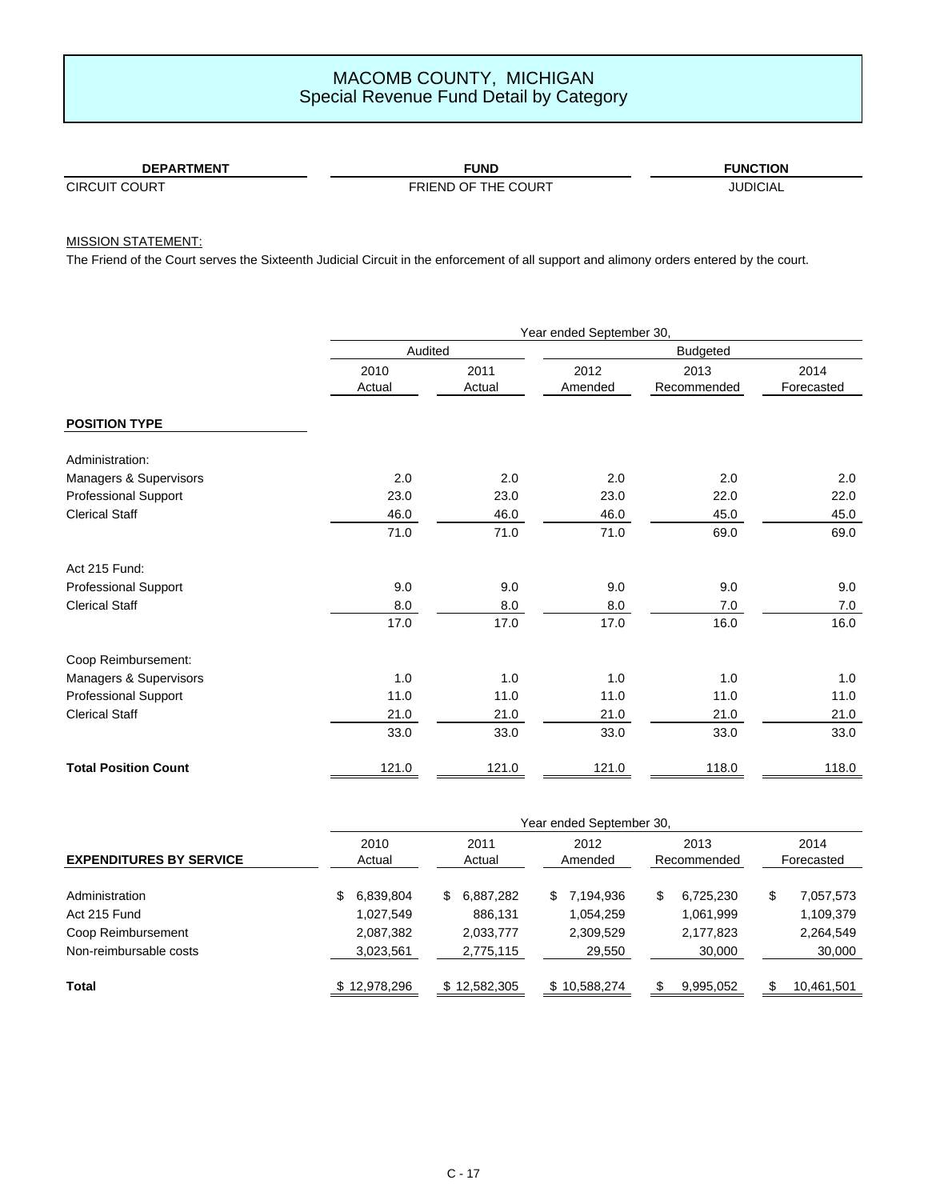# MACOMB COUNTY, MICHIGAN
## Special Revenue Fund Detail by Category

| DEPARTMENT | FUND | FUNCTION |
|---|---|---|
| CIRCUIT COURT | FRIEND OF THE COURT | JUDICIAL |

MISSION STATEMENT:

The Friend of the Court serves the Sixteenth Judicial Circuit in the enforcement of all support and alimony orders entered by the court.

| | Year ended September 30, | | | | |
|---|---|---|---|---|---|
| | Audited | | Budgeted | | |
| | 2010 Actual | 2011 Actual | 2012 Amended | 2013 Recommended | 2014 Forecasted |
| **POSITION TYPE** | | | | | |
| Administration: | | | | | |
| Managers & Supervisors | 2.0 | 2.0 | 2.0 | 2.0 | 2.0 |
| Professional Support | 23.0 | 23.0 | 23.0 | 22.0 | 22.0 |
| Clerical Staff | 46.0 | 46.0 | 46.0 | 45.0 | 45.0 |
| | 71.0 | 71.0 | 71.0 | 69.0 | 69.0 |
| Act 215 Fund: | | | | | |
| Professional Support | 9.0 | 9.0 | 9.0 | 9.0 | 9.0 |
| Clerical Staff | 8.0 | 8.0 | 8.0 | 7.0 | 7.0 |
| | 17.0 | 17.0 | 17.0 | 16.0 | 16.0 |
| Coop Reimbursement: | | | | | |
| Managers & Supervisors | 1.0 | 1.0 | 1.0 | 1.0 | 1.0 |
| Professional Support | 11.0 | 11.0 | 11.0 | 11.0 | 11.0 |
| Clerical Staff | 21.0 | 21.0 | 21.0 | 21.0 | 21.0 |
| | 33.0 | 33.0 | 33.0 | 33.0 | 33.0 |
| **Total Position Count** | 121.0 | 121.0 | 121.0 | 118.0 | 118.0 |

| | Year ended September 30, | | | | |
|---|---|---|---|---|---|
| **EXPENDITURES BY SERVICE** | 2010 Actual | 2011 Actual | 2012 Amended | 2013 Recommended | 2014 Forecasted |
| Administration | $ 6,839,804 | $ 6,887,282 | $ 7,194,936 | $ 6,725,230 | $ 7,057,573 |
| Act 215 Fund | 1,027,549 | 886,131 | 1,054,259 | 1,061,999 | 1,109,379 |
| Coop Reimbursement | 2,087,382 | 2,033,777 | 2,309,529 | 2,177,823 | 2,264,549 |
| Non-reimbursable costs | 3,023,561 | 2,775,115 | 29,550 | 30,000 | 30,000 |
| **Total** | $ 12,978,296 | $ 12,582,305 | $ 10,588,274 | $ 9,995,052 | $ 10,461,501 |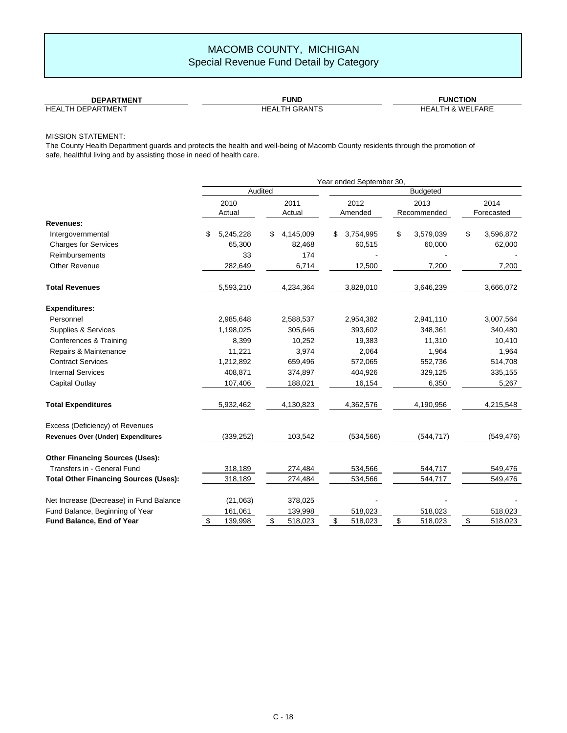# MACOMB COUNTY, MICHIGAN
## Special Revenue Fund Detail by Category

| DEPARTMENT | FUND | FUNCTION |
|---|---|---|
| HEALTH DEPARTMENT | HEALTH GRANTS | HEALTH & WELFARE |

MISSION STATEMENT:
The County Health Department guards and protects the health and well-being of Macomb County residents through the promotion of safe, healthful living and by assisting those in need of health care.

| | Year ended September 30, | | | | |
|---|---|---|---|---|---|
| | Audited | | Budgeted | | |
| | 2010 Actual | 2011 Actual | 2012 Amended | 2013 Recommended | 2014 Forecasted |
| **Revenues:** | | | | | |
| Intergovernmental | $ 5,245,228 | $ 4,145,009 | $ 3,754,995 | $ 3,579,039 | $ 3,596,872 |
| Charges for Services | 65,300 | 82,468 | 60,515 | 60,000 | 62,000 |
| Reimbursements | 33 | 174 | - | - | - |
| Other Revenue | 282,649 | 6,714 | 12,500 | 7,200 | 7,200 |
| **Total Revenues** | 5,593,210 | 4,234,364 | 3,828,010 | 3,646,239 | 3,666,072 |
| **Expenditures:** | | | | | |
| Personnel | 2,985,648 | 2,588,537 | 2,954,382 | 2,941,110 | 3,007,564 |
| Supplies & Services | 1,198,025 | 305,646 | 393,602 | 348,361 | 340,480 |
| Conferences & Training | 8,399 | 10,252 | 19,383 | 11,310 | 10,410 |
| Repairs & Maintenance | 11,221 | 3,974 | 2,064 | 1,964 | 1,964 |
| Contract Services | 1,212,892 | 659,496 | 572,065 | 552,736 | 514,708 |
| Internal Services | 408,871 | 374,897 | 404,926 | 329,125 | 335,155 |
| Capital Outlay | 107,406 | 188,021 | 16,154 | 6,350 | 5,267 |
| **Total Expenditures** | 5,932,462 | 4,130,823 | 4,362,576 | 4,190,956 | 4,215,548 |
| Excess (Deficiency) of Revenues | | | | | |
| **Revenues Over (Under) Expenditures** | (339,252) | 103,542 | (534,566) | (544,717) | (549,476) |
| **Other Financing Sources (Uses):** | | | | | |
| Transfers in - General Fund | 318,189 | 274,484 | 534,566 | 544,717 | 549,476 |
| **Total Other Financing Sources (Uses):** | 318,189 | 274,484 | 534,566 | 544,717 | 549,476 |
| Net Increase (Decrease) in Fund Balance | (21,063) | 378,025 | - | - | - |
| Fund Balance, Beginning of Year | 161,061 | 139,998 | 518,023 | 518,023 | 518,023 |
| **Fund Balance, End of Year** | $ 139,998 | $ 518,023 | $ 518,023 | $ 518,023 | $ 518,023 |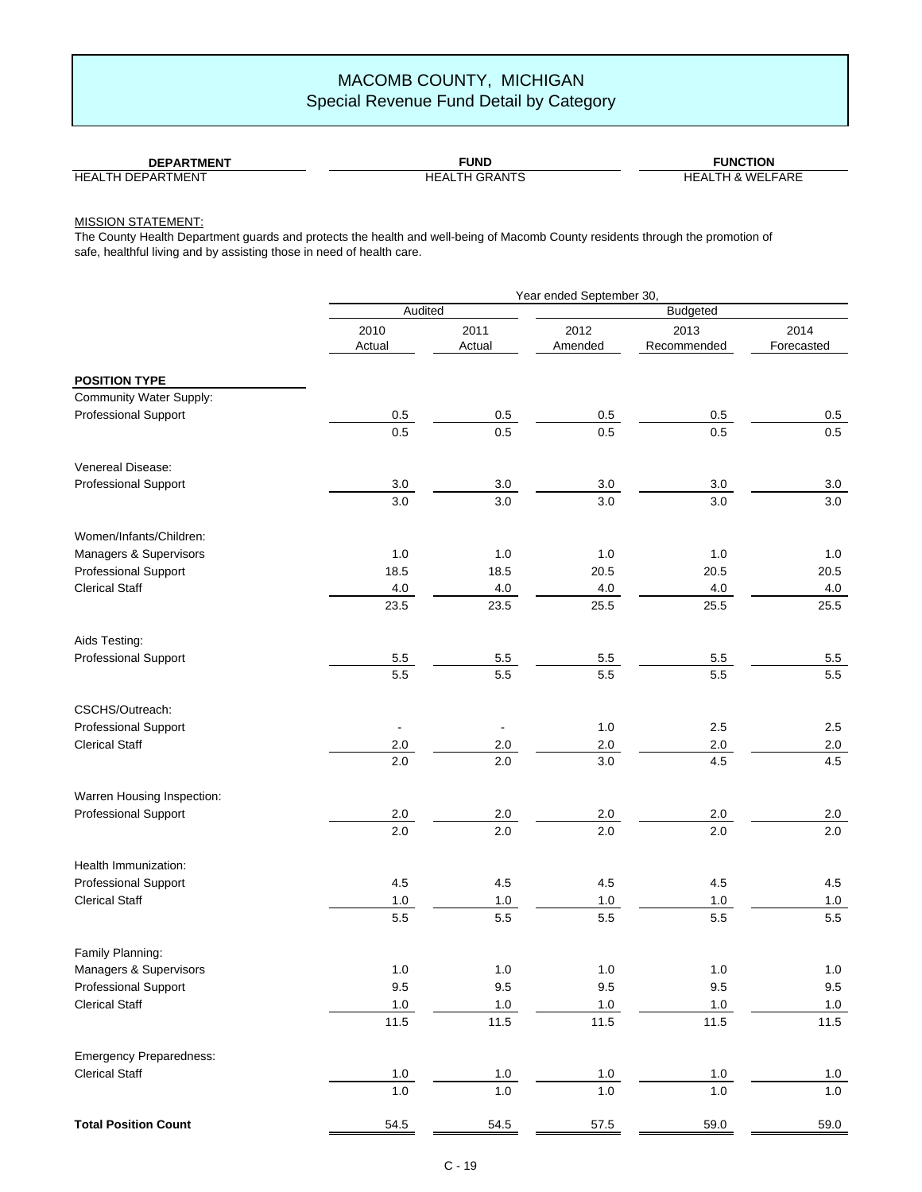# MACOMB COUNTY, MICHIGAN
## Special Revenue Fund Detail by Category

| DEPARTMENT | FUND | FUNCTION |
|---|---|---|
| HEALTH DEPARTMENT | HEALTH GRANTS | HEALTH & WELFARE |

MISSION STATEMENT:

The County Health Department guards and protects the health and well-being of Macomb County residents through the promotion of safe, healthful living and by assisting those in need of health care.

| | Year ended September 30, | | | | |
|---|---|---|---|---|---|
| | Audited | | Budgeted | | |
| | 2010 Actual | 2011 Actual | 2012 Amended | 2013 Recommended | 2014 Forecasted |
| **POSITION TYPE** | | | | | |
| Community Water Supply: | | | | | |
| Professional Support | 0.5 | 0.5 | 0.5 | 0.5 | 0.5 |
| | 0.5 | 0.5 | 0.5 | 0.5 | 0.5 |
| Venereal Disease: | | | | | |
| Professional Support | 3.0 | 3.0 | 3.0 | 3.0 | 3.0 |
| | 3.0 | 3.0 | 3.0 | 3.0 | 3.0 |
| Women/Infants/Children: | | | | | |
| Managers & Supervisors | 1.0 | 1.0 | 1.0 | 1.0 | 1.0 |
| Professional Support | 18.5 | 18.5 | 20.5 | 20.5 | 20.5 |
| Clerical Staff | 4.0 | 4.0 | 4.0 | 4.0 | 4.0 |
| | 23.5 | 23.5 | 25.5 | 25.5 | 25.5 |
| Aids Testing: | | | | | |
| Professional Support | 5.5 | 5.5 | 5.5 | 5.5 | 5.5 |
| | 5.5 | 5.5 | 5.5 | 5.5 | 5.5 |
| CSCHS/Outreach: | | | | | |
| Professional Support | - | - | 1.0 | 2.5 | 2.5 |
| Clerical Staff | 2.0 | 2.0 | 2.0 | 2.0 | 2.0 |
| | 2.0 | 2.0 | 3.0 | 4.5 | 4.5 |
| Warren Housing Inspection: | | | | | |
| Professional Support | 2.0 | 2.0 | 2.0 | 2.0 | 2.0 |
| | 2.0 | 2.0 | 2.0 | 2.0 | 2.0 |
| Health Immunization: | | | | | |
| Professional Support | 4.5 | 4.5 | 4.5 | 4.5 | 4.5 |
| Clerical Staff | 1.0 | 1.0 | 1.0 | 1.0 | 1.0 |
| | 5.5 | 5.5 | 5.5 | 5.5 | 5.5 |
| Family Planning: | | | | | |
| Managers & Supervisors | 1.0 | 1.0 | 1.0 | 1.0 | 1.0 |
| Professional Support | 9.5 | 9.5 | 9.5 | 9.5 | 9.5 |
| Clerical Staff | 1.0 | 1.0 | 1.0 | 1.0 | 1.0 |
| | 11.5 | 11.5 | 11.5 | 11.5 | 11.5 |
| Emergency Preparedness: | | | | | |
| Clerical Staff | 1.0 | 1.0 | 1.0 | 1.0 | 1.0 |
| | 1.0 | 1.0 | 1.0 | 1.0 | 1.0 |
| **Total Position Count** | 54.5 | 54.5 | 57.5 | 59.0 | 59.0 |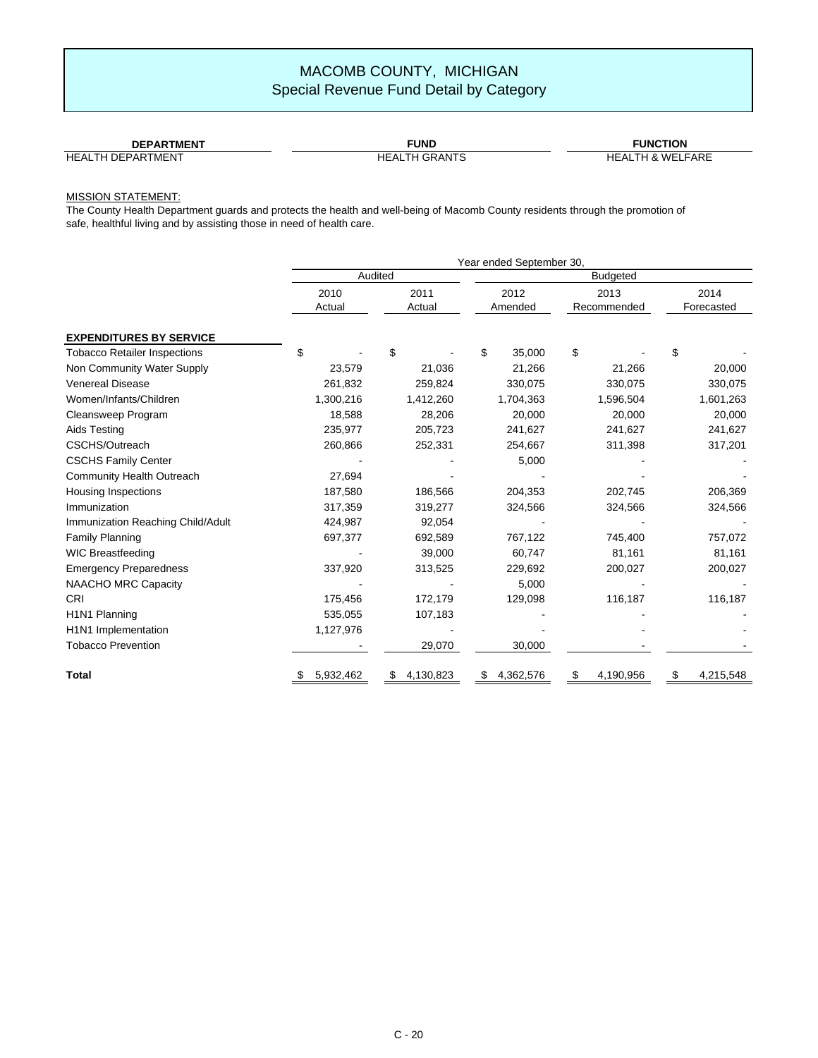# MACOMB COUNTY, MICHIGAN
## Special Revenue Fund Detail by Category

| DEPARTMENT | FUND | FUNCTION |
|---|---|---|
| HEALTH DEPARTMENT | HEALTH GRANTS | HEALTH & WELFARE |

MISSION STATEMENT:

The County Health Department guards and protects the health and well-being of Macomb County residents through the promotion of safe, healthful living and by assisting those in need of health care.

| | Year ended September 30, | | | | |
|---|---|---|---|---|---|
| | Audited | | Budgeted | | |
| | 2010 Actual | 2011 Actual | 2012 Amended | 2013 Recommended | 2014 Forecasted |
| **EXPENDITURES BY SERVICE** | | | | | |
| Tobacco Retailer Inspections | $ - | $ - | $ 35,000 | $ - | $ - |
| Non Community Water Supply | 23,579 | 21,036 | 21,266 | 21,266 | 20,000 |
| Venereal Disease | 261,832 | 259,824 | 330,075 | 330,075 | 330,075 |
| Women/Infants/Children | 1,300,216 | 1,412,260 | 1,704,363 | 1,596,504 | 1,601,263 |
| Cleansweep Program | 18,588 | 28,206 | 20,000 | 20,000 | 20,000 |
| Aids Testing | 235,977 | 205,723 | 241,627 | 241,627 | 241,627 |
| CSCHS/Outreach | 260,866 | 252,331 | 254,667 | 311,398 | 317,201 |
| CSCHS Family Center | - | - | 5,000 | - | - |
| Community Health Outreach | 27,694 | - | - | - | - |
| Housing Inspections | 187,580 | 186,566 | 204,353 | 202,745 | 206,369 |
| Immunization | 317,359 | 319,277 | 324,566 | 324,566 | 324,566 |
| Immunization Reaching Child/Adult | 424,987 | 92,054 | - | - | - |
| Family Planning | 697,377 | 692,589 | 767,122 | 745,400 | 757,072 |
| WIC Breastfeeding | - | 39,000 | 60,747 | 81,161 | 81,161 |
| Emergency Preparedness | 337,920 | 313,525 | 229,692 | 200,027 | 200,027 |
| NAACHO MRC Capacity | - | - | 5,000 | - | - |
| CRI | 175,456 | 172,179 | 129,098 | 116,187 | 116,187 |
| H1N1 Planning | 535,055 | 107,183 | - | - | - |
| H1N1 Implementation | 1,127,976 | - | - | - | - |
| Tobacco Prevention | - | 29,070 | 30,000 | - | - |
| **Total** | $ 5,932,462 | $ 4,130,823 | $ 4,362,576 | $ 4,190,956 | $ 4,215,548 |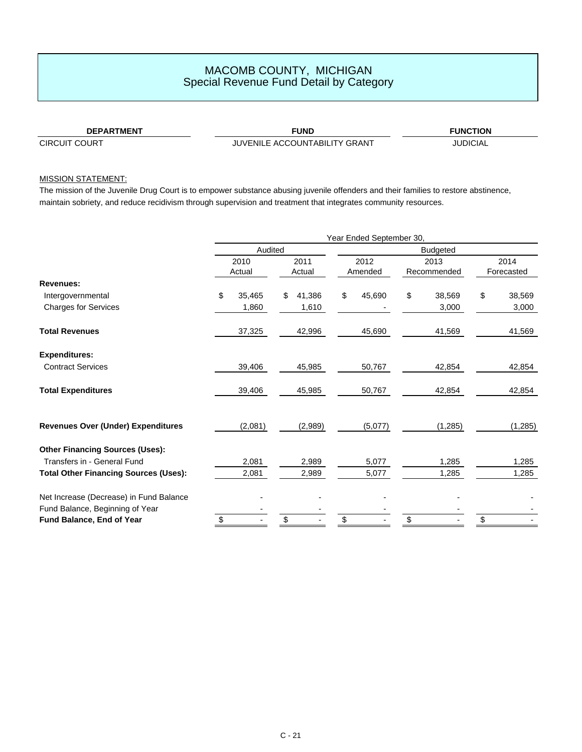# MACOMB COUNTY, MICHIGAN
## Special Revenue Fund Detail by Category

| DEPARTMENT | FUND | FUNCTION |
|---|---|---|
| CIRCUIT COURT | JUVENILE ACCOUNTABILITY GRANT | JUDICIAL |

MISSION STATEMENT:

The mission of the Juvenile Drug Court is to empower substance abusing juvenile offenders and their families to restore abstinence, maintain sobriety, and reduce recidivism through supervision and treatment that integrates community resources.

| | Year Ended September 30, | | | | |
|---|---|---|---|---|---|
| | Audited | | Budgeted | | |
| | 2010 Actual | 2011 Actual | 2012 Amended | 2013 Recommended | 2014 Forecasted |
| **Revenues:** | | | | | |
| Intergovernmental | $ 35,465 | $ 41,386 | $ 45,690 | $ 38,569 | $ 38,569 |
| Charges for Services | 1,860 | 1,610 | - | 3,000 | 3,000 |
| **Total Revenues** | 37,325 | 42,996 | 45,690 | 41,569 | 41,569 |
| **Expenditures:** | | | | | |
| Contract Services | 39,406 | 45,985 | 50,767 | 42,854 | 42,854 |
| **Total Expenditures** | 39,406 | 45,985 | 50,767 | 42,854 | 42,854 |
| **Revenues Over (Under) Expenditures** | (2,081) | (2,989) | (5,077) | (1,285) | (1,285) |
| **Other Financing Sources (Uses):** | | | | | |
| Transfers in - General Fund | 2,081 | 2,989 | 5,077 | 1,285 | 1,285 |
| **Total Other Financing Sources (Uses):** | 2,081 | 2,989 | 5,077 | 1,285 | 1,285 |
| Net Increase (Decrease) in Fund Balance | - | - | - | - | - |
| Fund Balance, Beginning of Year | - | - | - | - | - |
| **Fund Balance, End of Year** | $ - | $ - | $ - | $ - | $ - |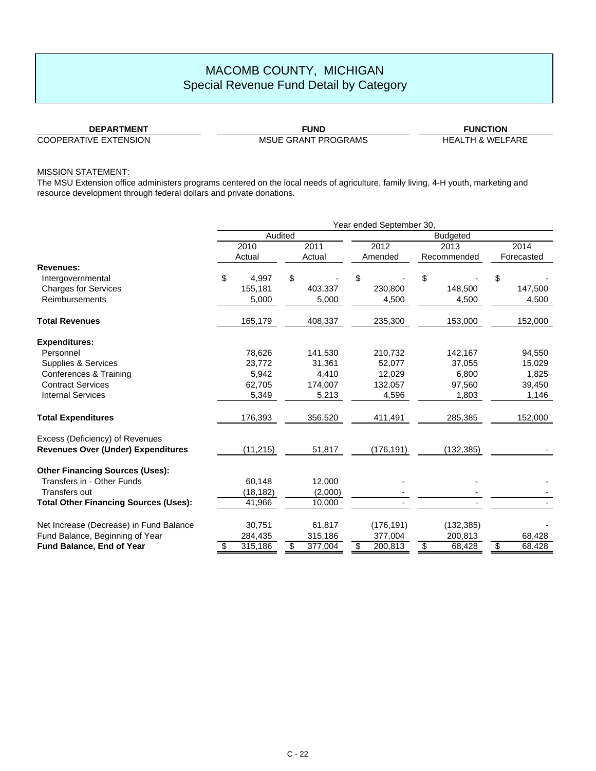# MACOMB COUNTY, MICHIGAN
## Special Revenue Fund Detail by Category

| DEPARTMENT | FUND | FUNCTION |
|---|---|---|
| COOPERATIVE EXTENSION | MSUE GRANT PROGRAMS | HEALTH & WELFARE |

MISSION STATEMENT:

The MSU Extension office administers programs centered on the local needs of agriculture, family living, 4-H youth, marketing and resource development through federal dollars and private donations.

| | Year ended September 30, | | | | |
|---|---|---|---|---|---|
| | Audited | | Budgeted | | |
| | 2010 Actual | 2011 Actual | 2012 Amended | 2013 Recommended | 2014 Forecasted |
| **Revenues:** | | | | | |
| Intergovernmental | $ 4,997 | $ - | $ - | $ - | $ - |
| Charges for Services | 155,181 | 403,337 | 230,800 | 148,500 | 147,500 |
| Reimbursements | 5,000 | 5,000 | 4,500 | 4,500 | 4,500 |
| **Total Revenues** | 165,179 | 408,337 | 235,300 | 153,000 | 152,000 |
| **Expenditures:** | | | | | |
| Personnel | 78,626 | 141,530 | 210,732 | 142,167 | 94,550 |
| Supplies & Services | 23,772 | 31,361 | 52,077 | 37,055 | 15,029 |
| Conferences & Training | 5,942 | 4,410 | 12,029 | 6,800 | 1,825 |
| Contract Services | 62,705 | 174,007 | 132,057 | 97,560 | 39,450 |
| Internal Services | 5,349 | 5,213 | 4,596 | 1,803 | 1,146 |
| **Total Expenditures** | 176,393 | 356,520 | 411,491 | 285,385 | 152,000 |
| Excess (Deficiency) of Revenues **Revenues Over (Under) Expenditures** | (11,215) | 51,817 | (176,191) | (132,385) | - |
| **Other Financing Sources (Uses):** | | | | | |
| Transfers in - Other Funds | 60,148 | 12,000 | - | - | - |
| Transfers out | (18,182) | (2,000) | - | - | - |
| **Total Other Financing Sources (Uses):** | 41,966 | 10,000 | - | - | - |
| Net Increase (Decrease) in Fund Balance | 30,751 | 61,817 | (176,191) | (132,385) | - |
| Fund Balance, Beginning of Year | 284,435 | 315,186 | 377,004 | 200,813 | 68,428 |
| **Fund Balance, End of Year** | $ 315,186 | $ 377,004 | $ 200,813 | $ 68,428 | $ 68,428 |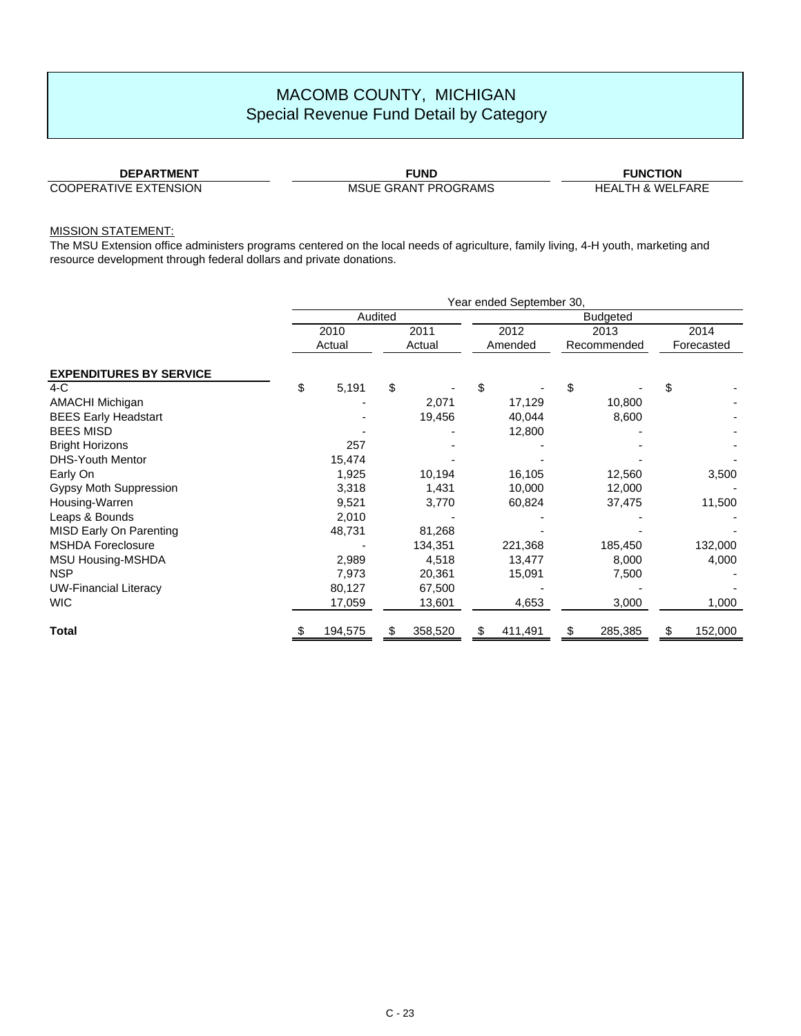# MACOMB COUNTY, MICHIGAN
## Special Revenue Fund Detail by Category

| DEPARTMENT | FUND | FUNCTION |
|---|---|---|
| COOPERATIVE EXTENSION | MSUE GRANT PROGRAMS | HEALTH & WELFARE |

MISSION STATEMENT:

The MSU Extension office administers programs centered on the local needs of agriculture, family living, 4-H youth, marketing and resource development through federal dollars and private donations.

| | Year ended September 30, | | | | |
|---|---|---|---|---|---|
| | Audited | | Budgeted | | |
| | 2010 Actual | 2011 Actual | 2012 Amended | 2013 Recommended | 2014 Forecasted |
| **EXPENDITURES BY SERVICE** | | | | | |
| 4-C | $ 5,191 | $ - | $ - | $ - | $ - |
| AMACHI Michigan | - | 2,071 | 17,129 | 10,800 | - |
| BEES Early Headstart | - | 19,456 | 40,044 | 8,600 | - |
| BEES MISD | - | - | 12,800 | - | - |
| Bright Horizons | 257 | - | - | - | - |
| DHS-Youth Mentor | 15,474 | - | - | - | - |
| Early On | 1,925 | 10,194 | 16,105 | 12,560 | 3,500 |
| Gypsy Moth Suppression | 3,318 | 1,431 | 10,000 | 12,000 | - |
| Housing-Warren | 9,521 | 3,770 | 60,824 | 37,475 | 11,500 |
| Leaps & Bounds | 2,010 | - | - | - | - |
| MISD Early On Parenting | 48,731 | 81,268 | - | - | - |
| MSHDA Foreclosure | - | 134,351 | 221,368 | 185,450 | 132,000 |
| MSU Housing-MSHDA | 2,989 | 4,518 | 13,477 | 8,000 | 4,000 |
| NSP | 7,973 | 20,361 | 15,091 | 7,500 | - |
| UW-Financial Literacy | 80,127 | 67,500 | - | - | - |
| WIC | 17,059 | 13,601 | 4,653 | 3,000 | 1,000 |
| **Total** | $ 194,575 | $ 358,520 | $ 411,491 | $ 285,385 | $ 152,000 |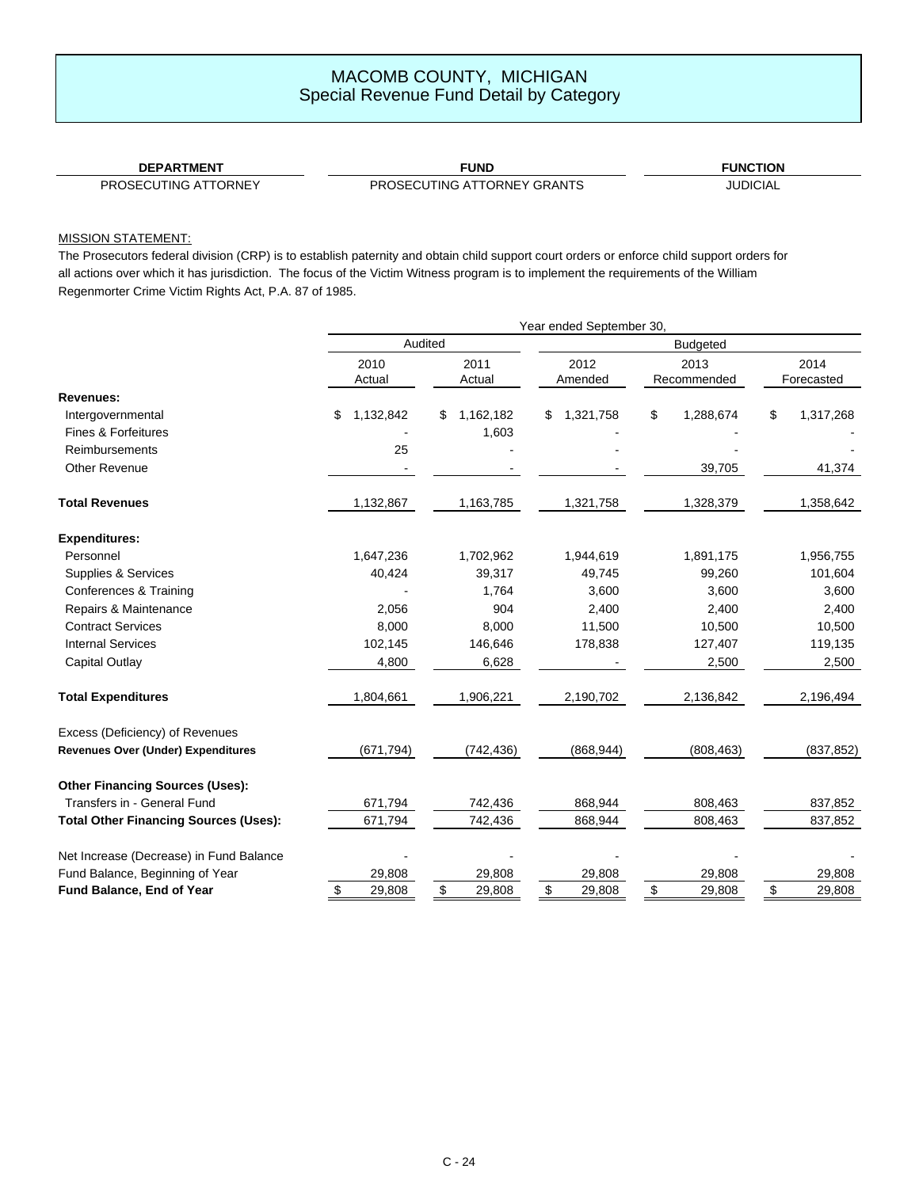# MACOMB COUNTY, MICHIGAN
## Special Revenue Fund Detail by Category

| DEPARTMENT | FUND | FUNCTION |
|---|---|---|
| PROSECUTING ATTORNEY | PROSECUTING ATTORNEY GRANTS | JUDICIAL |

MISSION STATEMENT:

The Prosecutors federal division (CRP) is to establish paternity and obtain child support court orders or enforce child support orders for all actions over which it has jurisdiction. The focus of the Victim Witness program is to implement the requirements of the William Regenmorter Crime Victim Rights Act, P.A. 87 of 1985.

| | Year ended September 30, | | | | |
|---|---|---|---|---|---|
| | Audited | | Budgeted | | |
| | 2010 Actual | 2011 Actual | 2012 Amended | 2013 Recommended | 2014 Forecasted |
| **Revenues:** | | | | | |
| Intergovernmental | $ 1,132,842 | $ 1,162,182 | $ 1,321,758 | $ 1,288,674 | $ 1,317,268 |
| Fines & Forfeitures | - | 1,603 | - | - | - |
| Reimbursements | 25 | - | - | - | - |
| Other Revenue | - | - | - | 39,705 | 41,374 |
| **Total Revenues** | 1,132,867 | 1,163,785 | 1,321,758 | 1,328,379 | 1,358,642 |
| **Expenditures:** | | | | | |
| Personnel | 1,647,236 | 1,702,962 | 1,944,619 | 1,891,175 | 1,956,755 |
| Supplies & Services | 40,424 | 39,317 | 49,745 | 99,260 | 101,604 |
| Conferences & Training | - | 1,764 | 3,600 | 3,600 | 3,600 |
| Repairs & Maintenance | 2,056 | 904 | 2,400 | 2,400 | 2,400 |
| Contract Services | 8,000 | 8,000 | 11,500 | 10,500 | 10,500 |
| Internal Services | 102,145 | 146,646 | 178,838 | 127,407 | 119,135 |
| Capital Outlay | 4,800 | 6,628 | - | 2,500 | 2,500 |
| **Total Expenditures** | 1,804,661 | 1,906,221 | 2,190,702 | 2,136,842 | 2,196,494 |
| Excess (Deficiency) of Revenues | | | | | |
| **Revenues Over (Under) Expenditures** | (671,794) | (742,436) | (868,944) | (808,463) | (837,852) |
| **Other Financing Sources (Uses):** | | | | | |
| Transfers in - General Fund | 671,794 | 742,436 | 868,944 | 808,463 | 837,852 |
| **Total Other Financing Sources (Uses):** | 671,794 | 742,436 | 868,944 | 808,463 | 837,852 |
| Net Increase (Decrease) in Fund Balance | - | - | - | - | - |
| Fund Balance, Beginning of Year | 29,808 | 29,808 | 29,808 | 29,808 | 29,808 |
| **Fund Balance, End of Year** | $ 29,808 | $ 29,808 | $ 29,808 | $ 29,808 | $ 29,808 |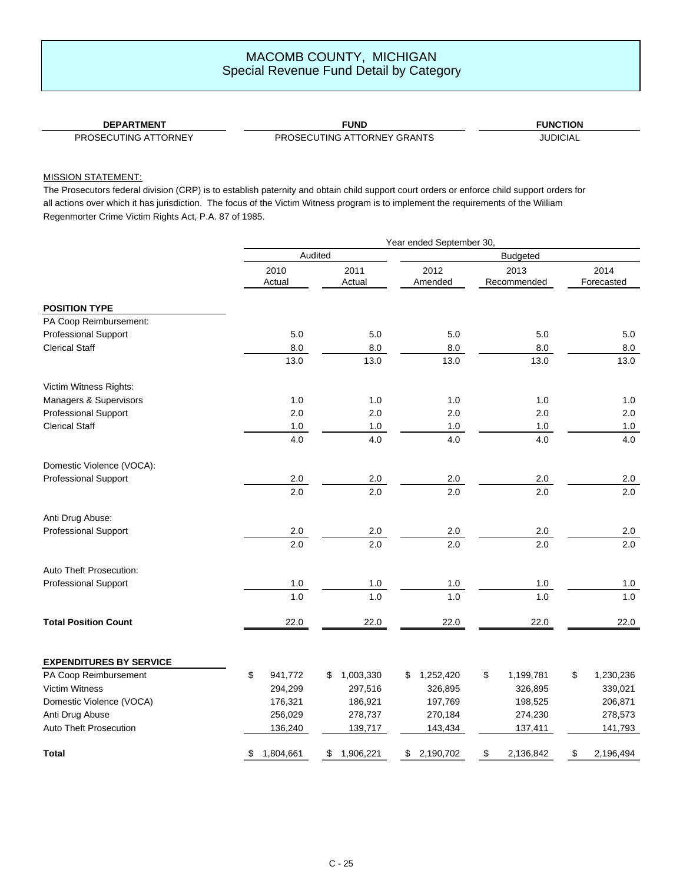# MACOMB COUNTY, MICHIGAN
## Special Revenue Fund Detail by Category

| DEPARTMENT | FUND | FUNCTION |
|---|---|---|
| PROSECUTING ATTORNEY | PROSECUTING ATTORNEY GRANTS | JUDICIAL |

MISSION STATEMENT:

The Prosecutors federal division (CRP) is to establish paternity and obtain child support court orders or enforce child support orders for all actions over which it has jurisdiction. The focus of the Victim Witness program is to implement the requirements of the William Regenmorter Crime Victim Rights Act, P.A. 87 of 1985.

| | Year ended September 30, | | | | |
|---|---|---|---|---|---|
| | Audited | | Budgeted | | |
| | 2010 Actual | 2011 Actual | 2012 Amended | 2013 Recommended | 2014 Forecasted |
| **POSITION TYPE** | | | | | |
| PA Coop Reimbursement: | | | | | |
| Professional Support | 5.0 | 5.0 | 5.0 | 5.0 | 5.0 |
| Clerical Staff | 8.0 | 8.0 | 8.0 | 8.0 | 8.0 |
| | 13.0 | 13.0 | 13.0 | 13.0 | 13.0 |
| Victim Witness Rights: | | | | | |
| Managers & Supervisors | 1.0 | 1.0 | 1.0 | 1.0 | 1.0 |
| Professional Support | 2.0 | 2.0 | 2.0 | 2.0 | 2.0 |
| Clerical Staff | 1.0 | 1.0 | 1.0 | 1.0 | 1.0 |
| | 4.0 | 4.0 | 4.0 | 4.0 | 4.0 |
| Domestic Violence (VOCA): | | | | | |
| Professional Support | 2.0 | 2.0 | 2.0 | 2.0 | 2.0 |
| | 2.0 | 2.0 | 2.0 | 2.0 | 2.0 |
| Anti Drug Abuse: | | | | | |
| Professional Support | 2.0 | 2.0 | 2.0 | 2.0 | 2.0 |
| | 2.0 | 2.0 | 2.0 | 2.0 | 2.0 |
| Auto Theft Prosecution: | | | | | |
| Professional Support | 1.0 | 1.0 | 1.0 | 1.0 | 1.0 |
| | 1.0 | 1.0 | 1.0 | 1.0 | 1.0 |
| **Total Position Count** | 22.0 | 22.0 | 22.0 | 22.0 | 22.0 |
| **EXPENDITURES BY SERVICE** | | | | | |
| PA Coop Reimbursement | $ 941,772 | $ 1,003,330 | $ 1,252,420 | $ 1,199,781 | $ 1,230,236 |
| Victim Witness | 294,299 | 297,516 | 326,895 | 326,895 | 339,021 |
| Domestic Violence (VOCA) | 176,321 | 186,921 | 197,769 | 198,525 | 206,871 |
| Anti Drug Abuse | 256,029 | 278,737 | 270,184 | 274,230 | 278,573 |
| Auto Theft Prosecution | 136,240 | 139,717 | 143,434 | 137,411 | 141,793 |
| **Total** | $ 1,804,661 | $ 1,906,221 | $ 2,190,702 | $ 2,136,842 | $ 2,196,494 |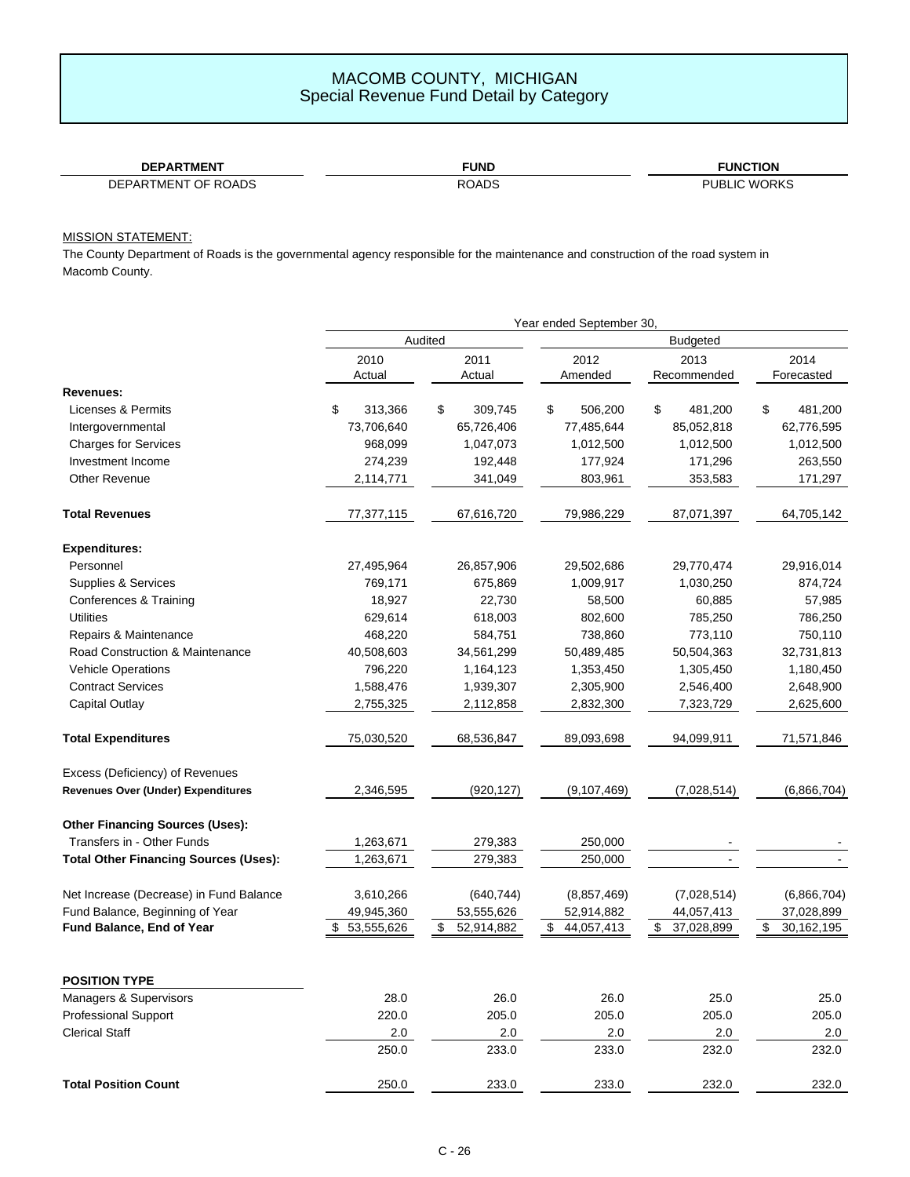# MACOMB COUNTY, MICHIGAN
## Special Revenue Fund Detail by Category

| DEPARTMENT | FUND | FUNCTION |
|---|---|---|
| DEPARTMENT OF ROADS | ROADS | PUBLIC WORKS |

MISSION STATEMENT:

The County Department of Roads is the governmental agency responsible for the maintenance and construction of the road system in Macomb County.

| | Year ended September 30, | | | | |
|---|---|---|---|---|---|
| | Audited | | Budgeted | | |
| | 2010 Actual | 2011 Actual | 2012 Amended | 2013 Recommended | 2014 Forecasted |
| **Revenues:** | | | | | |
| Licenses & Permits | $ 313,366 | $ 309,745 | $ 506,200 | $ 481,200 | $ 481,200 |
| Intergovernmental | 73,706,640 | 65,726,406 | 77,485,644 | 85,052,818 | 62,776,595 |
| Charges for Services | 968,099 | 1,047,073 | 1,012,500 | 1,012,500 | 1,012,500 |
| Investment Income | 274,239 | 192,448 | 177,924 | 171,296 | 263,550 |
| Other Revenue | 2,114,771 | 341,049 | 803,961 | 353,583 | 171,297 |
| **Total Revenues** | 77,377,115 | 67,616,720 | 79,986,229 | 87,071,397 | 64,705,142 |
| **Expenditures:** | | | | | |
| Personnel | 27,495,964 | 26,857,906 | 29,502,686 | 29,770,474 | 29,916,014 |
| Supplies & Services | 769,171 | 675,869 | 1,009,917 | 1,030,250 | 874,724 |
| Conferences & Training | 18,927 | 22,730 | 58,500 | 60,885 | 57,985 |
| Utilities | 629,614 | 618,003 | 802,600 | 785,250 | 786,250 |
| Repairs & Maintenance | 468,220 | 584,751 | 738,860 | 773,110 | 750,110 |
| Road Construction & Maintenance | 40,508,603 | 34,561,299 | 50,489,485 | 50,504,363 | 32,731,813 |
| Vehicle Operations | 796,220 | 1,164,123 | 1,353,450 | 1,305,450 | 1,180,450 |
| Contract Services | 1,588,476 | 1,939,307 | 2,305,900 | 2,546,400 | 2,648,900 |
| Capital Outlay | 2,755,325 | 2,112,858 | 2,832,300 | 7,323,729 | 2,625,600 |
| **Total Expenditures** | 75,030,520 | 68,536,847 | 89,093,698 | 94,099,911 | 71,571,846 |
| Excess (Deficiency) of Revenues | | | | | |
| **Revenues Over (Under) Expenditures** | 2,346,595 | (920,127) | (9,107,469) | (7,028,514) | (6,866,704) |
| **Other Financing Sources (Uses):** | | | | | |
| Transfers in - Other Funds | 1,263,671 | 279,383 | 250,000 | - | - |
| **Total Other Financing Sources (Uses):** | 1,263,671 | 279,383 | 250,000 | - | - |
| Net Increase (Decrease) in Fund Balance | 3,610,266 | (640,744) | (8,857,469) | (7,028,514) | (6,866,704) |
| Fund Balance, Beginning of Year | 49,945,360 | 53,555,626 | 52,914,882 | 44,057,413 | 37,028,899 |
| **Fund Balance, End of Year** | $ 53,555,626 | $ 52,914,882 | $ 44,057,413 | $ 37,028,899 | $ 30,162,195 |

| POSITION TYPE | 2010 | 2011 | 2012 | 2013 | 2014 |
|---|---|---|---|---|---|
| Managers & Supervisors | 28.0 | 26.0 | 26.0 | 25.0 | 25.0 |
| Professional Support | 220.0 | 205.0 | 205.0 | 205.0 | 205.0 |
| Clerical Staff | 2.0 | 2.0 | 2.0 | 2.0 | 2.0 |
| | 250.0 | 233.0 | 233.0 | 232.0 | 232.0 |
| **Total Position Count** | 250.0 | 233.0 | 233.0 | 232.0 | 232.0 |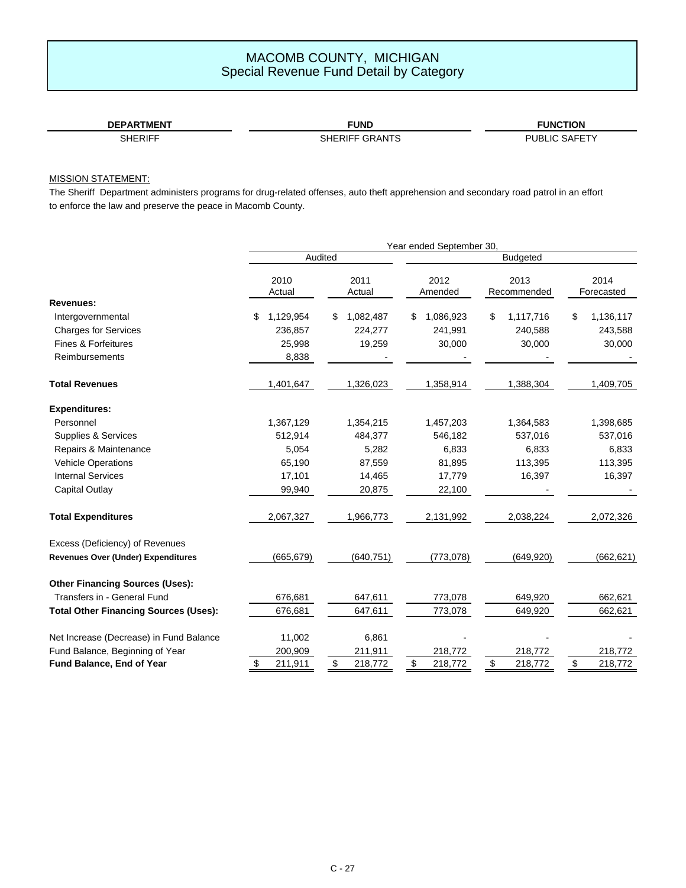# MACOMB COUNTY, MICHIGAN
## Special Revenue Fund Detail by Category

| DEPARTMENT | FUND | FUNCTION |
|---|---|---|
| SHERIFF | SHERIFF GRANTS | PUBLIC SAFETY |

MISSION STATEMENT:

The Sheriff Department administers programs for drug-related offenses, auto theft apprehension and secondary road patrol in an effort to enforce the law and preserve the peace in Macomb County.

| | Year ended September 30, | | | | |
|---|---|---|---|---|---|
| | Audited | | Budgeted | | |
| | 2010 Actual | 2011 Actual | 2012 Amended | 2013 Recommended | 2014 Forecasted |
| **Revenues:** | | | | | |
| Intergovernmental | $ 1,129,954 | $ 1,082,487 | $ 1,086,923 | $ 1,117,716 | $ 1,136,117 |
| Charges for Services | 236,857 | 224,277 | 241,991 | 240,588 | 243,588 |
| Fines & Forfeitures | 25,998 | 19,259 | 30,000 | 30,000 | 30,000 |
| Reimbursements | 8,838 | - | - | - | - |
| **Total Revenues** | 1,401,647 | 1,326,023 | 1,358,914 | 1,388,304 | 1,409,705 |
| **Expenditures:** | | | | | |
| Personnel | 1,367,129 | 1,354,215 | 1,457,203 | 1,364,583 | 1,398,685 |
| Supplies & Services | 512,914 | 484,377 | 546,182 | 537,016 | 537,016 |
| Repairs & Maintenance | 5,054 | 5,282 | 6,833 | 6,833 | 6,833 |
| Vehicle Operations | 65,190 | 87,559 | 81,895 | 113,395 | 113,395 |
| Internal Services | 17,101 | 14,465 | 17,779 | 16,397 | 16,397 |
| Capital Outlay | 99,940 | 20,875 | 22,100 | - | - |
| **Total Expenditures** | 2,067,327 | 1,966,773 | 2,131,992 | 2,038,224 | 2,072,326 |
| Excess (Deficiency) of Revenues | | | | | |
| **Revenues Over (Under) Expenditures** | (665,679) | (640,751) | (773,078) | (649,920) | (662,621) |
| **Other Financing Sources (Uses):** | | | | | |
| Transfers in - General Fund | 676,681 | 647,611 | 773,078 | 649,920 | 662,621 |
| **Total Other Financing Sources (Uses):** | 676,681 | 647,611 | 773,078 | 649,920 | 662,621 |
| Net Increase (Decrease) in Fund Balance | 11,002 | 6,861 | - | - | - |
| Fund Balance, Beginning of Year | 200,909 | 211,911 | 218,772 | 218,772 | 218,772 |
| **Fund Balance, End of Year** | $ 211,911 | $ 218,772 | $ 218,772 | $ 218,772 | $ 218,772 |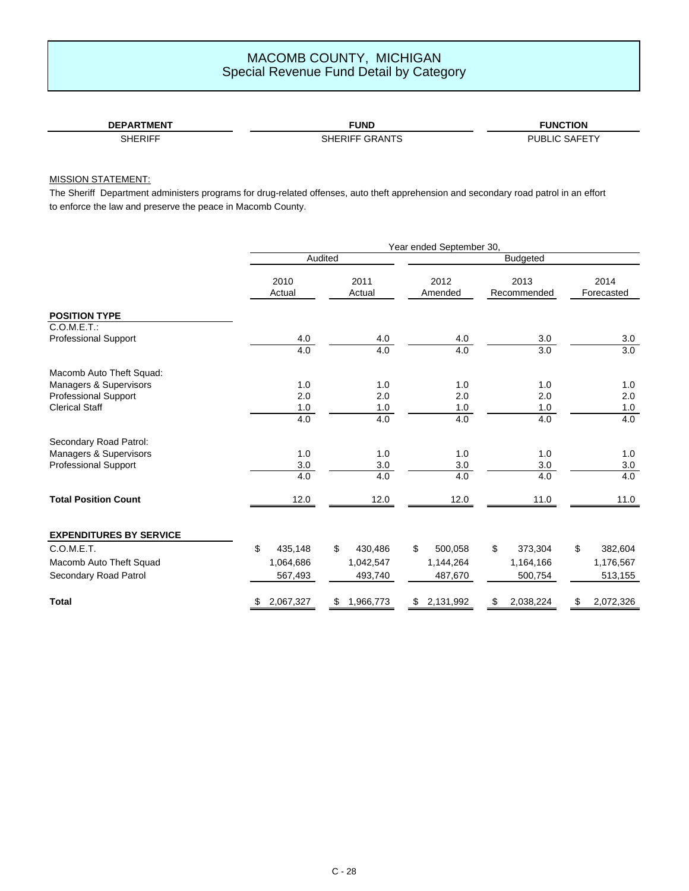# MACOMB COUNTY, MICHIGAN
## Special Revenue Fund Detail by Category

| DEPARTMENT | FUND | FUNCTION |
|---|---|---|
| SHERIFF | SHERIFF GRANTS | PUBLIC SAFETY |

MISSION STATEMENT:

The Sheriff Department administers programs for drug-related offenses, auto theft apprehension and secondary road patrol in an effort to enforce the law and preserve the peace in Macomb County.

| | Year ended September 30, | | | | |
|---|---|---|---|---|---|
| | Audited | | Budgeted | | |
| | 2010 Actual | 2011 Actual | 2012 Amended | 2013 Recommended | 2014 Forecasted |
| **POSITION TYPE** | | | | | |
| C.O.M.E.T.: | | | | | |
| Professional Support | 4.0 | 4.0 | 4.0 | 3.0 | 3.0 |
| | 4.0 | 4.0 | 4.0 | 3.0 | 3.0 |
| Macomb Auto Theft Squad: | | | | | |
| Managers & Supervisors | 1.0 | 1.0 | 1.0 | 1.0 | 1.0 |
| Professional Support | 2.0 | 2.0 | 2.0 | 2.0 | 2.0 |
| Clerical Staff | 1.0 | 1.0 | 1.0 | 1.0 | 1.0 |
| | 4.0 | 4.0 | 4.0 | 4.0 | 4.0 |
| Secondary Road Patrol: | | | | | |
| Managers & Supervisors | 1.0 | 1.0 | 1.0 | 1.0 | 1.0 |
| Professional Support | 3.0 | 3.0 | 3.0 | 3.0 | 3.0 |
| | 4.0 | 4.0 | 4.0 | 4.0 | 4.0 |
| **Total Position Count** | 12.0 | 12.0 | 12.0 | 11.0 | 11.0 |
| **EXPENDITURES BY SERVICE** | | | | | |
| C.O.M.E.T. | $ 435,148 | $ 430,486 | $ 500,058 | $ 373,304 | $ 382,604 |
| Macomb Auto Theft Squad | 1,064,686 | 1,042,547 | 1,144,264 | 1,164,166 | 1,176,567 |
| Secondary Road Patrol | 567,493 | 493,740 | 487,670 | 500,754 | 513,155 |
| **Total** | $ 2,067,327 | $ 1,966,773 | $ 2,131,992 | $ 2,038,224 | $ 2,072,326 |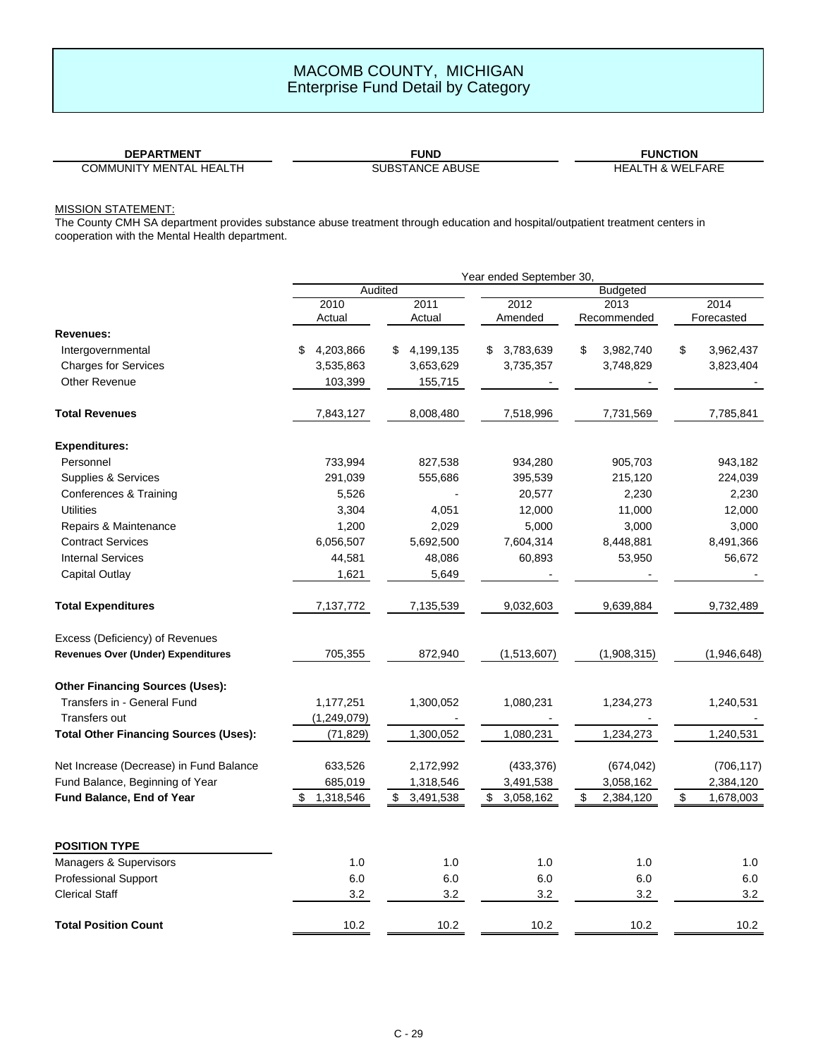# MACOMB COUNTY, MICHIGAN
## Enterprise Fund Detail by Category

| DEPARTMENT | FUND | FUNCTION |
|---|---|---|
| COMMUNITY MENTAL HEALTH | SUBSTANCE ABUSE | HEALTH & WELFARE |

MISSION STATEMENT:
The County CMH SA department provides substance abuse treatment through education and hospital/outpatient treatment centers in cooperation with the Mental Health department.

| | Year ended September 30, | | | | |
|---|---|---|---|---|---|
| | Audited | | Budgeted | | |
| | 2010 Actual | 2011 Actual | 2012 Amended | 2013 Recommended | 2014 Forecasted |
| **Revenues:** | | | | | |
| Intergovernmental | $ 4,203,866 | $ 4,199,135 | $ 3,783,639 | $ 3,982,740 | $ 3,962,437 |
| Charges for Services | 3,535,863 | 3,653,629 | 3,735,357 | 3,748,829 | 3,823,404 |
| Other Revenue | 103,399 | 155,715 | - | - | - |
| **Total Revenues** | 7,843,127 | 8,008,480 | 7,518,996 | 7,731,569 | 7,785,841 |
| **Expenditures:** | | | | | |
| Personnel | 733,994 | 827,538 | 934,280 | 905,703 | 943,182 |
| Supplies & Services | 291,039 | 555,686 | 395,539 | 215,120 | 224,039 |
| Conferences & Training | 5,526 | - | 20,577 | 2,230 | 2,230 |
| Utilities | 3,304 | 4,051 | 12,000 | 11,000 | 12,000 |
| Repairs & Maintenance | 1,200 | 2,029 | 5,000 | 3,000 | 3,000 |
| Contract Services | 6,056,507 | 5,692,500 | 7,604,314 | 8,448,881 | 8,491,366 |
| Internal Services | 44,581 | 48,086 | 60,893 | 53,950 | 56,672 |
| Capital Outlay | 1,621 | 5,649 | - | - | - |
| **Total Expenditures** | 7,137,772 | 7,135,539 | 9,032,603 | 9,639,884 | 9,732,489 |
| Excess (Deficiency) of Revenues **Revenues Over (Under) Expenditures** | 705,355 | 872,940 | (1,513,607) | (1,908,315) | (1,946,648) |
| **Other Financing Sources (Uses):** | | | | | |
| Transfers in - General Fund | 1,177,251 | 1,300,052 | 1,080,231 | 1,234,273 | 1,240,531 |
| Transfers out | (1,249,079) | - | - | - | - |
| **Total Other Financing Sources (Uses):** | (71,829) | 1,300,052 | 1,080,231 | 1,234,273 | 1,240,531 |
| Net Increase (Decrease) in Fund Balance | 633,526 | 2,172,992 | (433,376) | (674,042) | (706,117) |
| Fund Balance, Beginning of Year | 685,019 | 1,318,546 | 3,491,538 | 3,058,162 | 2,384,120 |
| **Fund Balance, End of Year** | $ 1,318,546 | $ 3,491,538 | $ 3,058,162 | $ 2,384,120 | $ 1,678,003 |

| **POSITION TYPE** | | | | | |
|---|---|---|---|---|---|
| Managers & Supervisors | 1.0 | 1.0 | 1.0 | 1.0 | 1.0 |
| Professional Support | 6.0 | 6.0 | 6.0 | 6.0 | 6.0 |
| Clerical Staff | 3.2 | 3.2 | 3.2 | 3.2 | 3.2 |
| **Total Position Count** | 10.2 | 10.2 | 10.2 | 10.2 | 10.2 |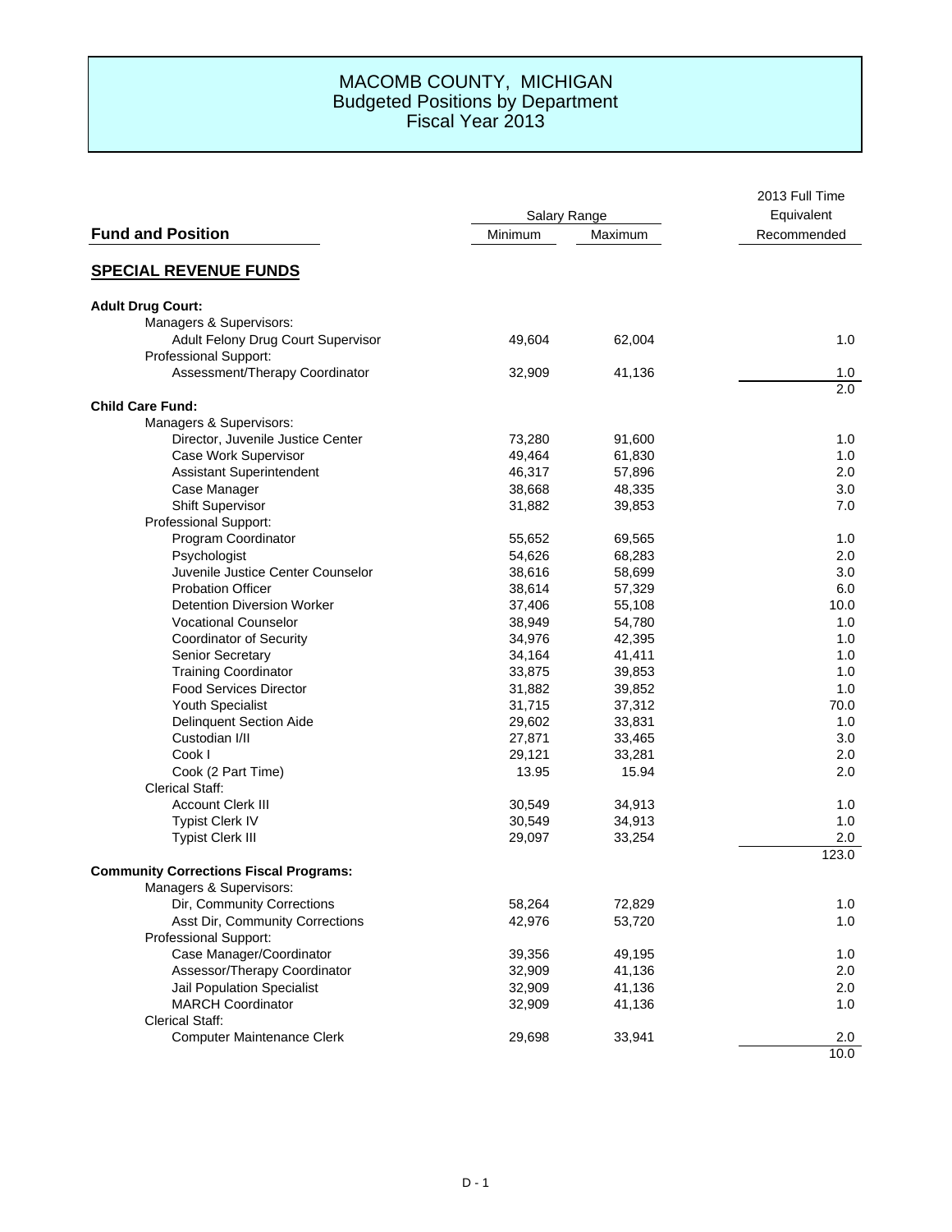# MACOMB COUNTY, MICHIGAN
## Budgeted Positions by Department
## Fiscal Year 2013

| Fund and Position | Salary Range Minimum | Salary Range Maximum | 2013 Full Time Equivalent Recommended |
|---|---|---|---|
| **SPECIAL REVENUE FUNDS** | | | |
| **Adult Drug Court:** | | | |
| Managers & Supervisors: | | | |
| Adult Felony Drug Court Supervisor | 49,604 | 62,004 | 1.0 |
| Professional Support: | | | |
| Assessment/Therapy Coordinator | 32,909 | 41,136 | 1.0 |
| | | | 2.0 |
| **Child Care Fund:** | | | |
| Managers & Supervisors: | | | |
| Director, Juvenile Justice Center | 73,280 | 91,600 | 1.0 |
| Case Work Supervisor | 49,464 | 61,830 | 1.0 |
| Assistant Superintendent | 46,317 | 57,896 | 2.0 |
| Case Manager | 38,668 | 48,335 | 3.0 |
| Shift Supervisor | 31,882 | 39,853 | 7.0 |
| Professional Support: | | | |
| Program Coordinator | 55,652 | 69,565 | 1.0 |
| Psychologist | 54,626 | 68,283 | 2.0 |
| Juvenile Justice Center Counselor | 38,616 | 58,699 | 3.0 |
| Probation Officer | 38,614 | 57,329 | 6.0 |
| Detention Diversion Worker | 37,406 | 55,108 | 10.0 |
| Vocational Counselor | 38,949 | 54,780 | 1.0 |
| Coordinator of Security | 34,976 | 42,395 | 1.0 |
| Senior Secretary | 34,164 | 41,411 | 1.0 |
| Training Coordinator | 33,875 | 39,853 | 1.0 |
| Food Services Director | 31,882 | 39,852 | 1.0 |
| Youth Specialist | 31,715 | 37,312 | 70.0 |
| Delinquent Section Aide | 29,602 | 33,831 | 1.0 |
| Custodian I/II | 27,871 | 33,465 | 3.0 |
| Cook I | 29,121 | 33,281 | 2.0 |
| Cook (2 Part Time) | 13.95 | 15.94 | 2.0 |
| Clerical Staff: | | | |
| Account Clerk III | 30,549 | 34,913 | 1.0 |
| Typist Clerk IV | 30,549 | 34,913 | 1.0 |
| Typist Clerk III | 29,097 | 33,254 | 2.0 |
| | | | 123.0 |
| **Community Corrections Fiscal Programs:** | | | |
| Managers & Supervisors: | | | |
| Dir, Community Corrections | 58,264 | 72,829 | 1.0 |
| Asst Dir, Community Corrections | 42,976 | 53,720 | 1.0 |
| Professional Support: | | | |
| Case Manager/Coordinator | 39,356 | 49,195 | 1.0 |
| Assessor/Therapy Coordinator | 32,909 | 41,136 | 2.0 |
| Jail Population Specialist | 32,909 | 41,136 | 2.0 |
| MARCH Coordinator | 32,909 | 41,136 | 1.0 |
| Clerical Staff: | | | |
| Computer Maintenance Clerk | 29,698 | 33,941 | 2.0 |
| | | | 10.0 |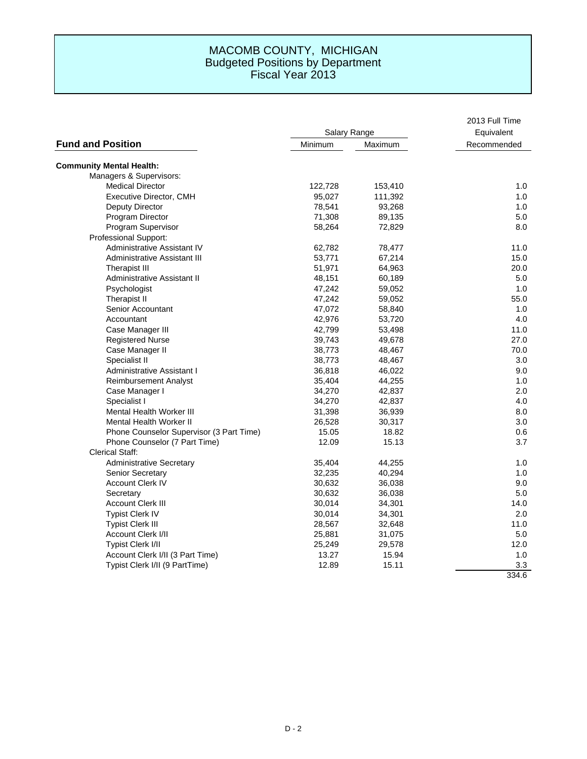# MACOMB COUNTY, MICHIGAN
## Budgeted Positions by Department
## Fiscal Year 2013

| Fund and Position | Salary Range Minimum | Salary Range Maximum | 2013 Full Time Equivalent Recommended |
|---|---|---|---|
| **Community Mental Health:** | | | |
| Managers & Supervisors: | | | |
| Medical Director | 122,728 | 153,410 | 1.0 |
| Executive Director, CMH | 95,027 | 111,392 | 1.0 |
| Deputy Director | 78,541 | 93,268 | 1.0 |
| Program Director | 71,308 | 89,135 | 5.0 |
| Program Supervisor | 58,264 | 72,829 | 8.0 |
| Professional Support: | | | |
| Administrative Assistant IV | 62,782 | 78,477 | 11.0 |
| Administrative Assistant III | 53,771 | 67,214 | 15.0 |
| Therapist III | 51,971 | 64,963 | 20.0 |
| Administrative Assistant II | 48,151 | 60,189 | 5.0 |
| Psychologist | 47,242 | 59,052 | 1.0 |
| Therapist II | 47,242 | 59,052 | 55.0 |
| Senior Accountant | 47,072 | 58,840 | 1.0 |
| Accountant | 42,976 | 53,720 | 4.0 |
| Case Manager III | 42,799 | 53,498 | 11.0 |
| Registered Nurse | 39,743 | 49,678 | 27.0 |
| Case Manager II | 38,773 | 48,467 | 70.0 |
| Specialist II | 38,773 | 48,467 | 3.0 |
| Administrative Assistant I | 36,818 | 46,022 | 9.0 |
| Reimbursement Analyst | 35,404 | 44,255 | 1.0 |
| Case Manager I | 34,270 | 42,837 | 2.0 |
| Specialist I | 34,270 | 42,837 | 4.0 |
| Mental Health Worker III | 31,398 | 36,939 | 8.0 |
| Mental Health Worker II | 26,528 | 30,317 | 3.0 |
| Phone Counselor Supervisor (3 Part Time) | 15.05 | 18.82 | 0.6 |
| Phone Counselor (7 Part Time) | 12.09 | 15.13 | 3.7 |
| Clerical Staff: | | | |
| Administrative Secretary | 35,404 | 44,255 | 1.0 |
| Senior Secretary | 32,235 | 40,294 | 1.0 |
| Account Clerk IV | 30,632 | 36,038 | 9.0 |
| Secretary | 30,632 | 36,038 | 5.0 |
| Account Clerk III | 30,014 | 34,301 | 14.0 |
| Typist Clerk IV | 30,014 | 34,301 | 2.0 |
| Typist Clerk III | 28,567 | 32,648 | 11.0 |
| Account Clerk I/II | 25,881 | 31,075 | 5.0 |
| Typist Clerk I/II | 25,249 | 29,578 | 12.0 |
| Account Clerk I/II (3 Part Time) | 13.27 | 15.94 | 1.0 |
| Typist Clerk I/II (9 PartTime) | 12.89 | 15.11 | 3.3 |
| | | | 334.6 |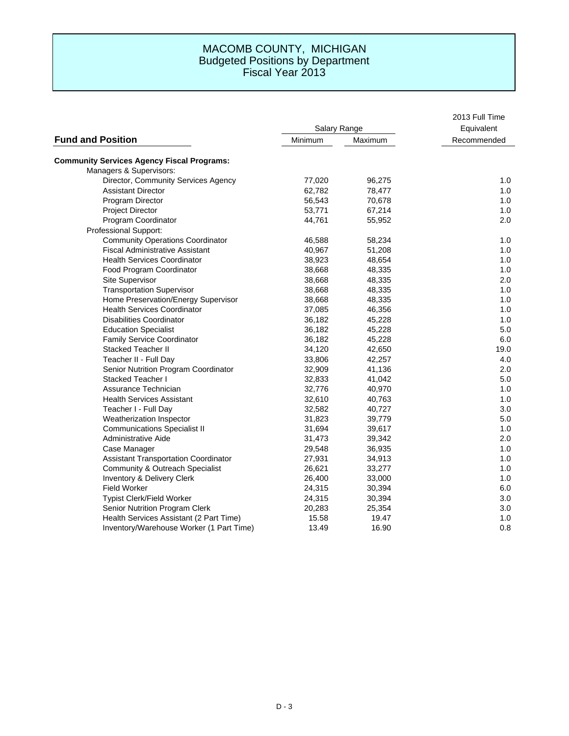# MACOMB COUNTY, MICHIGAN
## Budgeted Positions by Department
## Fiscal Year 2013

| Fund and Position | Salary Range | | 2013 Full Time Equivalent |
|---|---|---|---|
| | Minimum | Maximum | Recommended |
| **Community Services Agency Fiscal Programs:** | | | |
| Managers & Supervisors: | | | |
| Director, Community Services Agency | 77,020 | 96,275 | 1.0 |
| Assistant Director | 62,782 | 78,477 | 1.0 |
| Program Director | 56,543 | 70,678 | 1.0 |
| Project Director | 53,771 | 67,214 | 1.0 |
| Program Coordinator | 44,761 | 55,952 | 2.0 |
| Professional Support: | | | |
| Community Operations Coordinator | 46,588 | 58,234 | 1.0 |
| Fiscal Administrative Assistant | 40,967 | 51,208 | 1.0 |
| Health Services Coordinator | 38,923 | 48,654 | 1.0 |
| Food Program Coordinator | 38,668 | 48,335 | 1.0 |
| Site Supervisor | 38,668 | 48,335 | 2.0 |
| Transportation Supervisor | 38,668 | 48,335 | 1.0 |
| Home Preservation/Energy Supervisor | 38,668 | 48,335 | 1.0 |
| Health Services Coordinator | 37,085 | 46,356 | 1.0 |
| Disabilities Coordinator | 36,182 | 45,228 | 1.0 |
| Education Specialist | 36,182 | 45,228 | 5.0 |
| Family Service Coordinator | 36,182 | 45,228 | 6.0 |
| Stacked Teacher II | 34,120 | 42,650 | 19.0 |
| Teacher II - Full Day | 33,806 | 42,257 | 4.0 |
| Senior Nutrition Program Coordinator | 32,909 | 41,136 | 2.0 |
| Stacked Teacher I | 32,833 | 41,042 | 5.0 |
| Assurance Technician | 32,776 | 40,970 | 1.0 |
| Health Services Assistant | 32,610 | 40,763 | 1.0 |
| Teacher I - Full Day | 32,582 | 40,727 | 3.0 |
| Weatherization Inspector | 31,823 | 39,779 | 5.0 |
| Communications Specialist II | 31,694 | 39,617 | 1.0 |
| Administrative Aide | 31,473 | 39,342 | 2.0 |
| Case Manager | 29,548 | 36,935 | 1.0 |
| Assistant Transportation Coordinator | 27,931 | 34,913 | 1.0 |
| Community & Outreach Specialist | 26,621 | 33,277 | 1.0 |
| Inventory & Delivery Clerk | 26,400 | 33,000 | 1.0 |
| Field Worker | 24,315 | 30,394 | 6.0 |
| Typist Clerk/Field Worker | 24,315 | 30,394 | 3.0 |
| Senior Nutrition Program Clerk | 20,283 | 25,354 | 3.0 |
| Health Services Assistant (2 Part Time) | 15.58 | 19.47 | 1.0 |
| Inventory/Warehouse Worker (1 Part Time) | 13.49 | 16.90 | 0.8 |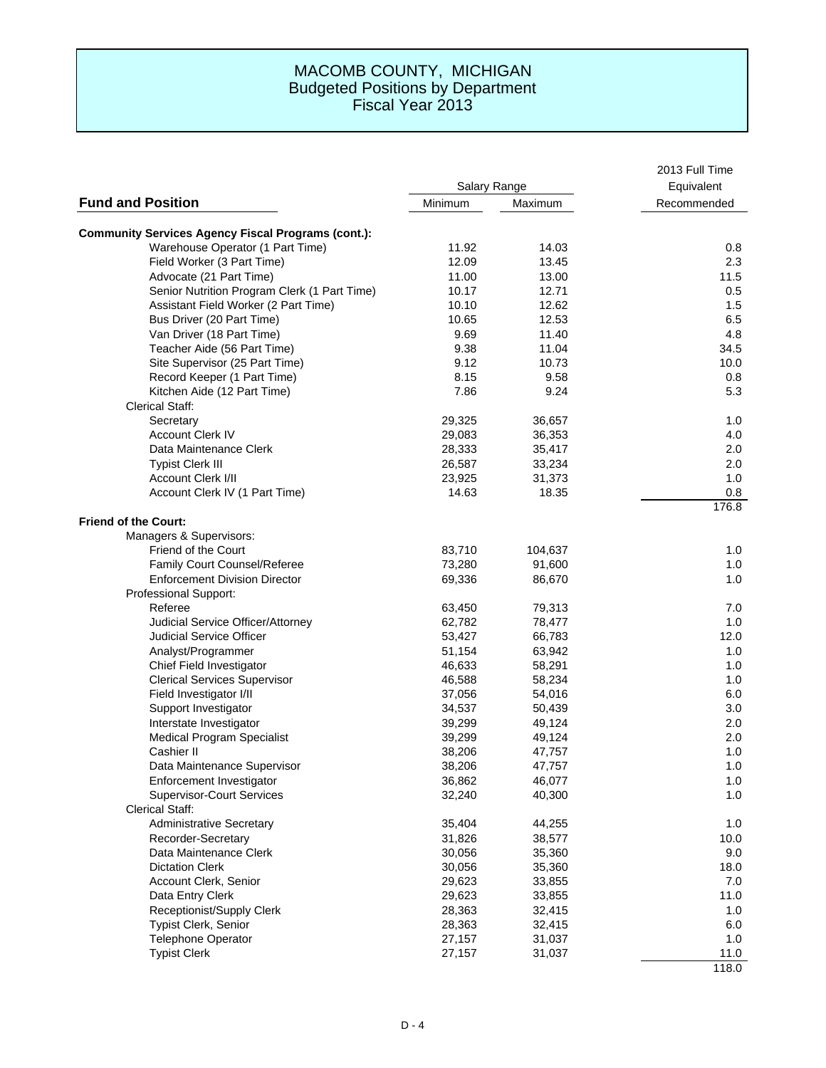# MACOMB COUNTY, MICHIGAN
## Budgeted Positions by Department
### Fiscal Year 2013

| Fund and Position | Salary Range Minimum | Salary Range Maximum | 2013 Full Time Equivalent Recommended |
|---|---|---|---|
| **Community Services Agency Fiscal Programs (cont.):** | | | |
| Warehouse Operator (1 Part Time) | 11.92 | 14.03 | 0.8 |
| Field Worker (3 Part Time) | 12.09 | 13.45 | 2.3 |
| Advocate (21 Part Time) | 11.00 | 13.00 | 11.5 |
| Senior Nutrition Program Clerk (1 Part Time) | 10.17 | 12.71 | 0.5 |
| Assistant Field Worker (2 Part Time) | 10.10 | 12.62 | 1.5 |
| Bus Driver (20 Part Time) | 10.65 | 12.53 | 6.5 |
| Van Driver (18 Part Time) | 9.69 | 11.40 | 4.8 |
| Teacher Aide (56 Part Time) | 9.38 | 11.04 | 34.5 |
| Site Supervisor (25 Part Time) | 9.12 | 10.73 | 10.0 |
| Record Keeper (1 Part Time) | 8.15 | 9.58 | 0.8 |
| Kitchen Aide (12 Part Time) | 7.86 | 9.24 | 5.3 |
| Clerical Staff: | | | |
| Secretary | 29,325 | 36,657 | 1.0 |
| Account Clerk IV | 29,083 | 36,353 | 4.0 |
| Data Maintenance Clerk | 28,333 | 35,417 | 2.0 |
| Typist Clerk III | 26,587 | 33,234 | 2.0 |
| Account Clerk I/II | 23,925 | 31,373 | 1.0 |
| Account Clerk IV (1 Part Time) | 14.63 | 18.35 | 0.8 |
| | | | 176.8 |
| **Friend of the Court:** | | | |
| Managers & Supervisors: | | | |
| Friend of the Court | 83,710 | 104,637 | 1.0 |
| Family Court Counsel/Referee | 73,280 | 91,600 | 1.0 |
| Enforcement Division Director | 69,336 | 86,670 | 1.0 |
| Professional Support: | | | |
| Referee | 63,450 | 79,313 | 7.0 |
| Judicial Service Officer/Attorney | 62,782 | 78,477 | 1.0 |
| Judicial Service Officer | 53,427 | 66,783 | 12.0 |
| Analyst/Programmer | 51,154 | 63,942 | 1.0 |
| Chief Field Investigator | 46,633 | 58,291 | 1.0 |
| Clerical Services Supervisor | 46,588 | 58,234 | 1.0 |
| Field Investigator I/II | 37,056 | 54,016 | 6.0 |
| Support Investigator | 34,537 | 50,439 | 3.0 |
| Interstate Investigator | 39,299 | 49,124 | 2.0 |
| Medical Program Specialist | 39,299 | 49,124 | 2.0 |
| Cashier II | 38,206 | 47,757 | 1.0 |
| Data Maintenance Supervisor | 38,206 | 47,757 | 1.0 |
| Enforcement Investigator | 36,862 | 46,077 | 1.0 |
| Supervisor-Court Services | 32,240 | 40,300 | 1.0 |
| Clerical Staff: | | | |
| Administrative Secretary | 35,404 | 44,255 | 1.0 |
| Recorder-Secretary | 31,826 | 38,577 | 10.0 |
| Data Maintenance Clerk | 30,056 | 35,360 | 9.0 |
| Dictation Clerk | 30,056 | 35,360 | 18.0 |
| Account Clerk, Senior | 29,623 | 33,855 | 7.0 |
| Data Entry Clerk | 29,623 | 33,855 | 11.0 |
| Receptionist/Supply Clerk | 28,363 | 32,415 | 1.0 |
| Typist Clerk, Senior | 28,363 | 32,415 | 6.0 |
| Telephone Operator | 27,157 | 31,037 | 1.0 |
| Typist Clerk | 27,157 | 31,037 | 11.0 |
| | | | 118.0 |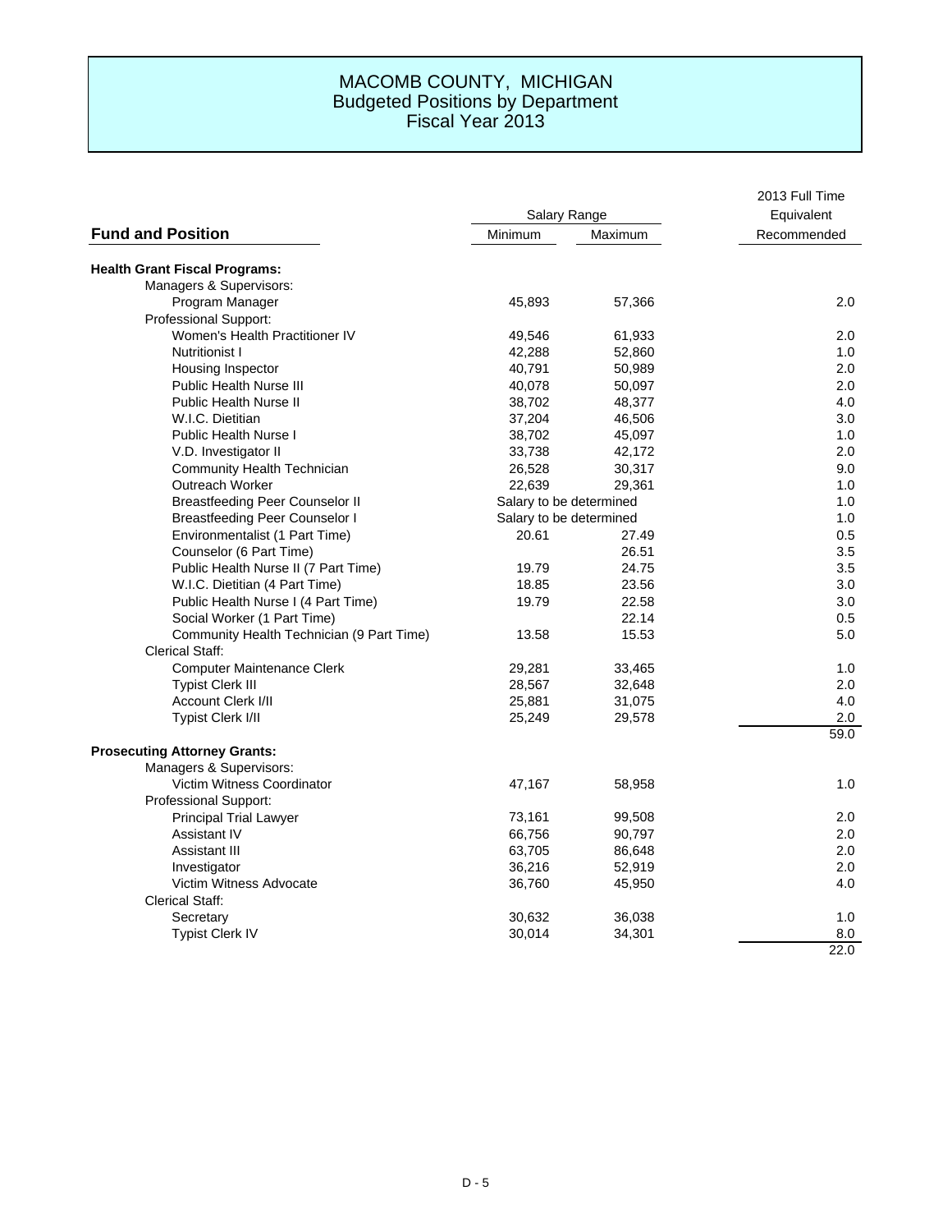# MACOMB COUNTY, MICHIGAN
## Budgeted Positions by Department
## Fiscal Year 2013

| Fund and Position | Salary Range Minimum | Salary Range Maximum | 2013 Full Time Equivalent Recommended |
|---|---|---|---|
| **Health Grant Fiscal Programs:** | | | |
| Managers & Supervisors: | | | |
| Program Manager | 45,893 | 57,366 | 2.0 |
| Professional Support: | | | |
| Women's Health Practitioner IV | 49,546 | 61,933 | 2.0 |
| Nutritionist I | 42,288 | 52,860 | 1.0 |
| Housing Inspector | 40,791 | 50,989 | 2.0 |
| Public Health Nurse III | 40,078 | 50,097 | 2.0 |
| Public Health Nurse II | 38,702 | 48,377 | 4.0 |
| W.I.C. Dietitian | 37,204 | 46,506 | 3.0 |
| Public Health Nurse I | 38,702 | 45,097 | 1.0 |
| V.D. Investigator II | 33,738 | 42,172 | 2.0 |
| Community Health Technician | 26,528 | 30,317 | 9.0 |
| Outreach Worker | 22,639 | 29,361 | 1.0 |
| Breastfeeding Peer Counselor II | Salary to be determined | | 1.0 |
| Breastfeeding Peer Counselor I | Salary to be determined | | 1.0 |
| Environmentalist (1 Part Time) | 20.61 | 27.49 | 0.5 |
| Counselor (6 Part Time) | | 26.51 | 3.5 |
| Public Health Nurse II (7 Part Time) | 19.79 | 24.75 | 3.5 |
| W.I.C. Dietitian (4 Part Time) | 18.85 | 23.56 | 3.0 |
| Public Health Nurse I (4 Part Time) | 19.79 | 22.58 | 3.0 |
| Social Worker (1 Part Time) | | 22.14 | 0.5 |
| Community Health Technician (9 Part Time) | 13.58 | 15.53 | 5.0 |
| Clerical Staff: | | | |
| Computer Maintenance Clerk | 29,281 | 33,465 | 1.0 |
| Typist Clerk III | 28,567 | 32,648 | 2.0 |
| Account Clerk I/II | 25,881 | 31,075 | 4.0 |
| Typist Clerk I/II | 25,249 | 29,578 | 2.0 |
| | | | 59.0 |
| **Prosecuting Attorney Grants:** | | | |
| Managers & Supervisors: | | | |
| Victim Witness Coordinator | 47,167 | 58,958 | 1.0 |
| Professional Support: | | | |
| Principal Trial Lawyer | 73,161 | 99,508 | 2.0 |
| Assistant IV | 66,756 | 90,797 | 2.0 |
| Assistant III | 63,705 | 86,648 | 2.0 |
| Investigator | 36,216 | 52,919 | 2.0 |
| Victim Witness Advocate | 36,760 | 45,950 | 4.0 |
| Clerical Staff: | | | |
| Secretary | 30,632 | 36,038 | 1.0 |
| Typist Clerk IV | 30,014 | 34,301 | 8.0 |
| | | | 22.0 |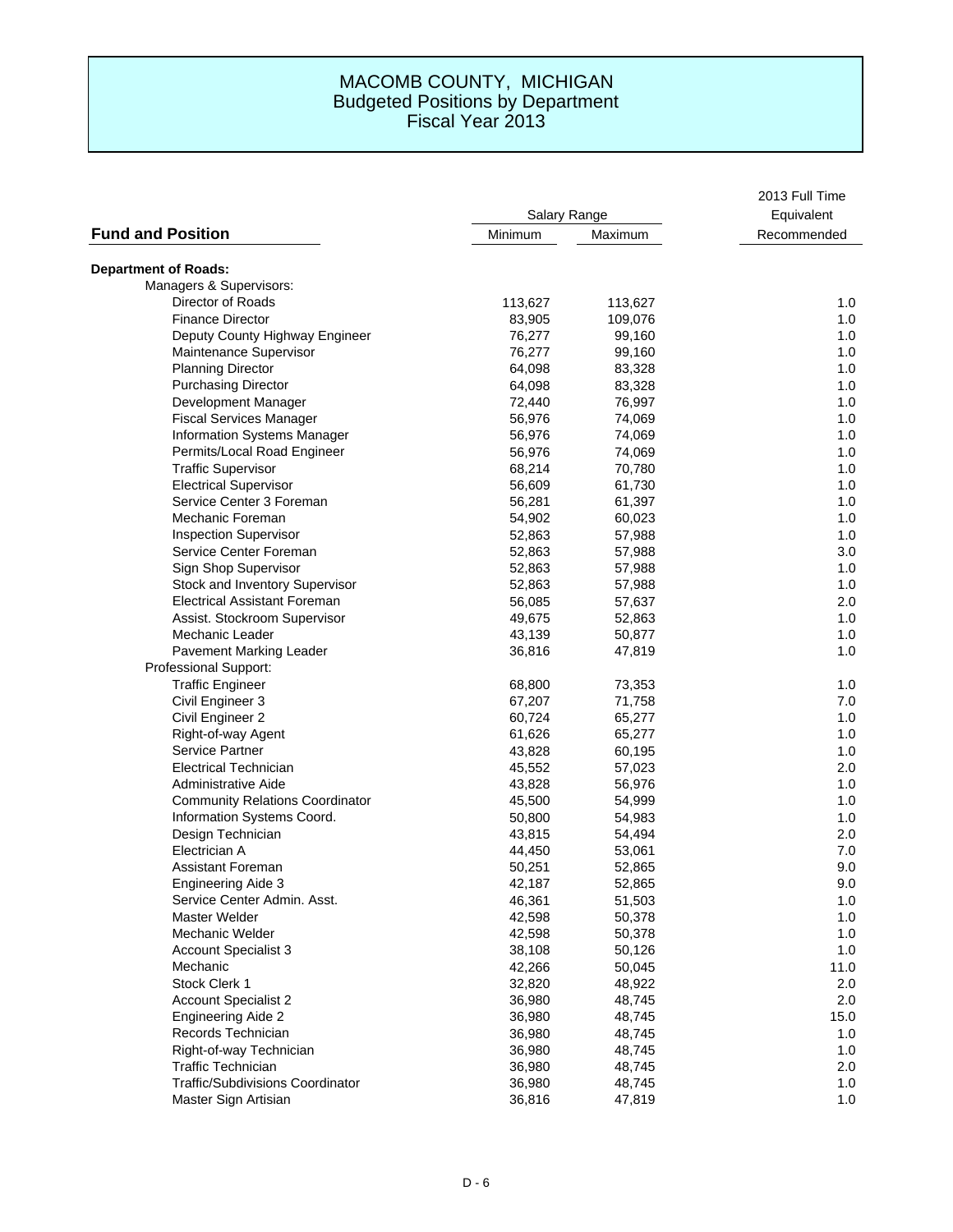# MACOMB COUNTY, MICHIGAN
## Budgeted Positions by Department
## Fiscal Year 2013

| Fund and Position | Salary Range Minimum | Salary Range Maximum | 2013 Full Time Equivalent Recommended |
|---|---|---|---|
| **Department of Roads:** | | | |
| Managers & Supervisors: | | | |
| Director of Roads | 113,627 | 113,627 | 1.0 |
| Finance Director | 83,905 | 109,076 | 1.0 |
| Deputy County Highway Engineer | 76,277 | 99,160 | 1.0 |
| Maintenance Supervisor | 76,277 | 99,160 | 1.0 |
| Planning Director | 64,098 | 83,328 | 1.0 |
| Purchasing Director | 64,098 | 83,328 | 1.0 |
| Development Manager | 72,440 | 76,997 | 1.0 |
| Fiscal Services Manager | 56,976 | 74,069 | 1.0 |
| Information Systems Manager | 56,976 | 74,069 | 1.0 |
| Permits/Local Road Engineer | 56,976 | 74,069 | 1.0 |
| Traffic Supervisor | 68,214 | 70,780 | 1.0 |
| Electrical Supervisor | 56,609 | 61,730 | 1.0 |
| Service Center 3 Foreman | 56,281 | 61,397 | 1.0 |
| Mechanic Foreman | 54,902 | 60,023 | 1.0 |
| Inspection Supervisor | 52,863 | 57,988 | 1.0 |
| Service Center Foreman | 52,863 | 57,988 | 3.0 |
| Sign Shop Supervisor | 52,863 | 57,988 | 1.0 |
| Stock and Inventory Supervisor | 52,863 | 57,988 | 1.0 |
| Electrical Assistant Foreman | 56,085 | 57,637 | 2.0 |
| Assist. Stockroom Supervisor | 49,675 | 52,863 | 1.0 |
| Mechanic Leader | 43,139 | 50,877 | 1.0 |
| Pavement Marking Leader | 36,816 | 47,819 | 1.0 |
| Professional Support: | | | |
| Traffic Engineer | 68,800 | 73,353 | 1.0 |
| Civil Engineer 3 | 67,207 | 71,758 | 7.0 |
| Civil Engineer 2 | 60,724 | 65,277 | 1.0 |
| Right-of-way Agent | 61,626 | 65,277 | 1.0 |
| Service Partner | 43,828 | 60,195 | 1.0 |
| Electrical Technician | 45,552 | 57,023 | 2.0 |
| Administrative Aide | 43,828 | 56,976 | 1.0 |
| Community Relations Coordinator | 45,500 | 54,999 | 1.0 |
| Information Systems Coord. | 50,800 | 54,983 | 1.0 |
| Design Technician | 43,815 | 54,494 | 2.0 |
| Electrician A | 44,450 | 53,061 | 7.0 |
| Assistant Foreman | 50,251 | 52,865 | 9.0 |
| Engineering Aide 3 | 42,187 | 52,865 | 9.0 |
| Service Center Admin. Asst. | 46,361 | 51,503 | 1.0 |
| Master Welder | 42,598 | 50,378 | 1.0 |
| Mechanic Welder | 42,598 | 50,378 | 1.0 |
| Account Specialist 3 | 38,108 | 50,126 | 1.0 |
| Mechanic | 42,266 | 50,045 | 11.0 |
| Stock Clerk 1 | 32,820 | 48,922 | 2.0 |
| Account Specialist 2 | 36,980 | 48,745 | 2.0 |
| Engineering Aide 2 | 36,980 | 48,745 | 15.0 |
| Records Technician | 36,980 | 48,745 | 1.0 |
| Right-of-way Technician | 36,980 | 48,745 | 1.0 |
| Traffic Technician | 36,980 | 48,745 | 2.0 |
| Traffic/Subdivisions Coordinator | 36,980 | 48,745 | 1.0 |
| Master Sign Artisian | 36,816 | 47,819 | 1.0 |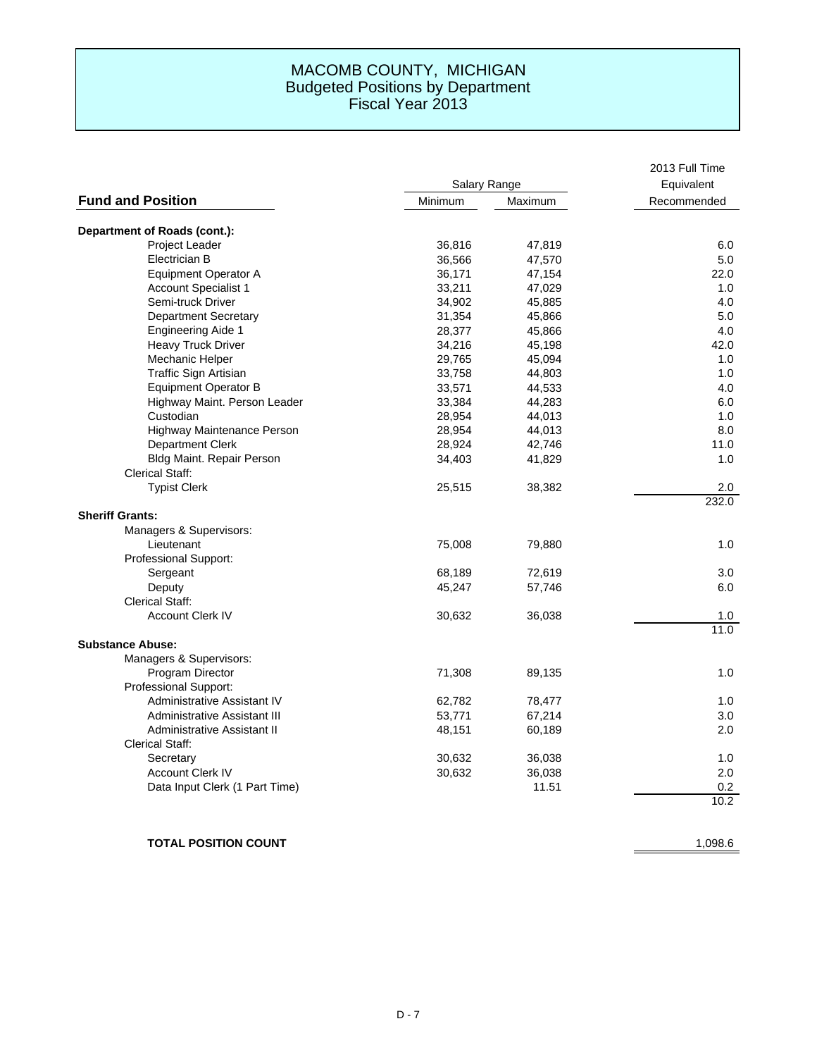# MACOMB COUNTY, MICHIGAN
## Budgeted Positions by Department
## Fiscal Year 2013

| Fund and Position | Salary Range Minimum | Salary Range Maximum | 2013 Full Time Equivalent Recommended |
|---|---|---|---|
| **Department of Roads (cont.):** | | | |
| Project Leader | 36,816 | 47,819 | 6.0 |
| Electrician B | 36,566 | 47,570 | 5.0 |
| Equipment Operator A | 36,171 | 47,154 | 22.0 |
| Account Specialist 1 | 33,211 | 47,029 | 1.0 |
| Semi-truck Driver | 34,902 | 45,885 | 4.0 |
| Department Secretary | 31,354 | 45,866 | 5.0 |
| Engineering Aide 1 | 28,377 | 45,866 | 4.0 |
| Heavy Truck Driver | 34,216 | 45,198 | 42.0 |
| Mechanic Helper | 29,765 | 45,094 | 1.0 |
| Traffic Sign Artisian | 33,758 | 44,803 | 1.0 |
| Equipment Operator B | 33,571 | 44,533 | 4.0 |
| Highway Maint. Person Leader | 33,384 | 44,283 | 6.0 |
| Custodian | 28,954 | 44,013 | 1.0 |
| Highway Maintenance Person | 28,954 | 44,013 | 8.0 |
| Department Clerk | 28,924 | 42,746 | 11.0 |
| Bldg Maint. Repair Person | 34,403 | 41,829 | 1.0 |
| Clerical Staff: | | | |
| Typist Clerk | 25,515 | 38,382 | 2.0 |
| | | | 232.0 |
| **Sheriff Grants:** | | | |
| Managers & Supervisors: | | | |
| Lieutenant | 75,008 | 79,880 | 1.0 |
| Professional Support: | | | |
| Sergeant | 68,189 | 72,619 | 3.0 |
| Deputy | 45,247 | 57,746 | 6.0 |
| Clerical Staff: | | | |
| Account Clerk IV | 30,632 | 36,038 | 1.0 |
| | | | 11.0 |
| **Substance Abuse:** | | | |
| Managers & Supervisors: | | | |
| Program Director | 71,308 | 89,135 | 1.0 |
| Professional Support: | | | |
| Administrative Assistant IV | 62,782 | 78,477 | 1.0 |
| Administrative Assistant III | 53,771 | 67,214 | 3.0 |
| Administrative Assistant II | 48,151 | 60,189 | 2.0 |
| Clerical Staff: | | | |
| Secretary | 30,632 | 36,038 | 1.0 |
| Account Clerk IV | 30,632 | 36,038 | 2.0 |
| Data Input Clerk (1 Part Time) | | 11.51 | 0.2 |
| | | | 10.2 |
| **TOTAL POSITION COUNT** | | | 1,098.6 |